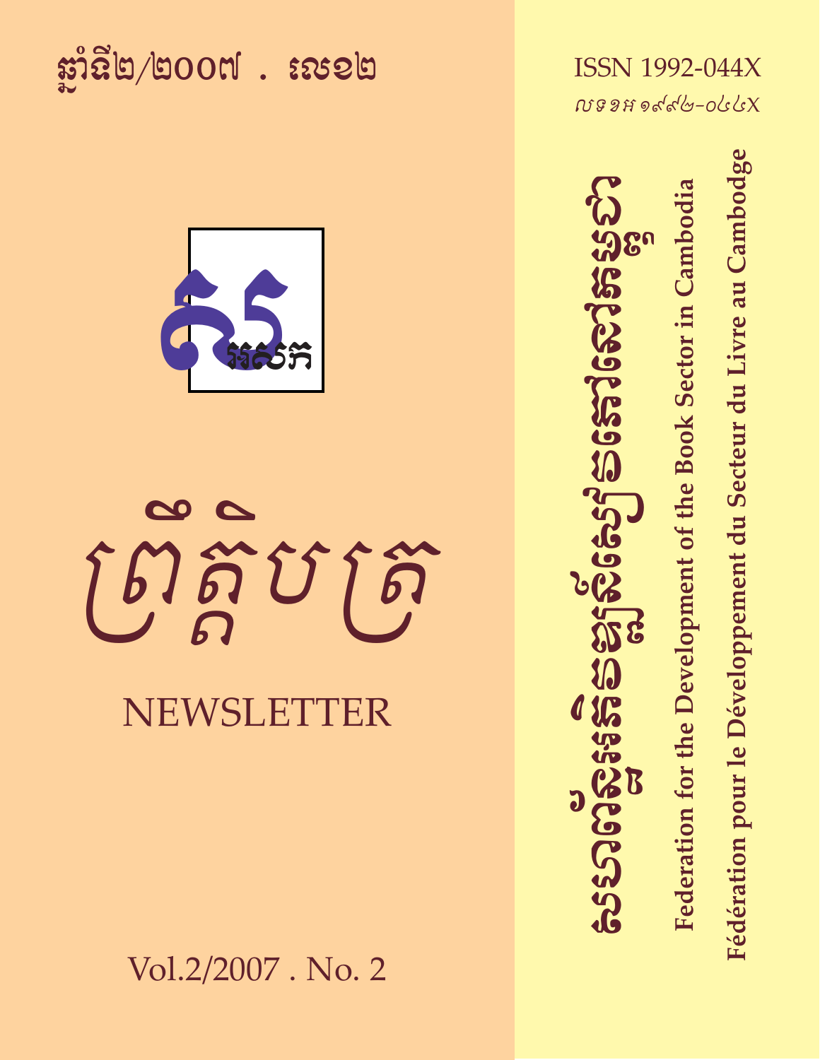ឆ្នាំទី២/២០០៧ . លេខ២

ISSN 1992-044X

លេខអ ១៩៩២-០៤៤X

សហព័ន្ធអភិវឌ្ឍន៍សៀវភៅកម្ពុជា

Federation for the Development of the Book Sector in Cambodia

Fédération pour le Développement du Secteur du Livre au Cambodge

សអសក

# ព្រឹត្តិបត្រ

# NEWSLETTER

Vol.2/2007 . No. 2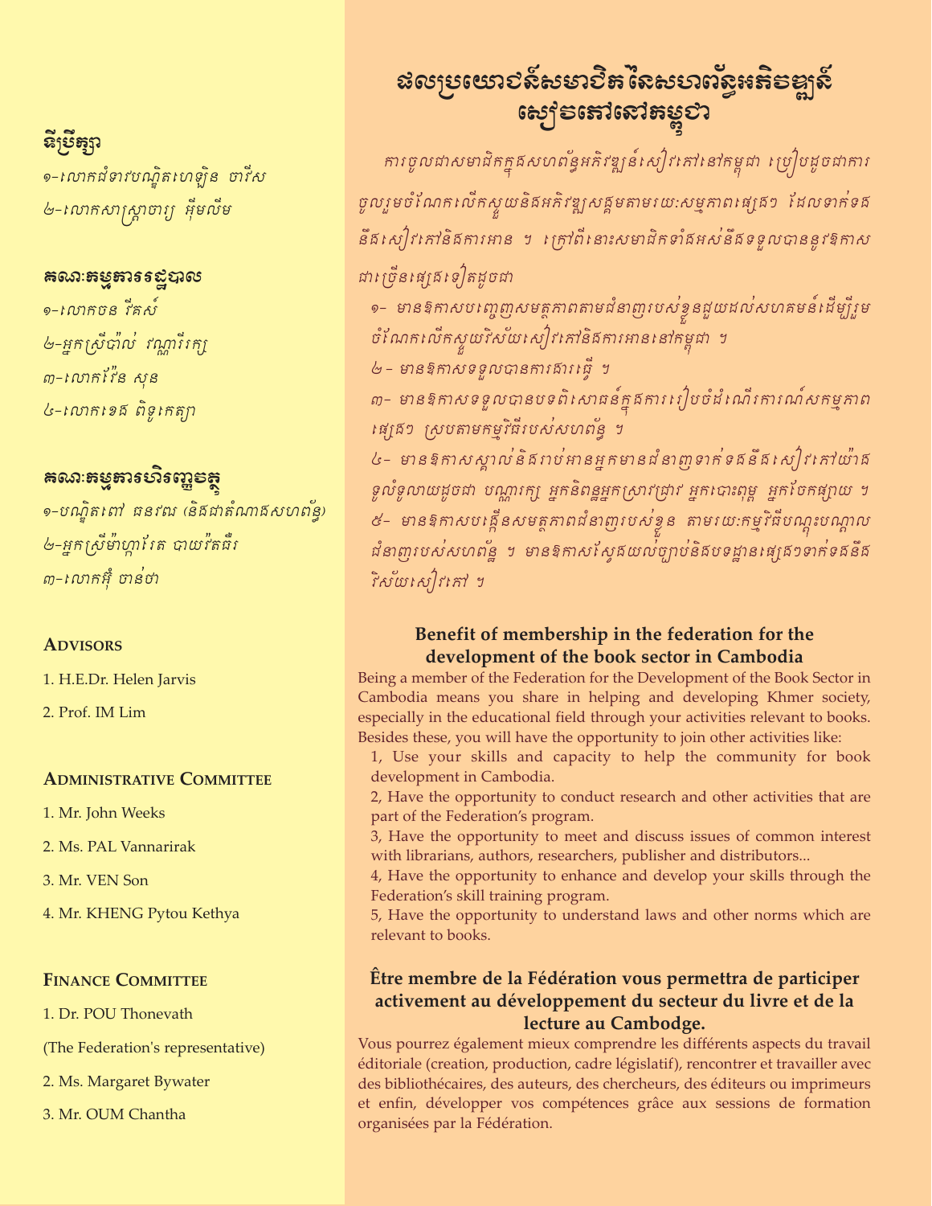### ទីប្រឹក្សា

១-លោកជំទាវបណ្ឌិត ហេឡិន ចារីស

២-លោកសាស្ត្រាចារ្យ អ៊ឹមលីម

### គណៈកម្មការរដ្ឋបាល

១-លោកចន វីគស៍

២-អ្នកស្រីប៉ាល់ វណ្ណារីរក្ស

៣-លោកវ៉ែន សុន

៤-លោកខេង ពិទូកេត្យា

### គណៈកម្មការហិរញ្ញវត្ថុ

១-បណ្ឌិតពៅ ធនវឌ្ឍ (និងជាតំណាងសហព័ន្ធ)

២-អ្នកស្រីម៉ាហ្គារ៉ែត បាយវ៉តធឺរ

៣-លោកអ៊ុំ ចាន់ថា

### Advisors

1. H.E.Dr. Helen Jarvis
2. Prof. IM Lim

### Administrative Committee

1. Mr. John Weeks
2. Ms. PAL Vannarirak
3. Mr. VEN Son
4. Mr. KHENG Pytou Kethya

### Finance Committee

1. Dr. POU Thonevath

(The Federation's representative)

2. Ms. Margaret Bywater
3. Mr. OUM Chantha

# ផលប្រយោជន៍សមាជិកនៃសហព័ន្ធអភិវឌ្ឍន៍ សៀវភៅនៅកម្ពុជា

*ការចូលជាសមាជិកក្នុងសហព័ន្ធអភិវឌ្ឍន៍សៀវភៅនៅកម្ពុជា ប្រៀបដូចជាការចូលរួមចំណែកលើកស្ទួយនិងអភិវឌ្ឍសង្គមតាមរយៈសម្មភាពផ្សេងៗ ដែលទាក់ទងនឹងសៀវភៅនិងការអាន ។ ក្រៅពីនោះសមាជិកទាំងអស់នឹងទទួលបាននូវឱកាសជាច្រើនផ្សេងទៀតដូចជា*

*១- មានឱកាសបញ្ចេញសមត្ថភាពតាមជំនាញរបស់ខ្លួនជួយដល់សហគមន៍ដើម្បីរួមចំណែកលើកស្ទួយវិស័យសៀវភៅនិងការអាននៅកម្ពុជា ។*

*២- មានឱកាសទទួលបានការងារធ្វើ ។*

*៣- មានឱកាសទទួលបានបទពិសោធន៍ក្នុងការរៀបចំដំណើរការណ៍សកម្មភាពផ្សេងៗ ស្របតាមកម្មវិធីរបស់សហព័ន្ធ ។*

*៤- មានឱកាសស្គាល់និងរាប់អានអ្នកមានជំនាញទាក់ទងនឹងសៀវភៅយ៉ាងទូលំទូលាយដូចជា បណ្ណារក្ស អ្នកនិពន្ធអ្នកស្រាវជ្រាវ អ្នកបោះពុម្ព អ្នកចែកផ្សាយ ។*

*៥- មានឱកាសបង្កើនសមត្ថភាពជំនាញរបស់ខ្លួន តាមរយៈកម្មវិធីបណ្តុះបណ្តាលជំនាញរបស់សហព័ន្ធ ។ មានឱកាសស្វែងយល់ច្បាប់និងបទដ្ឋានផ្សេងៗទាក់ទងនឹងវិស័យសៀវភៅ ។*

## Benefit of membership in the federation for the development of the book sector in Cambodia

Being a member of the Federation for the Development of the Book Sector in Cambodia means you share in helping and developing Khmer society, especially in the educational field through your activities relevant to books. Besides these, you will have the opportunity to join other activities like:

1, Use your skills and capacity to help the community for book development in Cambodia.

2, Have the opportunity to conduct research and other activities that are part of the Federation's program.

3, Have the opportunity to meet and discuss issues of common interest with librarians, authors, researchers, publisher and distributors...

4, Have the opportunity to enhance and develop your skills through the Federation's skill training program.

5, Have the opportunity to understand laws and other norms which are relevant to books.

## Être membre de la Fédération vous permettra de participer activement au développement du secteur du livre et de la lecture au Cambodge.

Vous pourrez également mieux comprendre les différents aspects du travail éditoriale (creation, production, cadre législatif), rencontrer et travailler avec des bibliothécaires, des auteurs, des chercheurs, des éditeurs ou imprimeurs et enfin, développer vos compétences grâce aux sessions de formation organisées par la Fédération.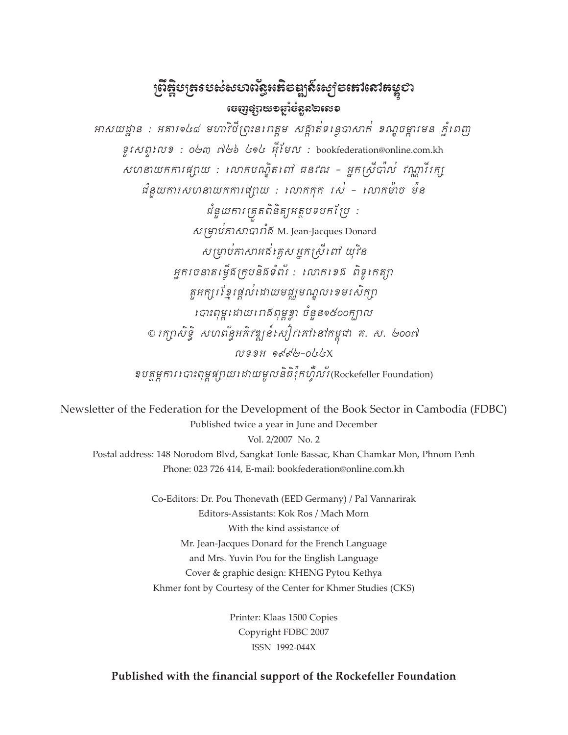# ព្រឹត្តិបត្ររបស់សហព័ន្ធអភិវឌ្ឍន៍សៀវភៅនៅកម្ពុជា

**ចេញផ្សាយខាឆ្នាំចំនួន២លេខ**

*អាសយដ្ឋាន : អគារ១៤៨ មហាវិថីព្រះនរោត្តម សង្កាត់ទន្លេបាសាក់ ខណ្ឌចម្ការមន ភ្នំពេញ*

*ទូរសព្ទលេខ : ០២៣ ៧២៦ ៤១៤ អ៊ីមែល :* bookfederation@online.com.kh

*សហនាយកការផ្សាយ : លោកបណ្ឌិតពៅ ធនវឌ្ឍ - អ្នកស្រីប៉ាល់ វណ្ណារីរក្ស*

*ជំនួយការសហនាយកការផ្សាយ : លោកកុក រស់ - លោកម៉ាច ម៉ន*

*ជំនួយការត្រួតពិនិត្យអត្ថបទបកប្រែ :*

*សម្រាប់ភាសាបារាំង* M. Jean-Jacques Donard

*សម្រាប់ភាសាអង់គ្លេស អ្នកស្រីពៅ យុវិន*

*អ្នករចនាគម្រូឥក្របនិងទំព័រ : លោកខេង ពិទូកេត្យា*

*តួអក្សរខ្មែរផ្តល់ដោយមជ្ឈមណ្ឌលខេមរសិក្សា*

*បោះពុម្ពដោយរោងពុម្ពខ្លា ចំនួន១៥០០ក្បាល*

*© រក្សាសិទ្ធិ សហព័ន្ធអភិវឌ្ឍន៍សៀវភៅនៅកម្ពុជា គ. ស. ២០០៧*

*លទខអ ១៩៩២-០៤៤X*

*ឧបត្ថម្ភការបោះពុម្ពផ្សាយដោយមូលនិធិរ៉ុកហ្វឺល័រ*(Rockefeller Foundation)

Newsletter of the Federation for the Development of the Book Sector in Cambodia (FDBC)

Published twice a year in June and December

Vol. 2/2007 No. 2

Postal address: 148 Norodom Blvd, Sangkat Tonle Bassac, Khan Chamkar Mon, Phnom Penh

Phone: 023 726 414, E-mail: bookfederation@online.com.kh

Co-Editors: Dr. Pou Thonevath (EED Germany) / Pal Vannarirak

Editors-Assistants: Kok Ros / Mach Morn

With the kind assistance of

Mr. Jean-Jacques Donard for the French Language

and Mrs. Yuvin Pou for the English Language

Cover & graphic design: KHENG Pytou Kethya

Khmer font by Courtesy of the Center for Khmer Studies (CKS)

Printer: Klaas 1500 Copies

Copyright FDBC 2007

ISSN 1992-044X

**Published with the financial support of the Rockefeller Foundation**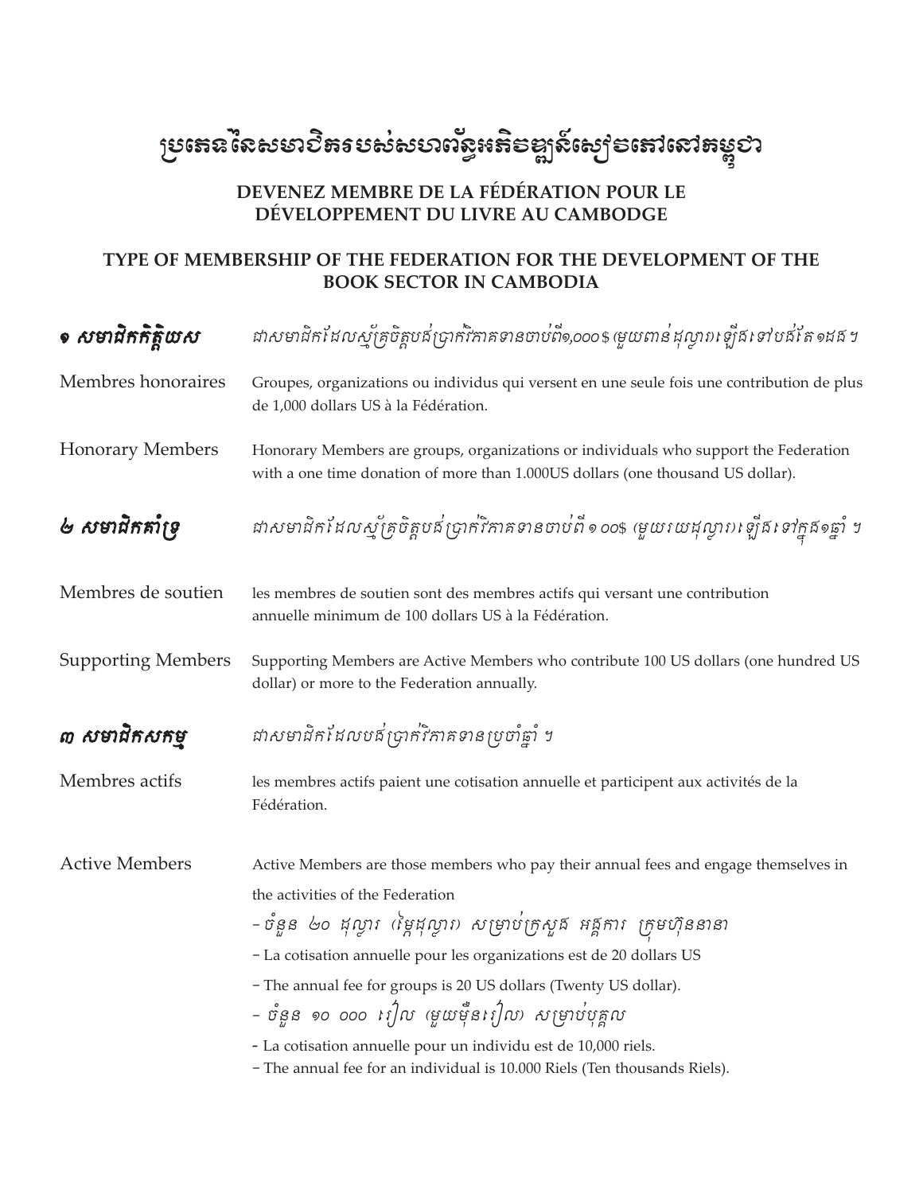# ប្រភេទនៃសមាជិករបស់សហព័ន្ធអភិវឌ្ឍន៍សៀវភៅនៅកម្ពុជា

## DEVENEZ MEMBRE DE LA FÉDÉRATION POUR LE DÉVELOPPEMENT DU LIVRE AU CAMBODGE

## TYPE OF MEMBERSHIP OF THE FEDERATION FOR THE DEVELOPMENT OF THE BOOK SECTOR IN CAMBODIA

**១ សមាជិកកិត្តិយស** — *ជាសមាជិកដែលស្ម័គ្រចិត្តបង់ប្រាក់វិភាគទានចាប់ពី១,០០០$ (មួយពាន់ដុល្លារ) ឡើងទៅបង់តែ១ដងៗ*

**Membres honoraires** — Groupes, organizations ou individus qui versent en une seule fois une contribution de plus de 1,000 dollars US à la Fédération.

**Honorary Members** — Honorary Members are groups, organizations or individuals who support the Federation with a one time donation of more than 1.000US dollars (one thousand US dollar).

**២ សមាជិកគាំទ្រ** — *ជាសមាជិកដែលស្ម័គ្រចិត្តបង់ប្រាក់វិភាគទានចាប់ពី ១០០$ (មួយរយដុល្លារ) ឡើងទៅក្នុង១ឆ្នាំ ៗ*

**Membres de soutien** — les membres de soutien sont des membres actifs qui versant une contribution annuelle minimum de 100 dollars US à la Fédération.

**Supporting Members** — Supporting Members are Active Members who contribute 100 US dollars (one hundred US dollar) or more to the Federation annually.

**៣ សមាជិកសកម្ម** — *ជាសមាជិកដែលបង់ប្រាក់វិភាគទានប្រចាំឆ្នាំ ៗ*

**Membres actifs** — les membres actifs paient une cotisation annuelle et participent aux activités de la Fédération.

**Active Members** — Active Members are those members who pay their annual fees and engage themselves in the activities of the Federation

- *ចំនួន ២០ ដុល្លារ (ម្ភៃដុល្លារ) សម្រាប់ក្រសួង អង្គការ ក្រុមហ៊ុននានា*
- La cotisation annuelle pour les organizations est de 20 dollars US
- The annual fee for groups is 20 US dollars (Twenty US dollar).
- *ចំនួន ១០ ០០០ រៀល (មួយម៉ឺនរៀល) សម្រាប់បុគ្គល*
- La cotisation annuelle pour un individu est de 10,000 riels.
- The annual fee for an individual is 10.000 Riels (Ten thousands Riels).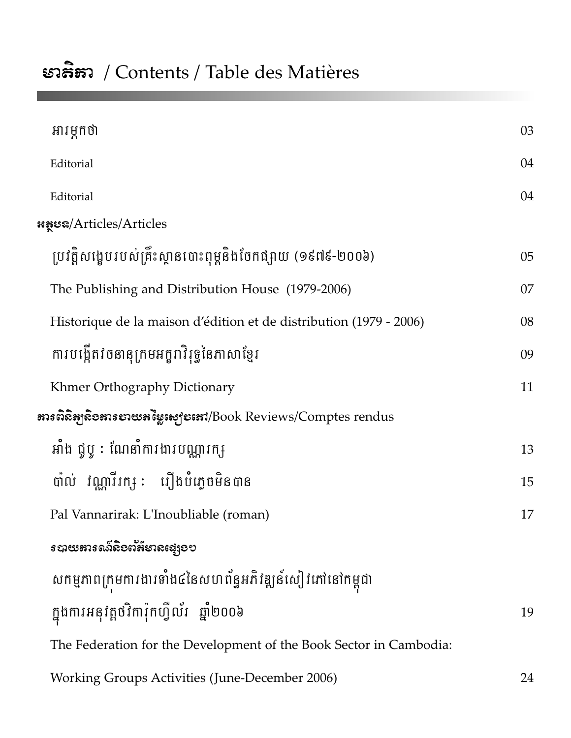# មាតិកា / Contents / Table des Matières

| | |
|---|---|
| អារម្ភកថា | 03 |
| Editorial | 04 |
| Editorial | 04 |
| **អត្ថបទ**/Articles/Articles | |
| ប្រវត្តិសង្ខេបរបស់គ្រឹះស្ថានបោះពុម្ពនិងចែកផ្សាយ (១៩៧៩-២០០៦) | 05 |
| The Publishing and Distribution House (1979-2006) | 07 |
| Historique de la maison d'édition et de distribution (1979 - 2006) | 08 |
| ការបង្កើតវចនានុក្រមអក្ខរាវិរុទ្ធនៃភាសាខ្មែរ | 09 |
| Khmer Orthography Dictionary | 11 |
| **ការពិនិត្យនិងការវាយតម្លៃសៀវភៅ**/Book Reviews/Comptes rendus | |
| អាំង ជូបូ : ណែនាំការងារបណ្ណារក្ស | 13 |
| ប៉ាល់ វណ្ណារីរក្ស : រឿងបំភ្លេចមិនបាន | 15 |
| Pal Vannarirak: L'Inoubliable (roman) | 17 |
| **របាយការណ៍និងព័ត៌មានផ្សេងៗ** | |
| សកម្មភាពក្រុមការងារទាំង៤នៃសហព័ន្ធអភិវឌ្ឍន៍សៀវភៅនៅកម្ពុជា ក្នុងការអនុវត្តថវិការ៉ុកហ្វឺល័រ ឆ្នាំ២០០៦ | 19 |
| The Federation for the Development of the Book Sector in Cambodia: Working Groups Activities (June-December 2006) | 24 |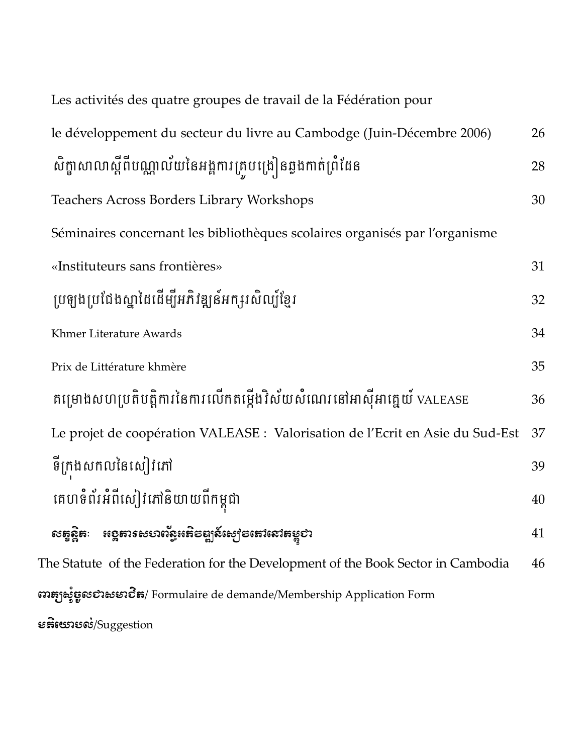| | |
|---|---|
| Les activités des quatre groupes de travail de la Fédération pour le développement du secteur du livre au Cambodge (Juin-Décembre 2006) | 26 |
| សិក្ខាសាលាស្តីពីបណ្ណាល័យនៃអង្គការគ្រូបង្រៀនឆ្លងកាត់ព្រំដែន | 28 |
| Teachers Across Borders Library Workshops | 30 |
| Séminaires concernant les bibliothèques scolaires organisés par l'organisme «Instituteurs sans frontières» | 31 |
| ប្រឡងប្រជែងស្នាដៃដើម្បីអភិវឌ្ឍន៍អក្សរសិល្ប៍ខ្មែរ | 32 |
| Khmer Literature Awards | 34 |
| Prix de Littérature khmère | 35 |
| គម្រោងសហប្រតិបត្តិការនៃការលើកតម្កើងវិស័យសំណេរនៅអាស៊ីអាគ្នេយ៍ VALEASE | 36 |
| Le projet de coopération VALEASE : Valorisation de l'Ecrit en Asie du Sud-Est | 37 |
| ទីក្រុងសកលនៃសៀវភៅ | 39 |
| គេហទំព័រអំពីសៀវភៅនិយាយពីកម្ពុជា | 40 |
| **លក្ខន្តិកៈ អង្គការសហព័ន្ធអភិវឌ្ឍន៍សៀវភៅនៅកម្ពុជា** | 41 |
| The Statute of the Federation for the Development of the Book Sector in Cambodia | 46 |
| **ពាក្យសុំចូលជាសមាជិក**/ Formulaire de demande/Membership Application Form | |
| **មតិយោបល់**/Suggestion | |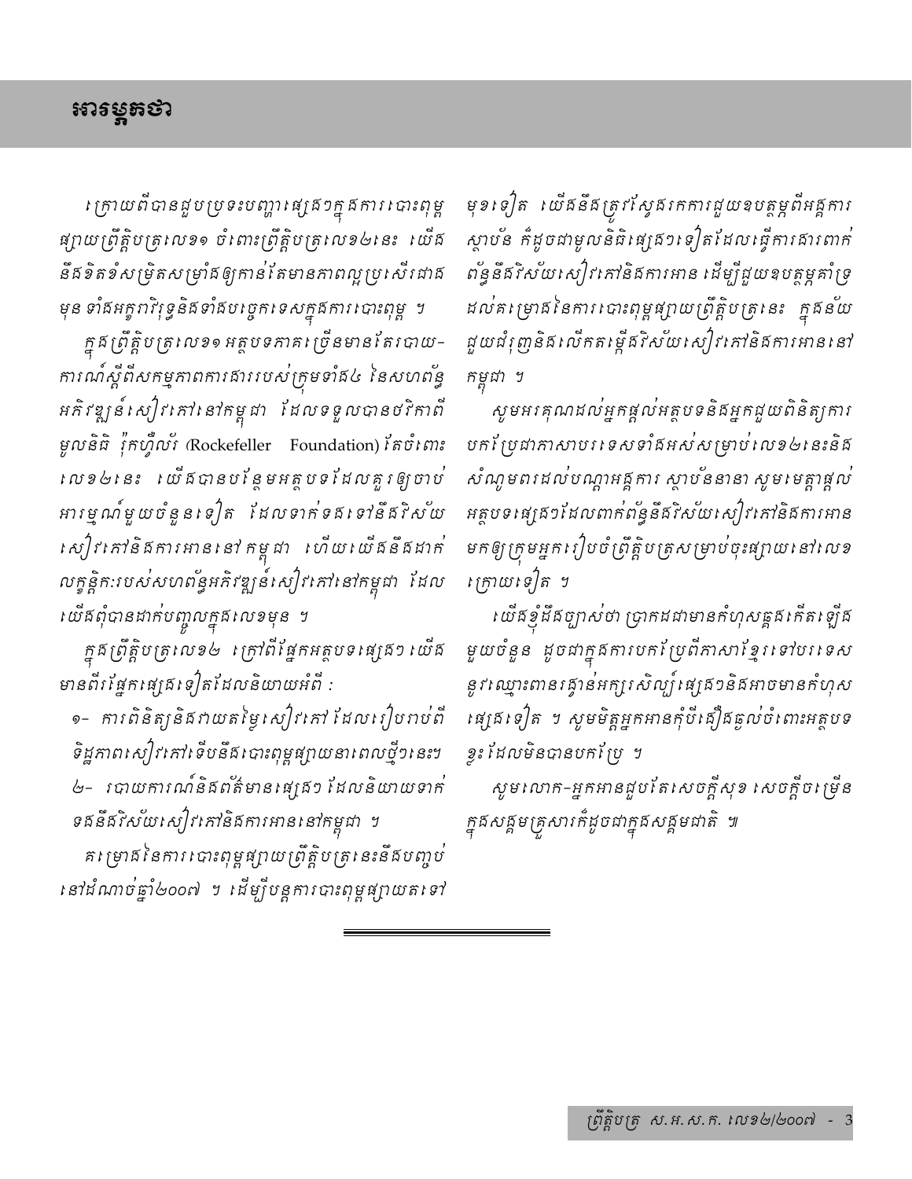# អារម្ភកថា

ក្រោយពីបានជួបប្រទះបញ្ហាផ្សេងៗក្នុងការបោះពុម្ពផ្សាយព្រឹត្តិបត្រលេខ១ ចំពោះព្រឹត្តិបត្រលេខ២នេះ យើងនឹងខិតខំសម្រិតសម្រាំងឲ្យកាន់តែមានភាពល្អប្រសើរជាងមុន ទាំងអក្ខរាវិរុទ្ធនិងទាំងបច្ចេកទេសក្នុងការបោះពុម្ព ។

ក្នុងព្រឹត្តិបត្រលេខ១ អត្ថបទភាគច្រើនមានតែរបាយការណ៍ស្ដីពីសកម្មភាពការងាររបស់ក្រុមទាំង៤ នៃសហព័ន្ធអភិវឌ្ឍន៍សៀវភៅនៅកម្ពុជា ដែលទទួលបានថវិកាពីមូលនិធិ រ៉ុកហ្វឺល័រ (Rockefeller Foundation) តែចំពោះលេខ២នេះ យើងបានបន្ថែមអត្ថបទដែលគួរឲ្យចាប់អារម្មណ៍មួយចំនួនទៀត ដែលទាក់ទងទៅនឹងវិស័យសៀវភៅនិងការអាននៅកម្ពុជា ហើយយើងនឹងដាក់លក្ខន្តិកៈរបស់សហព័ន្ធអភិវឌ្ឍន៍សៀវភៅនៅកម្ពុជា ដែលយើងពុំបានដាក់បញ្ចូលក្នុងលេខមុន ។

ក្នុងព្រឹត្តិបត្រលេខ២ ក្រៅពីផ្នែកអត្ថបទផ្សេងៗ យើងមានពីរផ្នែកផ្សេងទៀតដែលនិយាយអំពី ៖

១- ការពិនិត្យនិងវាយតម្លៃសៀវភៅ ដែលរៀបរាប់ពីទិដ្ឋភាពសៀវភៅទើបនឹងបោះពុម្ពផ្សាយនាពេលថ្មីៗនេះៗ

២- របាយការណ៍និងព័ត៌មានផ្សេងៗ ដែលនិយាយទាក់ទងនឹងវិស័យសៀវភៅនិងការអាននៅកម្ពុជា ។

គម្រោងនៃការបោះពុម្ពផ្សាយព្រឹត្តិបត្រនេះនឹងបញ្ចប់នៅដំណាច់ឆ្នាំ២០០៧ ។ ដើម្បីបន្តការបោះពុម្ពផ្សាយតទៅមុខទៀត យើងនឹងត្រូវស្វែងរកការជួយឧបត្ថម្ភពីអង្គការស្ថាប័ន ក៏ដូចជាមូលនិធិផ្សេងៗទៀតដែលធ្វើការងារពាក់ព័ន្ធនឹងវិស័យសៀវភៅនិងការអាន ដើម្បីជួយឧបត្ថម្ភគាំទ្រដល់គម្រោងនៃការបោះពុម្ពផ្សាយព្រឹត្តិបត្រនេះ ក្នុងន័យជួយជំរុញនិងលើកតម្កើងវិស័យសៀវភៅនិងការអាននៅកម្ពុជា ។

សូមអរគុណដល់អ្នកផ្ដល់អត្ថបទនិងអ្នកជួយពិនិត្យការបកប្រែជាភាសាបរទេសទាំងអស់សម្រាប់លេខ២នេះនិងសំណូមពរដល់បណ្ដាអង្គការ ស្ថាប័ននានា សូមមេត្តាផ្ដល់អត្ថបទផ្សេងៗដែលពាក់ព័ន្ធនឹងវិស័យសៀវភៅនិងការអានមកឲ្យក្រុមអ្នករៀបចំព្រឹត្តិបត្រសម្រាប់ចុះផ្សាយនៅលេខក្រោយទៀត ។

យើងខ្ញុំដឹងច្បាស់ថា ប្រាកដជាមានកំហុសឆ្គងកើតឡើងមួយចំនួន ដូចជាក្នុងការបកប្រែពីភាសាខ្មែរទៅបរទេសនូវឈ្មោះពានរង្វាន់អក្សរសិល្ប៍ផ្សេងៗនិងអាចមានកំហុសផ្សេងទៀត ។ សូមមិត្តអ្នកអានកុំបីធ្វើងឆ្ងល់ចំពោះអត្ថបទខ្លះដែលមិនបានបកប្រែ ។

សូមលោក-អ្នកអានជួបតែសេចក្ដីសុខ សេចក្ដីចម្រើនក្នុងសង្គមគ្រួសារក៏ដូចជាក្នុងសង្គមជាតិ ៕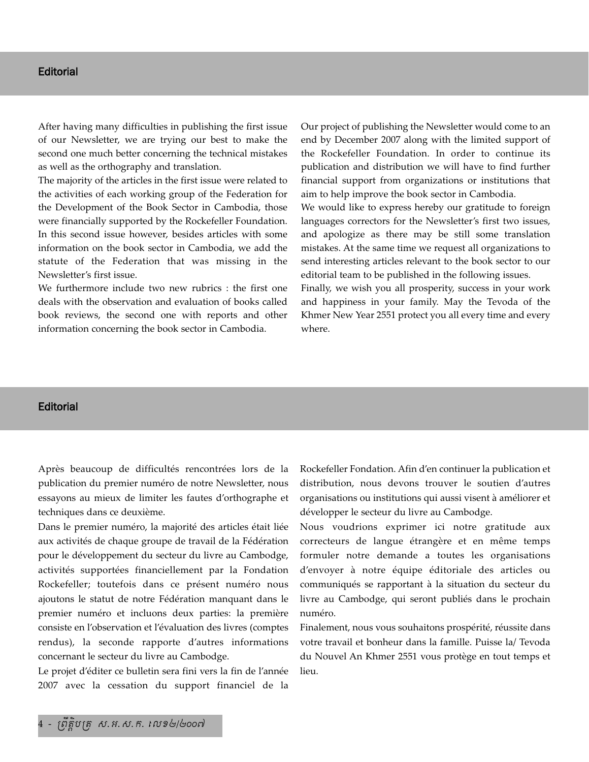## Editorial

After having many difficulties in publishing the first issue of our Newsletter, we are trying our best to make the second one much better concerning the technical mistakes as well as the orthography and translation.

The majority of the articles in the first issue were related to the activities of each working group of the Federation for the Development of the Book Sector in Cambodia, those were financially supported by the Rockefeller Foundation. In this second issue however, besides articles with some information on the book sector in Cambodia, we add the statute of the Federation that was missing in the Newsletter's first issue.

We furthermore include two new rubrics : the first one deals with the observation and evaluation of books called book reviews, the second one with reports and other information concerning the book sector in Cambodia.

Our project of publishing the Newsletter would come to an end by December 2007 along with the limited support of the Rockefeller Foundation. In order to continue its publication and distribution we will have to find further financial support from organizations or institutions that aim to help improve the book sector in Cambodia.

We would like to express hereby our gratitude to foreign languages correctors for the Newsletter's first two issues, and apologize as there may be still some translation mistakes. At the same time we request all organizations to send interesting articles relevant to the book sector to our editorial team to be published in the following issues.

Finally, we wish you all prosperity, success in your work and happiness in your family. May the Tevoda of the Khmer New Year 2551 protect you all every time and every where.

## Editorial

Après beaucoup de difficultés rencontrées lors de la publication du premier numéro de notre Newsletter, nous essayons au mieux de limiter les fautes d'orthographe et techniques dans ce deuxième.

Dans le premier numéro, la majorité des articles était liée aux activités de chaque groupe de travail de la Fédération pour le développement du secteur du livre au Cambodge, activités supportées financiellement par la Fondation Rockefeller; toutefois dans ce présent numéro nous ajoutons le statut de notre Fédération manquant dans le premier numéro et incluons deux parties: la première consiste en l'observation et l'évaluation des livres (comptes rendus), la seconde rapporte d'autres informations concernant le secteur du livre au Cambodge.

Le projet d'éditer ce bulletin sera fini vers la fin de l'année 2007 avec la cessation du support financiel de la Rockefeller Fondation. Afin d'en continuer la publication et distribution, nous devons trouver le soutien d'autres organisations ou institutions qui aussi visent à améliorer et développer le secteur du livre au Cambodge.

Nous voudrions exprimer ici notre gratitude aux correcteurs de langue étrangère et en même temps formuler notre demande a toutes les organisations d'envoyer à notre équipe éditoriale des articles ou communiqués se rapportant à la situation du secteur du livre au Cambodge, qui seront publiés dans le prochain numéro.

Finalement, nous vous souhaitons prospérité, réussite dans votre travail et bonheur dans la famille. Puisse la/ Tevoda du Nouvel An Khmer 2551 vous protège en tout temps et lieu.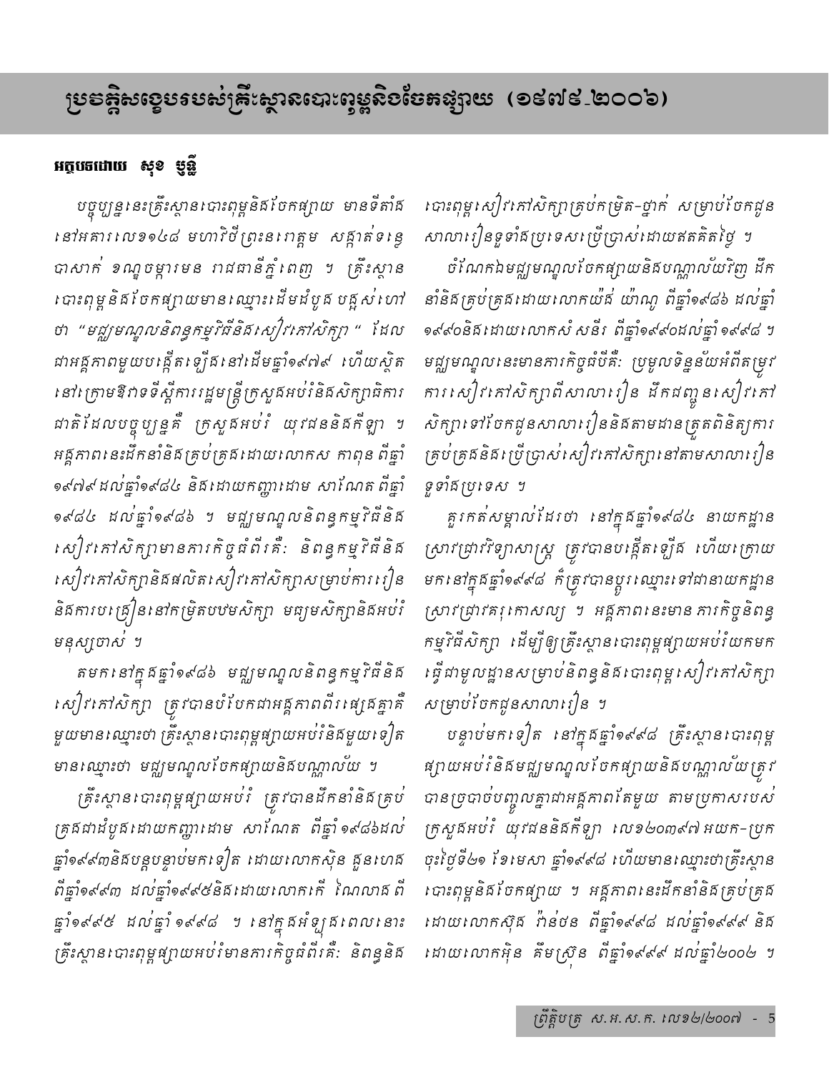# ប្រវត្តិសង្ខេបរបស់គ្រឹះស្ថានបោះពុម្ពនិងចែកផ្សាយ (១៩៧៩_២០០៦)

**អត្ថបទដោយ សុខ ឫទ្ធី**

*បច្ចុប្បន្ននេះគ្រឹះស្ថានបោះពុម្ពនិងចែកផ្សាយ មានទីតាំងនៅអគារលេខ១៤៨ មហាវិថីព្រះនរោត្តម សង្កាត់ទន្លេបាសាក់ ខណ្ឌចំការមន រាជធានីភ្នំពេញ ។ គ្រឹះស្ថានបោះពុម្ពនិងចែកផ្សាយមានឈ្មោះដើមដំបូង បន្ទស់ហៅថា "មជ្ឈមណ្ឌលនិពន្ធកម្មវិធីនិងសៀវភៅសិក្សា" ដែលជាអង្គភាពមួយបង្កើតឡើងនៅដើមឆ្នាំ១៩៧៩ ហើយស្ថិតនៅក្រោមឱវាទទីស្តីការរដ្ឋមន្ត្រីក្រសួងអប់រំនិងសិក្សាធិការជាតិដែលបច្ចុប្បន្នគឺ ក្រសួងអប់រំ យុវជននិងកីឡា ។ អង្គភាពនេះដឹកនាំនិងគ្រប់គ្រងដោយលោកស កាពុន ពីឆ្នាំ១៩៧៩ ដល់ឆ្នាំ១៩៨៤ និងដោយកញ្ញាដោម សាណែត ពីឆ្នាំ១៩៨៤ ដល់ឆ្នាំ១៩៨៦ ។ មជ្ឈមណ្ឌលនិពន្ធកម្មវិធីនិងសៀវភៅសិក្សាមានភារកិច្ចធំពីរគឺៈ និពន្ធកម្មវិធីនិងសៀវភៅសិក្សានិងផលិតសៀវភៅសិក្សាសម្រាប់ការរៀននិងការបង្រៀននៅកម្រិតបឋមសិក្សា មធ្យមសិក្សានិងអប់រំមនុស្សចាស់ ។*

*តមកនៅក្នុងឆ្នាំ១៩៨៦ មជ្ឈមណ្ឌលនិពន្ធកម្មវិធីនិងសៀវភៅសិក្សា ត្រូវបានបំបែកជាអង្គភាពពីរផ្សេងគ្នាគឺ មួយមានឈ្មោះថា គ្រឹះស្ថានបោះពុម្ពផ្សាយអប់រំនិងមួយទៀតមានឈ្មោះថា មជ្ឈមណ្ឌលចែកផ្សាយនិងបណ្ណាល័យ ។*

*គ្រឹះស្ថានបោះពុម្ពផ្សាយអប់រំ ត្រូវបានដឹកនាំនិងគ្រប់គ្រងជាដំបូងដោយកញ្ញាដោម សាណែត ពីឆ្នាំ១៩៨៦ដល់ឆ្នាំ១៩៩៣និងបន្តបន្ទាប់មកទៀត ដោយលោកស៊ិន ឌួនហេង ពីឆ្នាំ១៩៩៣ ដល់ឆ្នាំ១៩៩៥និងដោយលោកកើ ណៃលាង ពីឆ្នាំ១៩៩៥ ដល់ឆ្នាំ ១៩៩៨ ។ នៅក្នុងអំឡុងពេលនោះ គ្រឹះស្ថានបោះពុម្ពផ្សាយអប់រំមានភារកិច្ចធំពីរគឺៈ និពន្ធនិងបោះពុម្ពសៀវភៅសិក្សាគ្រប់កម្រិត-ថ្នាក់ សម្រាប់ចែកជូនសាលារៀនទូទាំងប្រទេសប្រើប្រាស់ដោយឥតគិតថ្លៃ ។*

*ចំណែកឯមជ្ឈមណ្ឌលចែកផ្សាយនិងបណ្ណាល័យវិញ ដឹកនាំនិងគ្រប់គ្រងដោយលោកយ៉ង់ យ៉ាណូ ពីឆ្នាំ១៩៨៦ ដល់ឆ្នាំ១៩៩០និងដោយលោកសំ សនីរ ពីឆ្នាំ១៩៩០ដល់ឆ្នាំ១៩៩៨ ។ មជ្ឈមណ្ឌលនេះមានភារកិច្ចធំបីគឺៈ ប្រមូលទិន្នន័យអំពីតម្រូវការសៀវភៅសិក្សាពីសាលារៀន ដឹកជញ្ជូនសៀវភៅសិក្សាទៅចែកជូនសាលារៀននិងតាមដានត្រួតពិនិត្យការគ្រប់គ្រងនិងប្រើប្រាស់សៀវភៅសិក្សានៅតាមសាលារៀនទូទាំងប្រទេស ។*

*គួរកត់សម្គាល់ដែរថា នៅក្នុងឆ្នាំ១៩៨៤ នាយកដ្ឋានស្រាវជ្រាវវិទ្យាសាស្ត្រ ត្រូវបានបង្កើតឡើង ហើយក្រោយមកនៅក្នុងឆ្នាំ១៩៩៨ ក៏ត្រូវបានប្តូរឈ្មោះទៅជានាយកដ្ឋានស្រាវជ្រាវគរុកោសល្យ ។ អង្គភាពនេះមានភារកិច្ចនិពន្ធកម្មវិធីសិក្សា ដើម្បីឱ្យគ្រឹះស្ថានបោះពុម្ពផ្សាយអប់រំយកមកធ្វើជាមូលដ្ឋានសម្រាប់និពន្ធនិងបោះពុម្ពសៀវភៅសិក្សាសម្រាប់ចែកជូនសាលារៀន ។*

*បន្ទាប់មកទៀត នៅក្នុងឆ្នាំ១៩៩៨ គ្រឹះស្ថានបោះពុម្ពផ្សាយអប់រំនិងមជ្ឈមណ្ឌលចែកផ្សាយនិងបណ្ណាល័យត្រូវបានច្របាច់បញ្ចូលគ្នាជាអង្គភាពតែមួយ តាមប្រកាសរបស់ក្រសួងអប់រំ យុវជននិងកីឡា លេខ២០៣៩៧ អយក-ប្រក ចុះថ្ងៃទី២១ ខែមេសា ឆ្នាំ១៩៩៨ ហើយមានឈ្មោះថាគ្រឹះស្ថានបោះពុម្ពនិងចែកផ្សាយ ។ អង្គភាពនេះដឹកនាំនិងគ្រប់គ្រងដោយលោកស៊ុង វ៉ាន់ថន ពីឆ្នាំ១៩៩៨ ដល់ឆ្នាំ១៩៩៩ និងដោយលោកអ៊ិន គឹមស្រ៊ុន ពីឆ្នាំ១៩៩៩ ដល់ឆ្នាំ២០០២ ។*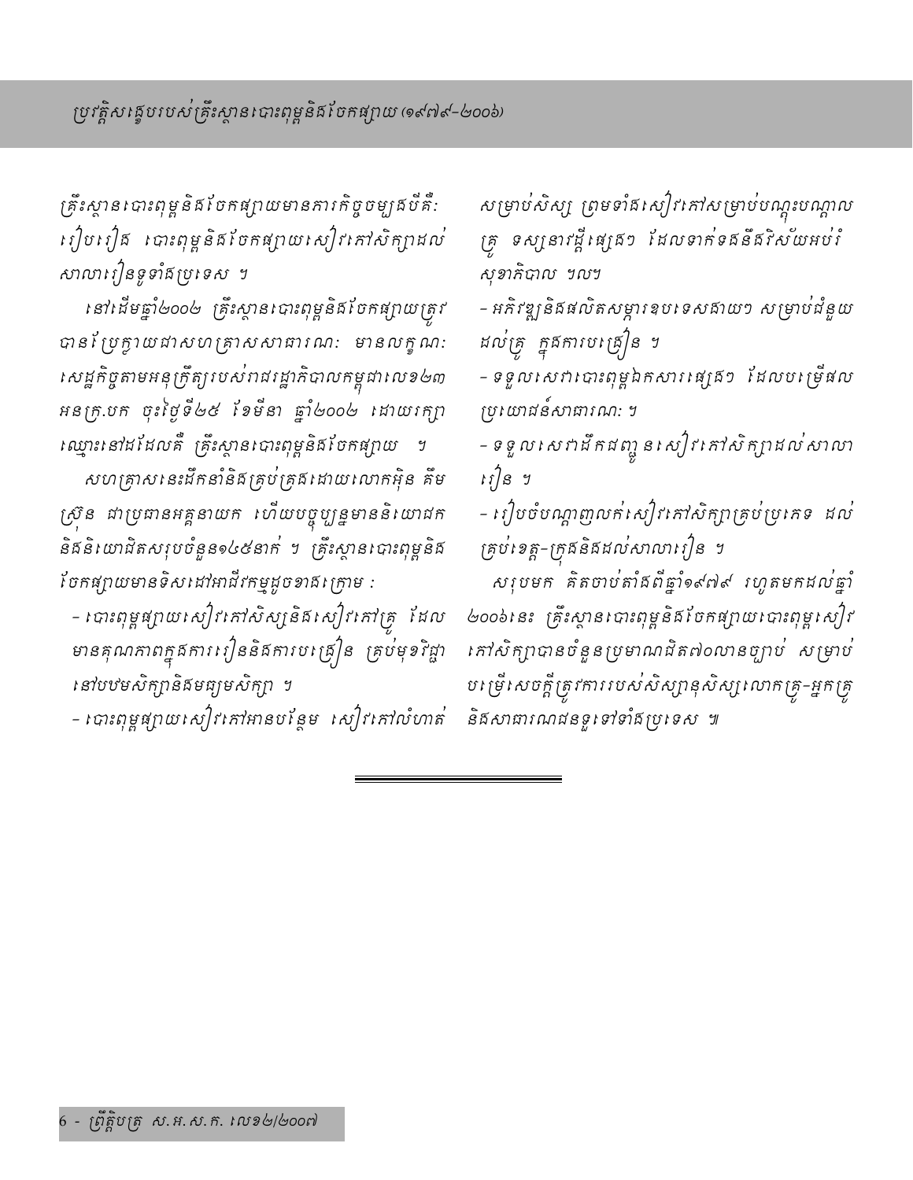គ្រឹះស្ថានបោះពុម្ពនិងចែកផ្សាយមានភារកិច្ចចម្បងបីគឺៈ រៀបរៀង បោះពុម្ពនិងចែកផ្សាយសៀវភៅសិក្សាដល់សាលារៀនទូទាំងប្រទេស ។

នៅដើមឆ្នាំ២០០២ គ្រឹះស្ថានបោះពុម្ពនិងចែកផ្សាយត្រូវបានប្រែក្លាយជាសហគ្រាសសាធារណៈ មានលក្ខណៈសេដ្ឋកិច្ចតាមអនុក្រឹត្យរបស់រាជរដ្ឋាភិបាលកម្ពុជាលេខ២៣ អនក្រ.បក ចុះថ្ងៃទី២៥ ខែមីនា ឆ្នាំ២០០២ ដោយរក្សាឈ្មោះនៅដដែលគឺ គ្រឹះស្ថានបោះពុម្ពនិងចែកផ្សាយ ។

សហគ្រាសនេះដឹកនាំនិងគ្រប់គ្រងដោយលោកអ៊ុន គឹមស្រ៊ុន ជាប្រធានអគ្គនាយក ហើយបច្ចុប្បន្នមាននិយោជកនិងនិយោជិតសរុបចំនួន១៤៥នាក់ ។ គ្រឹះស្ថានបោះពុម្ពនិងចែកផ្សាយមានទិសដៅអាជីវកម្មដូចខាងក្រោម :

- បោះពុម្ពផ្សាយសៀវភៅសិស្សនិងសៀវភៅគ្រូ ដែលមានគុណភាពក្នុងការរៀននិងការបង្រៀន គ្រប់មុខវិជ្ជានៅបឋមសិក្សានិងមធ្យមសិក្សា ។
- បោះពុម្ពផ្សាយសៀវភៅអានបន្ថែម សៀវភៅលំហាត់សម្រាប់សិស្ស ព្រមទាំងសៀវភៅសម្រាប់បណ្តុះបណ្តាលគ្រូ ទស្សនាវដ្តីផ្សេងៗ ដែលទាក់ទងនឹងវិស័យអប់រំ សុខាភិបាល ។ល។
- អភិវឌ្ឍនិងផលិតសម្ភារឧបទេសផ្សេងៗ សម្រាប់ជំនួយដល់គ្រូ ក្នុងការបង្រៀន ។
- ទទួលសេវាបោះពុម្ពឯកសារផ្សេងៗ ដែលបម្រើផលប្រយោជន៍សាធារណៈ ។
- ទទួលសេវាដឹកជញ្ជូនសៀវភៅសិក្សាដល់សាលារៀន ។
- រៀបចំបណ្តាញលក់សៀវភៅសិក្សាគ្រប់ប្រភេទ ដល់គ្រប់ខេត្ត-ក្រុងនិងដល់សាលារៀន ។

សរុបមក គិតចាប់តាំងពីឆ្នាំ១៩៧៩ រហូតមកដល់ឆ្នាំ ២០០៦នេះ គ្រឹះស្ថានបោះពុម្ពនិងចែកផ្សាយបោះពុម្ពសៀវភៅសិក្សាបានចំនួនប្រមាណជិត៧០លានច្បាប់ សម្រាប់បម្រើសេចក្តីត្រូវការរបស់សិស្សានុសិស្សលោកគ្រូ-អ្នកគ្រូ និងសាធារណជនទូទៅទាំងប្រទេស ៕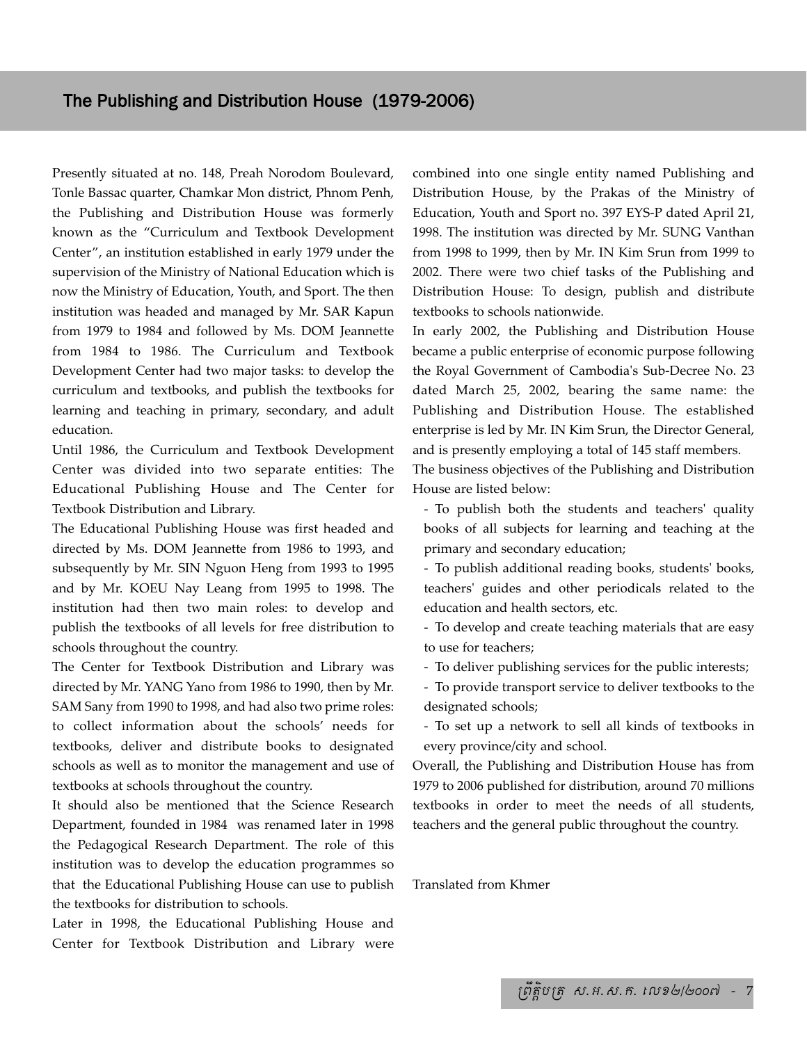## The Publishing and Distribution House (1979-2006)

Presently situated at no. 148, Preah Norodom Boulevard, Tonle Bassac quarter, Chamkar Mon district, Phnom Penh, the Publishing and Distribution House was formerly known as the "Curriculum and Textbook Development Center", an institution established in early 1979 under the supervision of the Ministry of National Education which is now the Ministry of Education, Youth, and Sport. The then institution was headed and managed by Mr. SAR Kapun from 1979 to 1984 and followed by Ms. DOM Jeannette from 1984 to 1986. The Curriculum and Textbook Development Center had two major tasks: to develop the curriculum and textbooks, and publish the textbooks for learning and teaching in primary, secondary, and adult education.

Until 1986, the Curriculum and Textbook Development Center was divided into two separate entities: The Educational Publishing House and The Center for Textbook Distribution and Library.

The Educational Publishing House was first headed and directed by Ms. DOM Jeannette from 1986 to 1993, and subsequently by Mr. SIN Nguon Heng from 1993 to 1995 and by Mr. KOEU Nay Leang from 1995 to 1998. The institution had then two main roles: to develop and publish the textbooks of all levels for free distribution to schools throughout the country.

The Center for Textbook Distribution and Library was directed by Mr. YANG Yano from 1986 to 1990, then by Mr. SAM Sany from 1990 to 1998, and had also two prime roles: to collect information about the schools' needs for textbooks, deliver and distribute books to designated schools as well as to monitor the management and use of textbooks at schools throughout the country.

It should also be mentioned that the Science Research Department, founded in 1984 was renamed later in 1998 the Pedagogical Research Department. The role of this institution was to develop the education programmes so that the Educational Publishing House can use to publish the textbooks for distribution to schools.

Later in 1998, the Educational Publishing House and Center for Textbook Distribution and Library were combined into one single entity named Publishing and Distribution House, by the Prakas of the Ministry of Education, Youth and Sport no. 397 EYS-P dated April 21, 1998. The institution was directed by Mr. SUNG Vanthan from 1998 to 1999, then by Mr. IN Kim Srun from 1999 to 2002. There were two chief tasks of the Publishing and Distribution House: To design, publish and distribute textbooks to schools nationwide.

In early 2002, the Publishing and Distribution House became a public enterprise of economic purpose following the Royal Government of Cambodia's Sub-Decree No. 23 dated March 25, 2002, bearing the same name: the Publishing and Distribution House. The established enterprise is led by Mr. IN Kim Srun, the Director General, and is presently employing a total of 145 staff members.

The business objectives of the Publishing and Distribution House are listed below:

- To publish both the students and teachers' quality books of all subjects for learning and teaching at the primary and secondary education;
- To publish additional reading books, students' books, teachers' guides and other periodicals related to the education and health sectors, etc.
- To develop and create teaching materials that are easy to use for teachers;
- To deliver publishing services for the public interests;
- To provide transport service to deliver textbooks to the designated schools;
- To set up a network to sell all kinds of textbooks in every province/city and school.

Overall, the Publishing and Distribution House has from 1979 to 2006 published for distribution, around 70 millions textbooks in order to meet the needs of all students, teachers and the general public throughout the country.

Translated from Khmer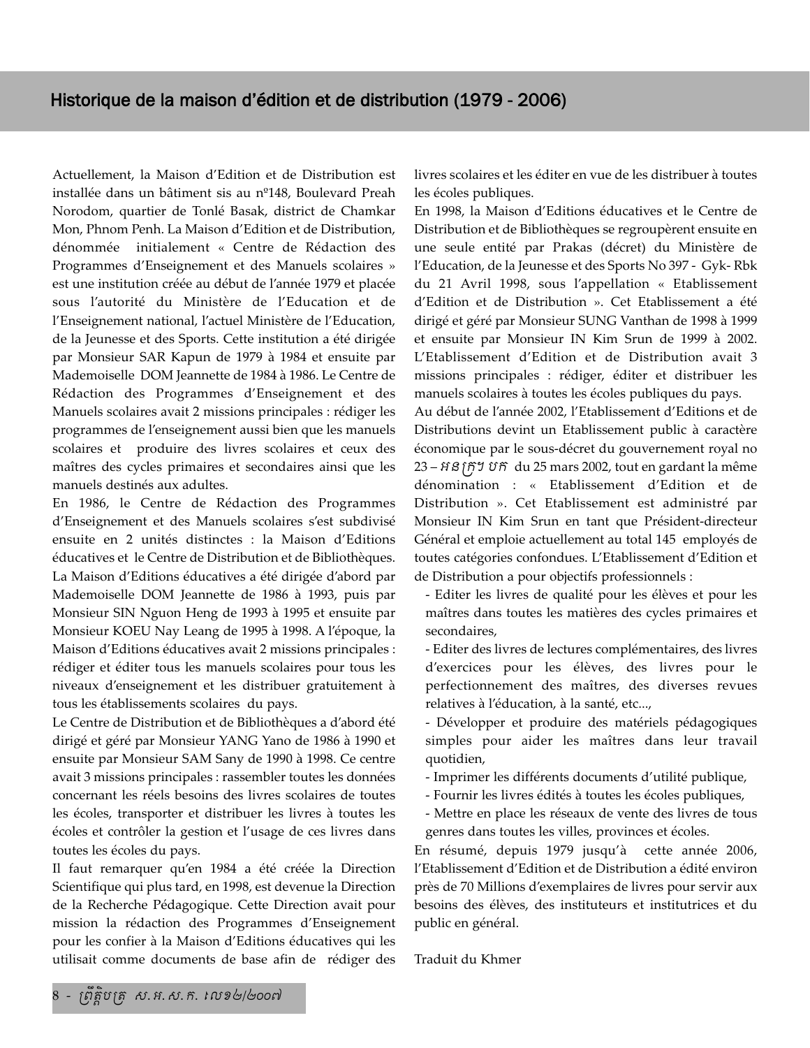## Historique de la maison d'édition et de distribution (1979 - 2006)

Actuellement, la Maison d'Edition et de Distribution est installée dans un bâtiment sis au nº148, Boulevard Preah Norodom, quartier de Tonlé Basak, district de Chamkar Mon, Phnom Penh. La Maison d'Edition et de Distribution, dénommée initialement « Centre de Rédaction des Programmes d'Enseignement et des Manuels scolaires » est une institution créée au début de l'année 1979 et placée sous l'autorité du Ministère de l'Education et de l'Enseignement national, l'actuel Ministère de l'Education, de la Jeunesse et des Sports. Cette institution a été dirigée par Monsieur SAR Kapun de 1979 à 1984 et ensuite par Mademoiselle DOM Jeannette de 1984 à 1986. Le Centre de Rédaction des Programmes d'Enseignement et des Manuels scolaires avait 2 missions principales : rédiger les programmes de l'enseignement aussi bien que les manuels scolaires et produire des livres scolaires et ceux des maîtres des cycles primaires et secondaires ainsi que les manuels destinés aux adultes.

En 1986, le Centre de Rédaction des Programmes d'Enseignement et des Manuels scolaires s'est subdivisé ensuite en 2 unités distinctes : la Maison d'Editions éducatives et le Centre de Distribution et de Bibliothèques. La Maison d'Editions éducatives a été dirigée d'abord par Mademoiselle DOM Jeannette de 1986 à 1993, puis par Monsieur SIN Nguon Heng de 1993 à 1995 et ensuite par Monsieur KOEU Nay Leang de 1995 à 1998. A l'époque, la Maison d'Editions éducatives avait 2 missions principales : rédiger et éditer tous les manuels scolaires pour tous les niveaux d'enseignement et les distribuer gratuitement à tous les établissements scolaires du pays.

Le Centre de Distribution et de Bibliothèques a d'abord été dirigé et géré par Monsieur YANG Yano de 1986 à 1990 et ensuite par Monsieur SAM Sany de 1990 à 1998. Ce centre avait 3 missions principales : rassembler toutes les données concernant les réels besoins des livres scolaires de toutes les écoles, transporter et distribuer les livres à toutes les écoles et contrôler la gestion et l'usage de ces livres dans toutes les écoles du pays.

Il faut remarquer qu'en 1984 a été créée la Direction Scientifique qui plus tard, en 1998, est devenue la Direction de la Recherche Pédagogique. Cette Direction avait pour mission la rédaction des Programmes d'Enseignement pour les confier à la Maison d'Editions éducatives qui les utilisait comme documents de base afin de rédiger des livres scolaires et les éditer en vue de les distribuer à toutes les écoles publiques.

En 1998, la Maison d'Editions éducatives et le Centre de Distribution et de Bibliothèques se regroupèrent ensuite en une seule entité par Prakas (décret) du Ministère de l'Education, de la Jeunesse et des Sports No 397 - Gyk- Rbk du 21 Avril 1998, sous l'appellation « Etablissement d'Edition et de Distribution ». Cet Etablissement a été dirigé et géré par Monsieur SUNG Vanthan de 1998 à 1999 et ensuite par Monsieur IN Kim Srun de 1999 à 2002. L'Etablissement d'Edition et de Distribution avait 3 missions principales : rédiger, éditer et distribuer les manuels scolaires à toutes les écoles publiques du pays.

Au début de l'année 2002, l'Etablissement d'Editions et de Distributions devint un Etablissement public à caractère économique par le sous-décret du gouvernement royal no 23 – អនក្រ បក du 25 mars 2002, tout en gardant la même dénomination : « Etablissement d'Edition et de Distribution ». Cet Etablissement est administré par Monsieur IN Kim Srun en tant que Président-directeur Général et emploie actuellement au total 145 employés de toutes catégories confondues. L'Etablissement d'Edition et de Distribution a pour objectifs professionnels :

- Editer les livres de qualité pour les élèves et pour les maîtres dans toutes les matières des cycles primaires et secondaires,
- Editer des livres de lectures complémentaires, des livres d'exercices pour les élèves, des livres pour le perfectionnement des maîtres, des diverses revues relatives à l'éducation, à la santé, etc...,
- Développer et produire des matériels pédagogiques simples pour aider les maîtres dans leur travail quotidien,
- Imprimer les différents documents d'utilité publique,
- Fournir les livres édités à toutes les écoles publiques,
- Mettre en place les réseaux de vente des livres de tous genres dans toutes les villes, provinces et écoles.

En résumé, depuis 1979 jusqu'à cette année 2006, l'Etablissement d'Edition et de Distribution a édité environ près de 70 Millions d'exemplaires de livres pour servir aux besoins des élèves, des instituteurs et institutrices et du public en général.

Traduit du Khmer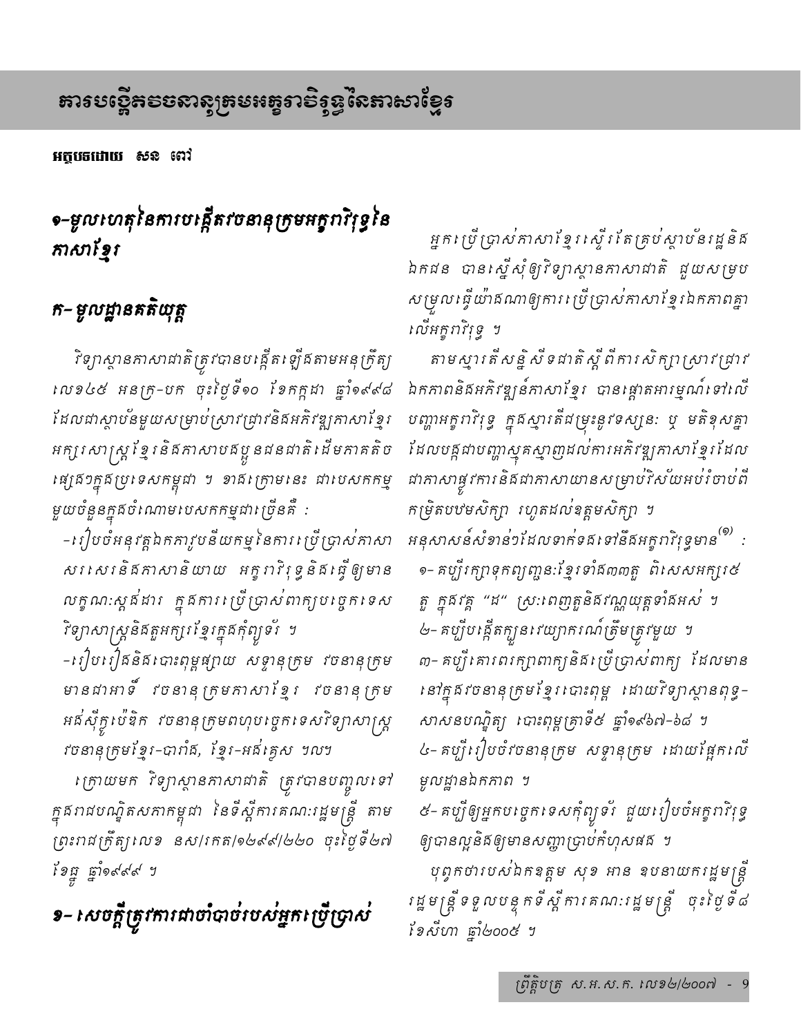# ការបង្កើតវចនានុក្រមអក្ខរាវិរុទ្ធនៃភាសាខ្មែរ

**អត្ថបទដោយ សន ពៅ**

## ១-មូលហេតុនៃការបង្កើតវចនានុក្រមអក្ខរាវិរុទ្ធនៃភាសាខ្មែរ

### ក- មូលដ្ឋានគតិយុត្ត

វិទ្យាស្ថានភាសាជាតិត្រូវបានបង្កើតឡើងតាមអនុក្រឹត្យលេខ៤៥ អនក្រ-បក ចុះថ្ងៃទី១០ ខែកក្កដា ឆ្នាំ១៩៩៨ ដែលជាស្ថាប័នមួយសម្រាប់ស្រាវជ្រាវនិងអភិវឌ្ឍភាសាខ្មែរ អក្សរសាស្ត្រខ្មែរ និងភាសាបងប្អូនជនជាតិដើមភាគតិចផ្សេងៗក្នុងប្រទេសកម្ពុជា ។ ខាងក្រោមនេះ ជាបេសកកម្មមួយចំនួនក្នុងចំណោមបេសកកម្មជាច្រើនគឺ :

-រៀបចំអនុវត្តឯកភាវូបនីយកម្មនៃការប្រើប្រាស់ភាសាសរសេរនិងភាសានិយាយ អក្ខរាវិរុទ្ធនិងធ្វើឲ្យមានលក្ខណៈស្តង់ដារ ក្នុងការប្រើប្រាស់ពាក្យបច្ចេកទេសវិទ្យាសាស្ត្រនិងតួអក្សរខ្មែរក្នុងកុំព្យូទ័រ ។

-រៀបរៀងនិងបោះពុម្ពផ្សាយ សទ្ទានុក្រម វចនានុក្រមមានជាអាទិ៍ វចនានុក្រមភាសាខ្មែរ វចនានុក្រមអង់ស៊ីក្លូប៉េឌិក វចនានុក្រមពហុបច្ចេកទេសវិទ្យាសាស្ត្រ វចនានុក្រមខ្មែរ-បារាំង, ខ្មែរ-អង់គ្លេស ។ល។

ក្រោយមក វិទ្យាស្ថានភាសាជាតិ ត្រូវបានបញ្ចូលទៅក្នុងរាជបណ្ឌិតសភាកម្ពុជា នៃទីស្តីការគណៈរដ្ឋមន្ត្រី តាមព្រះរាជក្រឹត្យលេខ នស/រកត/១២៩៩/២២០ ចុះថ្ងៃទី២៧ ខែធ្នូ ឆ្នាំ១៩៩៩ ។

### ខ- សេចក្តីត្រូវការជាចាំបាច់របស់អ្នកប្រើប្រាស់

អ្នកប្រើប្រាស់ភាសាខ្មែរស្ទើរតែគ្រប់ស្ថាប័នរដ្ឋនិងឯកជន បានស្នើសុំឲ្យវិទ្យាស្ថានភាសាជាតិ ជួយសម្របសម្រួលធ្វើយ៉ាងណាឲ្យការប្រើប្រាស់ភាសាខ្មែរឯកភាពគ្នាលើអក្ខរាវិរុទ្ធ ។

តាមស្មារតីសន្និសីទជាតិស្តីពីការសិក្សាស្រាវជ្រាវឯកភាពនិងអភិវឌ្ឍន៍ភាសាខ្មែរ បានផ្តោតអារម្មណ៍ទៅលើបញ្ហាអក្ខរាវិរុទ្ធ ក្នុងស្មារតីជម្រុះនូវទស្សនៈ ឬ មតិខុសគ្នាដែលបង្កជាបញ្ហាស្មុគស្មាញដល់ការអភិវឌ្ឍភាសាខ្មែរដែលជាភាសាផ្លូវការនិងជាភាសាយានសម្រាប់វិស័យអប់រំចាប់ពីកម្រិតបឋមសិក្សា រហូតដល់ឧត្តមសិក្សា ។

អនុសាសន៍សំខាន់ៗដែលទាក់ទងទៅនឹងអក្ខរាវិរុទ្ធមាន[១] :

១- គប្បីរក្សាទុកព្យញ្ជនៈខ្មែរទាំង៣៣តួ ពិសេសអក្សរ៥តួ ក្នុងវគ្គ "ដ" ស្រៈពេញតួនិងវណ្ណយុត្តទាំងអស់ ។

២- គប្បីបង្កើតក្បួនវេយ្យាករណ៍ត្រឹមត្រូវមួយ ។

៣- គប្បីគោរពរក្សាពាក្យនិងប្រើប្រាស់ពាក្យ ដែលមាននៅក្នុងវចនានុក្រមខ្មែរបោះពុម្ព ដោយវិទ្យាស្ថានពុទ្ធសាសនបណ្ឌិត្យ បោះពុម្ពគ្រាទី៥ ឆ្នាំ១៩៦៧-៦៨ ។

៤- គប្បីរៀបចំវចនានុក្រម សទ្ទានុក្រម ដោយផ្អែកលើមូលដ្ឋានឯកភាព ។

៥- គប្បីឲ្យអ្នកបច្ចេកទេសកុំព្យូទ័រ ជួយរៀបចំអក្ខរាវិរុទ្ធឲ្យបានល្អនិងឲ្យមានសញ្ញាប្រាប់កំហុសផង ។

បុព្វកថារបស់ឯកឧត្តម សុខ អាន ឧបនាយករដ្ឋមន្ត្រី រដ្ឋមន្ត្រីទទួលបន្ទុកទីស្តីការគណៈរដ្ឋមន្ត្រី ចុះថ្ងៃទី៨ ខែសីហា ឆ្នាំ២០០៥ ។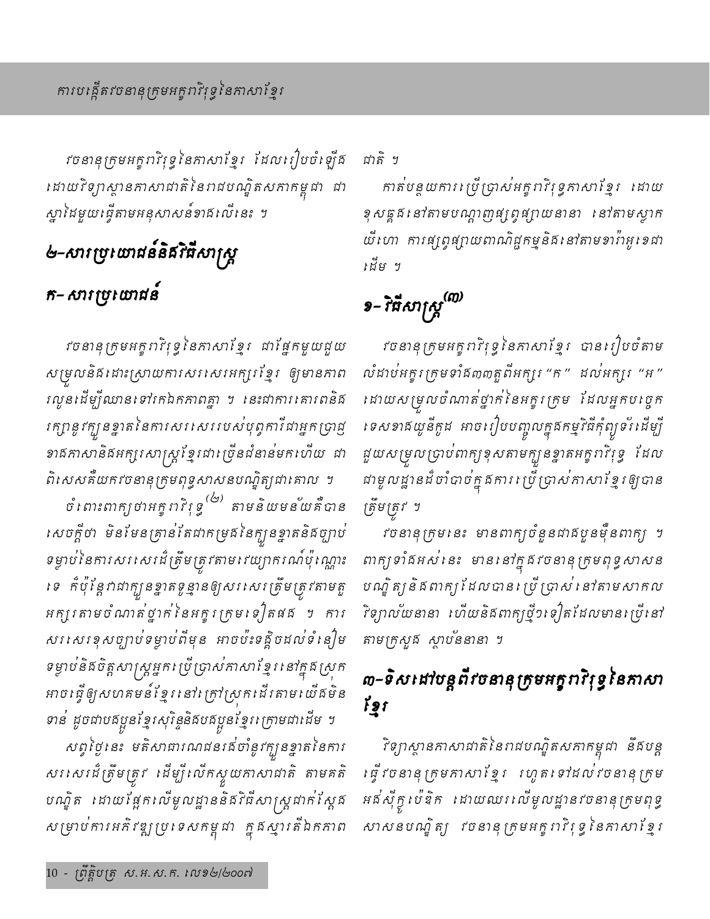វចនានុក្រមអក្ខរាវិរុទ្ធនៃភាសាខ្មែរ ដែលរៀបចំឡើង ដោយវិទ្យាស្ថានភាសាជាតិនៃរាជបណ្ឌិតសភាកម្ពុជា ជាស្នាដៃមួយធ្វើតាមអនុសាសន៍ខាងលើនេះ ។

## ២-សារប្រយោជន៍និងវិធីសាស្ត្រ

### ក- សារប្រយោជន៍

វចនានុក្រមអក្ខរាវិរុទ្ធនៃភាសាខ្មែរ ជាផ្នែកមួយជួយសម្រួលនិងដោះស្រាយការសរសេរអក្សរខ្មែរ ឲ្យមានភាពរលូនដើម្បីឈានទៅរកឯកភាពគ្នា ។ នេះជាការគោរពនិងរក្សានូវក្បួនខ្នាតនៃការសរសេររបស់បុព្វការីជាអ្នកប្រាជ្ញខាងភាសានិងអក្សរសាស្ត្រខ្មែរជាច្រើនជំនាន់មកហើយ ជាពិសេសគឺយកវចនានុក្រមពុទ្ធសាសនបណ្ឌិត្យជាគោល ។

ចំពោះពាក្យថាអក្ខរាវិរុទ្ធ[២] តាមនិយមន័យគឺបានសេចក្ដីថា មិនមែនគ្រាន់តែជាកម្រងនៃក្បួនខ្នាតនិងច្បាប់ទម្លាប់នៃការសរសេរដ៏ត្រឹមត្រូវតាមវេយ្យាករណ៍ប៉ុណ្ណោះទេ តែប៉ុន្តែវាជាក្បួនខ្នាតទូន្មានឲ្យសរសេរត្រឹមត្រូវតាមតួអក្សរតាមចំណាត់ថ្នាក់នៃអក្ខរក្រមទៀតផង ។ ការសរសេរខុសច្បាប់ទម្លាប់ពីមុន អាចប៉ះទង្គិចដល់ទំនៀមទម្លាប់និងចិត្តសាស្ត្រអ្នកប្រើប្រាស់ភាសាខ្មែរនៅក្នុងស្រុក អាចធ្វើឲ្យសហគមន៍ខ្មែរនៅក្រៅស្រុកដើរតាមយើងមិនទាន់ ដូចជាបងប្អូនខ្មែរសុរិន្ទនិងបងប្អូនខ្មែរក្រោមជាដើម ។

សព្វថ្ងៃនេះ មតិសាធារណជនរង់ចាំនូវក្បួនខ្នាតនៃការសរសេរដ៏ត្រឹមត្រូវ ដើម្បីលើកស្ទួយភាសាជាតិ តាមគតិបណ្ឌិត ដោយផ្អែកលើមូលដ្ឋាននិងវិធីសាស្ត្រដាក់ស្ដែងសម្រាប់ការអភិវឌ្ឍប្រទេសកម្ពុជា ក្នុងស្មារតីឯកភាពជាតិ ។

គាត់បន្ថយការប្រើប្រាស់អក្ខរាវិរុទ្ធភាសាខ្មែរ ដោយខុសឆ្គងនៅតាមបណ្ដាញផ្សព្វផ្សាយនានា នៅតាមស្លាកយីហោ ការផ្សព្វផ្សាយពាណិជ្ជកម្មនិងនៅតាមខារ៉ាអូខេជាដើម ។

### ខ- វិធីសាស្ត្រ[៣]

វចនានុក្រមអក្ខរាវិរុទ្ធនៃភាសាខ្មែរ បានរៀបចំតាមលំដាប់អក្ខរក្រមទាំង៣៣តួពីអក្សរ "ក" ដល់អក្សរ "អ" ដោយសម្រួលចំណាត់ថ្នាក់នៃអក្ខរក្រម ដែលអ្នកបច្ចេកទេសខាងយូនីកូដ អាចរៀបបញ្ចូលក្នុងកម្មវិធីកុំព្យូទ័រដើម្បីជួយសម្រួលប្រាប់ពាក្យខុសតាមក្បួនខ្នាតអក្ខរាវិរុទ្ធ ដែលជាមូលដ្ឋានដ៏ចាំបាច់ក្នុងការប្រើប្រាស់ភាសាខ្មែរឲ្យបានត្រឹមត្រូវ ។

វចនានុក្រមនេះ មានពាក្យចំនួនជាងបួនម៉ឺនពាក្យ ។ ពាក្យទាំងអស់នេះ មាននៅក្នុងវចនានុក្រមពុទ្ធសាសនបណ្ឌិត្យនិងពាក្យដែលបានប្រើប្រាស់នៅតាមសាកលវិទ្យាល័យនានា ហើយនិងពាក្យថ្មីៗទៀតដែលមានប្រើនៅតាមក្រសួង ស្ថាប័ននានា ។

## ៣-ទិសដៅបន្តពីវចនានុក្រមអក្ខរាវិរុទ្ធនៃភាសាខ្មែរ

វិទ្យាស្ថានភាសាជាតិនៃរាជបណ្ឌិតសភាកម្ពុជា នឹងបន្តធ្វើវចនានុក្រមភាសាខ្មែរ រហូតទៅដល់វចនានុក្រមអង់ស៊ីក្លូប៉េឌិក ដោយឈរលើមូលដ្ឋានវចនានុក្រមពុទ្ធសាសនបណ្ឌិត្យ វចនានុក្រមអក្ខរាវិរុទ្ធនៃភាសាខ្មែរ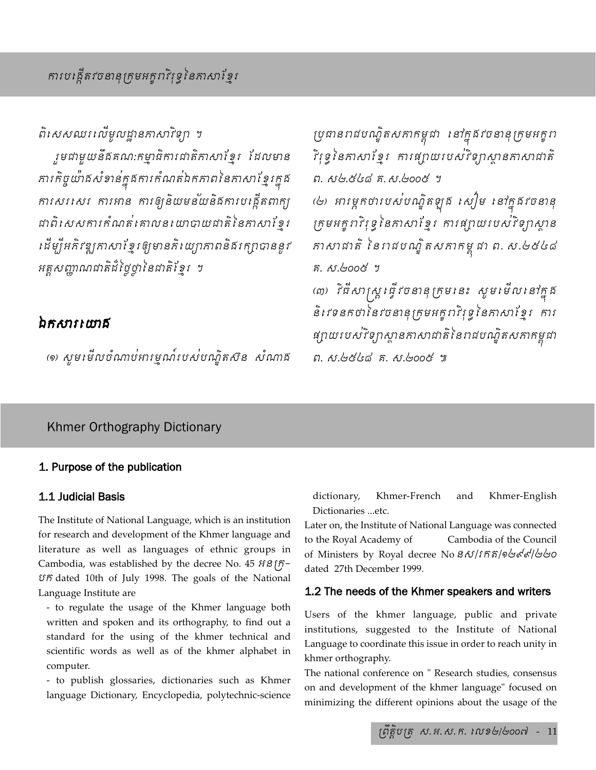## ការបង្កើតវចនានុក្រមអក្ខរាវិរុទ្ធនៃភាសាខ្មែរ

ពិសេសឈរលើមូលដ្ឋានភាសាវិទ្យា ។

រួមជាមួយនឹងគណៈកម្មាធិការជាតិភាសាខ្មែរ ដែលមានភារកិច្ចយ៉ាងសំខាន់ក្នុងការកំណត់ឯកភាពនៃភាសាខ្មែរក្នុងការសរសេរ ការអាន ការឲ្យនិយមន័យនិងការបង្កើតពាក្យជាពិសេសការកំណត់គោលនយោបាយជាតិនៃភាសាខ្មែរដើម្បីអភិវឌ្ឍភាសាខ្មែរឲ្យមានតិយ្យាភាពនិងរក្សាបាននូវអត្តសញ្ញាណជាតិដ៏ថ្លៃថ្លានៃជាតិខ្មែរ ។

### ឯកសារយោង

(១) សូមមើលចំណាប់អារម្មណ៍របស់បណ្ឌិតសិន សំណាង ប្រធានរាជបណ្ឌិតសភាកម្ពុជា នៅក្នុងវចនានុក្រមអក្ខរាវិរុទ្ធនៃភាសាខ្មែរ ការផ្សាយរបស់វិទ្យាស្ថានភាសាជាតិ ព. ស២៥៤៨ គ. ស.២០០៥ ។

(២) អារម្ភកថារបស់បណ្ឌិតឡុង សៀម នៅក្នុងវចនានុក្រមអក្ខរាវិរុទ្ធនៃភាសាខ្មែរ ការផ្សាយរបស់វិទ្យាស្ថានភាសាជាតិ នៃរាជបណ្ឌិតសភាកម្ពុជា ព. ស.២៥៤៨ គ. ស.២០០៥ ។

(៣) វិធីសាស្ត្រធ្វើវចនានុក្រមនេះ សូមមើលនៅក្នុងនិវេទនកថានៃវចនានុក្រមអក្ខរាវិរុទ្ធនៃភាសាខ្មែរ ការផ្សាយរបស់វិទ្យាស្ថានភាសាជាតិនៃរាជបណ្ឌិតសភាកម្ពុជា ព. ស.២៥៤៨ គ. ស.២០០៥ ៕

## Khmer Orthography Dictionary

### 1. Purpose of the publication

#### 1.1 Judicial Basis

The Institute of National Language, which is an institution for research and development of the Khmer language and literature as well as languages of ethnic groups in Cambodia, was established by the decree No. 45 អនក្រ-បក dated 10th of July 1998. The goals of the National Language Institute are

- to regulate the usage of the Khmer language both written and spoken and its orthography, to find out a standard for the using of the khmer technical and scientific words as well as of the khmer alphabet in computer.
- to publish glossaries, dictionaries such as Khmer language Dictionary, Encyclopedia, polytechnic-science dictionary, Khmer-French and Khmer-English Dictionaries ...etc.

Later on, the Institute of National Language was connected to the Royal Academy of Cambodia of the Council of Ministers by Royal decree No នស/រកត/១២៩៩/២២០ dated 27th December 1999.

#### 1.2 The needs of the Khmer speakers and writers

Users of the khmer language, public and private institutions, suggested to the Institute of National Language to coordinate this issue in order to reach unity in khmer orthography.

The national conference on " Research studies, consensus on and development of the khmer language" focused on minimizing the different opinions about the usage of the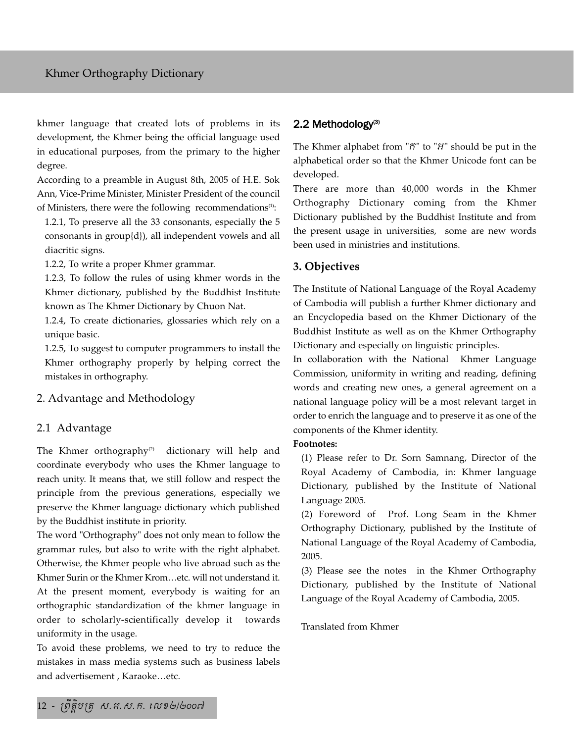khmer language that created lots of problems in its development, the Khmer being the official language used in educational purposes, from the primary to the higher degree.

According to a preamble in August 8th, 2005 of H.E. Sok Ann, Vice-Prime Minister, Minister President of the council of Ministers, there were the following recommendations[1]:

1.2.1, To preserve all the 33 consonants, especially the 5 consonants in group{d}), all independent vowels and all diacritic signs.

1.2.2, To write a proper Khmer grammar.

1.2.3, To follow the rules of using khmer words in the Khmer dictionary, published by the Buddhist Institute known as The Khmer Dictionary by Chuon Nat.

1.2.4, To create dictionaries, glossaries which rely on a unique basic.

1.2.5, To suggest to computer programmers to install the Khmer orthography properly by helping correct the mistakes in orthography.

## 2. Advantage and Methodology

### 2.1 Advantage

The Khmer orthography[2] dictionary will help and coordinate everybody who uses the Khmer language to reach unity. It means that, we still follow and respect the principle from the previous generations, especially we preserve the Khmer language dictionary which published by the Buddhist institute in priority.

The word "Orthography" does not only mean to follow the grammar rules, but also to write with the right alphabet. Otherwise, the Khmer people who live abroad such as the Khmer Surin or the Khmer Krom…etc. will not understand it. At the present moment, everybody is waiting for an orthographic standardization of the khmer language in order to scholarly-scientifically develop it towards uniformity in the usage.

To avoid these problems, we need to try to reduce the mistakes in mass media systems such as business labels and advertisement , Karaoke…etc.

### 2.2 Methodology[3]

The Khmer alphabet from "ក" to "អ" should be put in the alphabetical order so that the Khmer Unicode font can be developed.

There are more than 40,000 words in the Khmer Orthography Dictionary coming from the Khmer Dictionary published by the Buddhist Institute and from the present usage in universities, some are new words been used in ministries and institutions.

## 3. Objectives

The Institute of National Language of the Royal Academy of Cambodia will publish a further Khmer dictionary and an Encyclopedia based on the Khmer Dictionary of the Buddhist Institute as well as on the Khmer Orthography Dictionary and especially on linguistic principles.

In collaboration with the National Khmer Language Commission, uniformity in writing and reading, defining words and creating new ones, a general agreement on a national language policy will be a most relevant target in order to enrich the language and to preserve it as one of the components of the Khmer identity.

**Footnotes:**

(1) Please refer to Dr. Sorn Samnang, Director of the Royal Academy of Cambodia, in: Khmer language Dictionary, published by the Institute of National Language 2005.

(2) Foreword of Prof. Long Seam in the Khmer Orthography Dictionary, published by the Institute of National Language of the Royal Academy of Cambodia, 2005.

(3) Please see the notes in the Khmer Orthography Dictionary, published by the Institute of National Language of the Royal Academy of Cambodia, 2005.

Translated from Khmer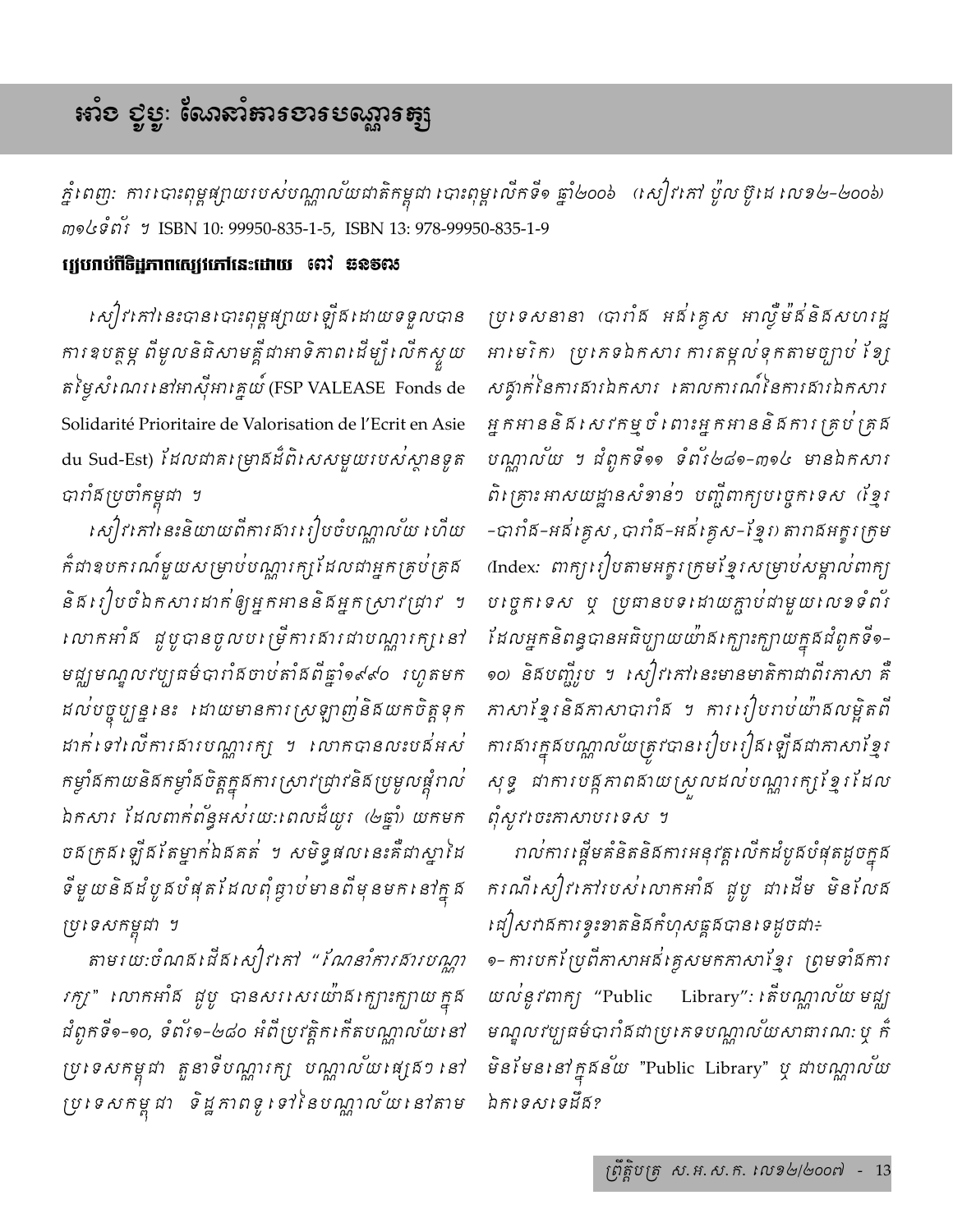# អាំង ជូប៊ូ: ណែនាំការងារបណ្ណារក្ស

*ភ្នំពេញ: ការបោះពុម្ពផ្សាយរបស់បណ្ណាល័យជាតិកម្ពុជា បោះពុម្ពលើកទី១ ឆ្នាំ២០០៦ (សៀវភៅ ប៉ូលប៊ូដេ លេខ២-២០០៦) ៣១៤ទំព័រ ។* ISBN 10: 99950-835-1-5, ISBN 13: 978-99950-835-1-9

**ស្របរាប់ពីទិដ្ឋភាពសៀវភៅនេះដោយ ពៅ ធនទល**

*សៀវភៅនេះបានបោះពុម្ពផ្សាយឡើងដោយទទួលបានការឧបត្ថម្ភ ពីមូលនិធិសាមគ្គីជាអាទិភាពដើម្បីលើកស្ទួយតម្លៃសំណេរនៅអាស៊ីអាគ្នេយ៍* (FSP VALEASE Fonds de Solidarité Prioritaire de Valorisation de l'Ecrit en Asie du Sud-Est) *ដែលជាគម្រោងដ៏ពិសេសមួយរបស់ស្ថានទូតបារាំងប្រចាំកម្ពុជា ។*

*សៀវភៅនេះនិយាយពីការងាររៀបចំបណ្ណាល័យ ហើយក៏ជាឧបករណ៍មួយសម្រាប់បណ្ណារក្សដែលជាអ្នកគ្រប់គ្រង និងរៀបចំឯកសារដាក់ឲ្យអ្នកអាននិងអ្នកស្រាវជ្រាវ ។ លោកអាំង ជូប៊ូបានចូលបម្រើការងារជាបណ្ណារក្សនៅមជ្ឈមណ្ឌលវប្បធម៌បារាំងចាប់តាំងពីឆ្នាំ១៩៩០ រហូតមកដល់បច្ចុប្បន្ននេះ ដោយមានការស្រឡាញ់និងយកចិត្តទុកដាក់ទៅលើការងារបណ្ណារក្ស ។ លោកបានលះបង់អស់កម្លាំងកាយនិងកម្លាំងចិត្តក្នុងការស្រាវជ្រាវនិងប្រមូលផ្តុំពាល់ឯកសារ ដែលពាក់ព័ន្ធអស់រយៈពេលដ៏យូរ (២ឆ្នាំ) យកមកចងក្រងឡើងតែម្នាក់ឯងគត់ ។ សមិទ្ធផលនេះគឺជាស្នាដៃទីមួយនិងដំបូងបំផុតដែលពុំធ្លាប់មានពីមុនមកនៅក្នុងប្រទេសកម្ពុជា ។*

*តាមរយៈចំណងជើងសៀវភៅ "ណែនាំការងារបណ្ណារក្ស" លោកអាំង ជូប៊ូ បានសរសេរយ៉ាងក្បោះក្បាយក្នុងជំពូកទី១-១០, ទំព័រ១-២៨០ អំពីប្រវត្តិកកើតបណ្ណាល័យនៅប្រទេសកម្ពុជា តួនាទីបណ្ណារក្ស បណ្ណាល័យផ្សេងៗនៅប្រទេសកម្ពុជា ទិដ្ឋភាពទូទៅនៃបណ្ណាល័យនៅតាមប្រទេសនានា (បារាំង អង់គ្លេស អាល្លឺម៉ង់និងសហរដ្ឋអាមេរិក) ប្រភេទឯកសារ ការតម្កល់ទុកតាមច្បាប់ ខ្សែសង្វាក់នៃការងារឯកសារ គោលការណ៍នៃការងារឯកសារ អ្នកអាននិងសេវកម្មចំពោះអ្នកអាននិងការគ្រប់គ្រងបណ្ណាល័យ ។ ជំពូកទី១១ ទំព័រ២៨១-៣១៤ មានឯកសារពិគ្រោះអាសយដ្ឋានសំខាន់ៗ បញ្ជីពាក្យបច្ចេកទេស (ខ្មែរ-បារាំង-អង់គ្លេស, បារាំង-អង់គ្លេស-ខ្មែរ) តារាងអក្ខរក្រម* (Index: *ពាក្យរៀបតាមអក្ខរក្រមខ្មែរសម្រាប់សម្គាល់ពាក្យបច្ចេកទេស ឬ ប្រធានបទដោយភ្ជាប់ជាមួយលេខទំព័រដែលអ្នកនិពន្ធបានអធិប្បាយយ៉ាងក្បោះក្បាយក្នុងជំពូកទី១-១០) និងបញ្ជីរូប ។ សៀវភៅនេះមានមាតិកាជាពីរភាសា គឺភាសាខ្មែរនិងភាសាបារាំង ។ ការរៀបរាប់យ៉ាងលម្អិតពីការងារក្នុងបណ្ណាល័យត្រូវបានរៀបរៀងឡើងជាភាសាខ្មែរសុទ្ធ ជាការបន្ថែមភាពងាយស្រួលដល់បណ្ណារក្សខ្មែរដែលពុំសូវចេះភាសាបរទេស ។*

*រាល់ការផ្តើមគំនិតនិងការអនុវត្តលើកដំបូងបំផុតដូចក្នុងករណីសៀវភៅរបស់លោកអាំង ជូប៊ូ ជាដើម មិនលែងជៀសវាងការខ្វះខាតនិងកំហុសឆ្គងបានទេដូចជា៖*

*១-ការបកប្រែពីភាសាអង់គ្លេសមកភាសាខ្មែរ ព្រមទាំងការយល់នូវពាក្យ* "Public Library": *តើបណ្ណាល័យមជ្ឈមណ្ឌលវប្បធម៌បារាំងជាប្រភេទបណ្ណាល័យសាធារណៈ ឬ ក៏មិនមែននៅក្នុងន័យ* "Public Library" *ឬ ជាបណ្ណាល័យឯកទេសទេដឹង?*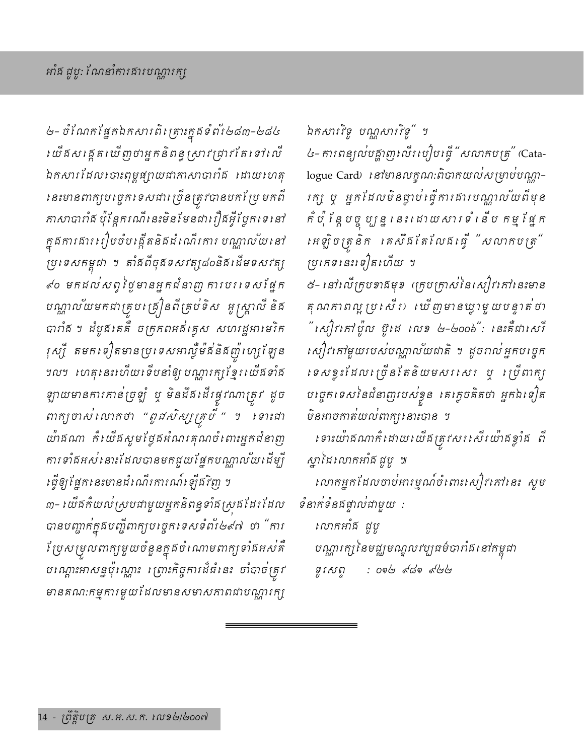២- ចំណែកផ្នែកឯកសារពិគ្រោះក្នុងទំព័រ២៨៣-២៨៤ យើងសង្កេតឃើញថាអ្នកនិពន្ធស្រាវជ្រាវតែទៅលើឯកសារដែលបោះពុម្ពផ្សាយជាភាសាបារាំង ដោយហេតុនេះមានពាក្យបច្ចេកទេសជាច្រើនត្រូវបានបកប្រែមកពីភាសាបារាំង ប៉ុន្តែករណីនេះមិនមែនជារឿងអ្វីប្លែកទេនៅក្នុងការងាររៀបចំបង្កើតនិងដំណើរការ បណ្ណាល័យនៅប្រទេសកម្ពុជា ។ តាំងពីចុងទសវត្សរ៍៨០និងដើមទសវត្សរ៍៩០ មកដល់សព្វថ្ងៃមានអ្នកជំនាញ ការបរទេសផ្នែកបណ្ណាល័យមកជាគ្រូបង្រៀនពីគ្រប់ទិស អូស្ត្រាលី និង បារាំង ។ ដំបូងគេគឺ ចក្រភពអង់គ្លេស សហរដ្ឋអាមេរិក រុស្ស៊ី តមកទៀតមានប្រទេសអាល្លឺម៉ង់និងញ៉ូហ្សេឡែន ។ល។ ហេតុនេះហើយទើបនាំឲ្យ បណ្ណារក្សខ្មែរយើងទាំងឡាយមានការភាន់ច្រឡំ ឬ មិនដឹងដើរផ្លូវណាត្រូវ ដូចពាក្យចាស់លោកថា "ពួងសិស្សគ្រូបី" ។ ទោះជាយ៉ាងណា ក៏យើងសូមថ្លែងអំណរគុណចំពោះអ្នកជំនាញការទាំងអស់នោះដែលបានមកជួយផ្នែកបណ្ណាល័យដើម្បីធ្វើឲ្យផ្នែកនេះមានដំណើរការណ៍ឡើងវិញ ។

៣- យើងក៏យល់ស្របជាមួយអ្នកនិពន្ធទាំងស្រុងដែរដែលបានបញ្ជាក់ក្នុងបញ្ជីពាក្យបច្ចេកទេសទំព័រ២៩៧ ថា "ការប្រែសម្រួលពាក្យមួយចំនួនក្នុងចំណោមពាក្យទាំងអស់គឺបណ្តោះអាសន្នប៉ុណ្ណោះ ព្រោះកិច្ចការដ៏ធំនេះ ចាំបាច់ត្រូវមានគណៈកម្មការមួយដែលមានសមាសភាពជាបណ្ណារក្ស ឯកសារវិទូ បណ្ណសារវិទូ" ។

៤- ការពន្យល់បង្ហាញលើរបៀបធ្វើ "សលាកបត្រ" (Catalogue Card) នៅមានលក្ខណៈពិបាកយល់សម្រាប់បណ្ណារក្ស ឬ អ្នកដែលមិនធ្លាប់ធ្វើការងារបណ្ណាល័យពីមុន ក៏ប៉ុន្តែបច្ចុប្បន្ននេះដោយសារទំនើបកម្មផ្នែកអេឡិចត្រូនិក គេសឹងតែលែងធ្វើ "សលាកបត្រ" ប្រភេទនេះទៀតហើយ ។

៥- នៅលើគ្របខាងមុខ (គ្របក្រាស់នៃសៀវភៅនេះមានគុណភាពល្អប្រសើរ) ឃើញមានឃ្លាមួយបន្ទាត់ថា "សៀវភៅប៉ូល ប៊ូដេ លេខ ២-២០០៦": នេះគឺជាសេរីសៀវភៅមួយរបស់បណ្ណាល័យជាតិ ។ ដូចរាល់អ្នកបច្ចេកទេសខ្លះដែលច្រើនតែនិយមសរសេរ ឬ ប្រើពាក្យបច្ចេកទេសនៃជំនាញរបស់ខ្លួន គេភ្លេចគិតថា អ្នកឯទៀតមិនអាចកាត់យល់ពាក្យនោះបាន ។

ទោះយ៉ាងណាក៏ដោយយើងត្រូវសរសើរយ៉ាងខ្លាំង ពីស្នាដៃលោកអាំង ជូបូ ៕

លោកអ្នកដែលចាប់អារម្មណ៍ចំពោះសៀវភៅនេះ សូមទំនាក់ទំនងផ្ទាល់ជាមួយ :

លោកអាំង ជូបូ

បណ្ណារក្សនៃមជ្ឈមណ្ឌលវប្បធម៌បារាំងនៅកម្ពុជា

ទូរសព្ទ : ០១២ ៩៨១ ៩២២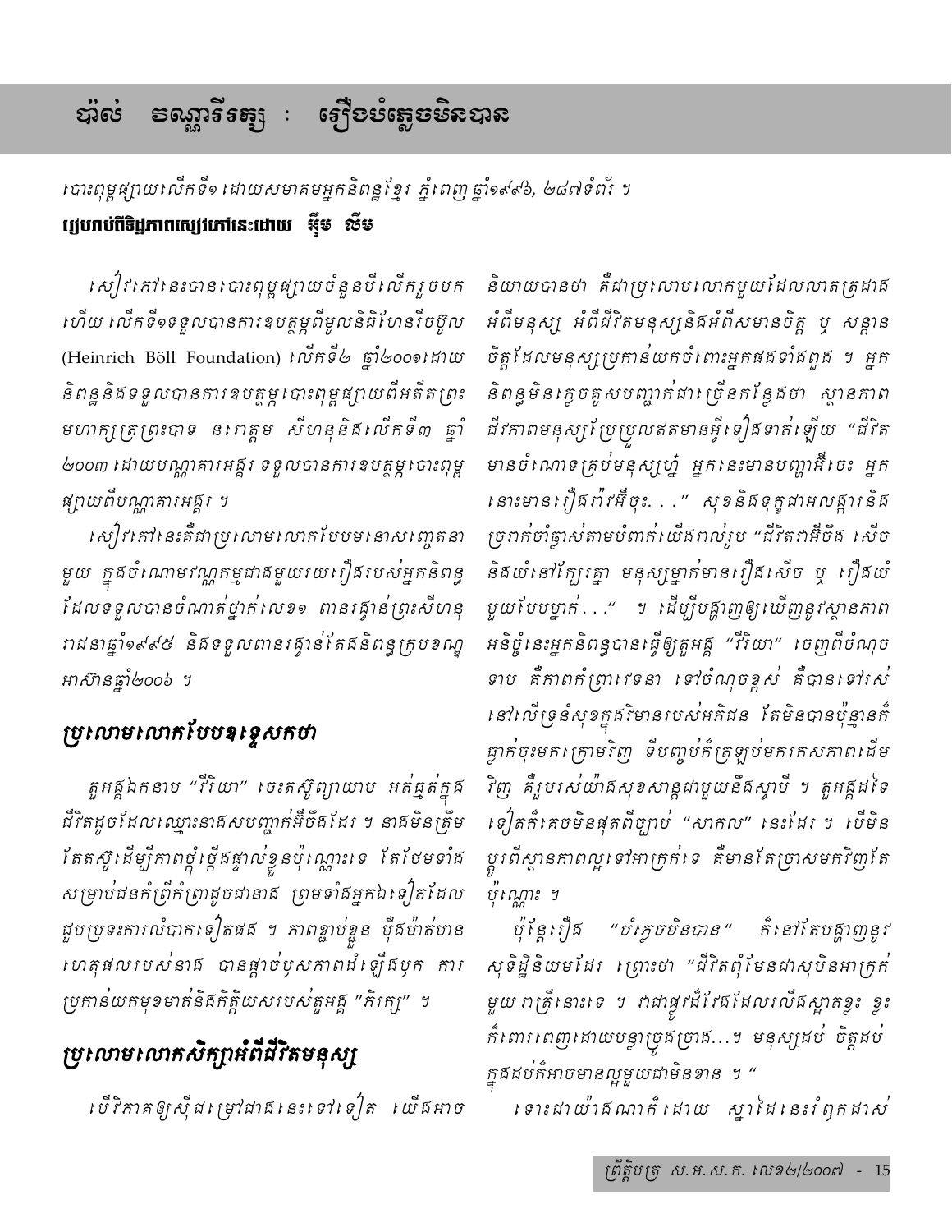# ប៉ាល់ ចណ្ឌាវិរត្ន ៖ រឿងបំភ្លេចមិនបាន

*បោះពុម្ពផ្សាយលើកទី១ ដោយសមាគមអ្នកនិពន្ធខ្មែរ ភ្នំពេញ ឆ្នាំ១៩៩៦, ២៨៧ទំព័រ ។*

**រៀបរាប់ពីទិដ្ឋភាពសៀវភៅនេះដោយ អ៊ឹម លឹម**

សៀវភៅនេះបានបោះពុម្ពផ្សាយចំនួនបីលើករួចមកហើយ លើកទី១ទទួលបានការឧបត្ថម្ភពីមូលនិធិហែនរីចប៊ូល (Heinrich Böll Foundation) លើកទី២ ឆ្នាំ២០០១ដោយនិពន្ធនិងទទួលបានការឧបត្ថម្ភបោះពុម្ពផ្សាយពីអតីតព្រះមហាក្សត្រព្រះបាទ នរោត្តម សីហនុនិងលើកទី៣ ឆ្នាំ២០០៣ ដោយបណ្ណាគារអង្គរ ទទួលបានការឧបត្ថម្ភបោះពុម្ពផ្សាយពីបណ្ណាគារអង្គរ ។

សៀវភៅនេះគឺជាប្រលោមលោកបែបមនោសញ្ចេតនាមួយ ក្នុងចំណោមវណ្ណកម្មជាងមួយរយរឿងរបស់អ្នកនិពន្ធដែលទទួលបានចំណាត់ថ្នាក់លេខ១ ពានរង្វាន់ព្រះសីហនុរាជនាឆ្នាំ១៩៩៥ និងទទួលពានរង្វាន់តែងនិពន្ធក្របខណ្ឌអាស៊ានឆ្នាំ២០០៦ ។

## ប្រលោមលោកបែបទុក្ខសោកថា

តួអង្គឯកនាម "វីរិយា" ចេះតស៊ូព្យាយាម អត់ធ្មត់ក្នុងជីវិតដូចដែលឈ្មោះនាងសបញ្ជាក់អ៊ីចឹងដែរ ។ នាងមិនត្រឹមតែតស៊ូដើម្បីភាពថ្កុំថ្កើងផ្ទាល់ខ្លួនប៉ុណ្ណោះទេ តែថែមទាំងសម្រាប់ជនកំព្រីកំព្រាដូចជានាង ព្រមទាំងអ្នកឯទៀតដែលជួបប្រទះការលំបាកទៀតផង ។ ភាពខ្ជាប់ខ្ជួន មុឺងម៉ាត់មានហេតុផលរបស់នាង បានផ្តាច់ឫសភាពជំឡើងបុក ការប្រកាន់យកមុខមាត់និងកិត្តិយសរបស់តួអង្គ "គិរក្ស" ។

## ប្រលោមលោកសិក្សាអំពីជីវិតមនុស្ស

បើវិភាគឲ្យស៊ីជម្រៅជាងនេះទៅទៀត យើងអាចនិយាយបានថា គឺជាប្រលោមលោកមួយដែលលាតត្រដាងអំពីមនុស្ស អំពីជីវិតមនុស្សនិងអំពីសមានចិត្ត ឬ សន្តានចិត្តដែលមនុស្សប្រកាន់យកចំពោះអ្នកផងទាំងពួង ។ អ្នកនិពន្ធមិនភ្លេចគូសបញ្ជាក់ជាច្រើនកន្លែងថា ស្ថានភាពជីវភាពមនុស្សប្រែប្រួលឥតមានអ្វីទៀងទាត់ឡើយ "ជីវិតមានចំណោទគ្រប់មនុស្សហ្នំ អ្នកនេះមានបញ្ហាអីចេះ អ្នកនោះមានរឿងរ៉ាវអីចុះ. . ." សុខនិងទុក្ខជាអលង្ការនិងប្រវាក់ចាំឆ្លាស់តាមបំពាក់យើងរាល់រូប "ជីវិតវាអីចឹង សើចនិងយំនៅក្បែរគ្នា មនុស្សម្នាក់មានរឿងសើច ឬ រឿងយំមួយបែបម្នាក់. . ." ។ ដើម្បីបង្ហាញឲ្យឃើញនូវស្ថានភាពអនិច្ចំនេះអ្នកនិពន្ធបានធ្វើឲ្យតួអង្គ "វីរិយា" ចេញពីចំណុចទាប គឺភាពកំព្រាវេទនា ទៅចំណុចខ្ពស់ គឺបានទៅរស់នៅលើទ្រនំសុខក្នុងវិមានរបស់អគ្គិជន តែមិនបានប៉ុន្មានក៏ធ្លាក់ចុះមកក្រោមវិញ ទីបញ្ចប់ក៏ត្រឡប់មករកសភាពដើមវិញ គឺរស់យ៉ាងសុខសាន្តជាមួយនឹងស្វាមី ។ តួអង្គដទៃទៀតក៏គេចមិនផុតពីច្បាប់ "សាកល" នេះដែរ ។ បើមិនប្តូរពីស្ថានភាពល្អទៅអាក្រក់ទេ គឺមានតែច្រាសមកវិញតែប៉ុណ្ណោះ ។

ប៉ុន្តែរឿង "បំភ្លេចមិនបាន" ក៏នៅតែបង្ហាញនូវសុទិដ្ឋិនិយមដែរ ព្រោះថា "ជីវិតពុំមែនជាសុបិនអាក្រក់មួយរាត្រីនោះទេ ។ វាជាផ្លូវដ៏វែងដែលលើងស្ពាតខ្វះ ខ្វះកំពោរពេញដោយបន្លាច្រូងច្រាង...។ មនុស្សជប់ ចិត្តជប់ក្នុងជប់ក៏អាចមានល្អមួយជាមិនខាន ។ "

ទោះជាយ៉ាងណាក៏ដោយ ស្នាដៃនេះរំពុកជាស់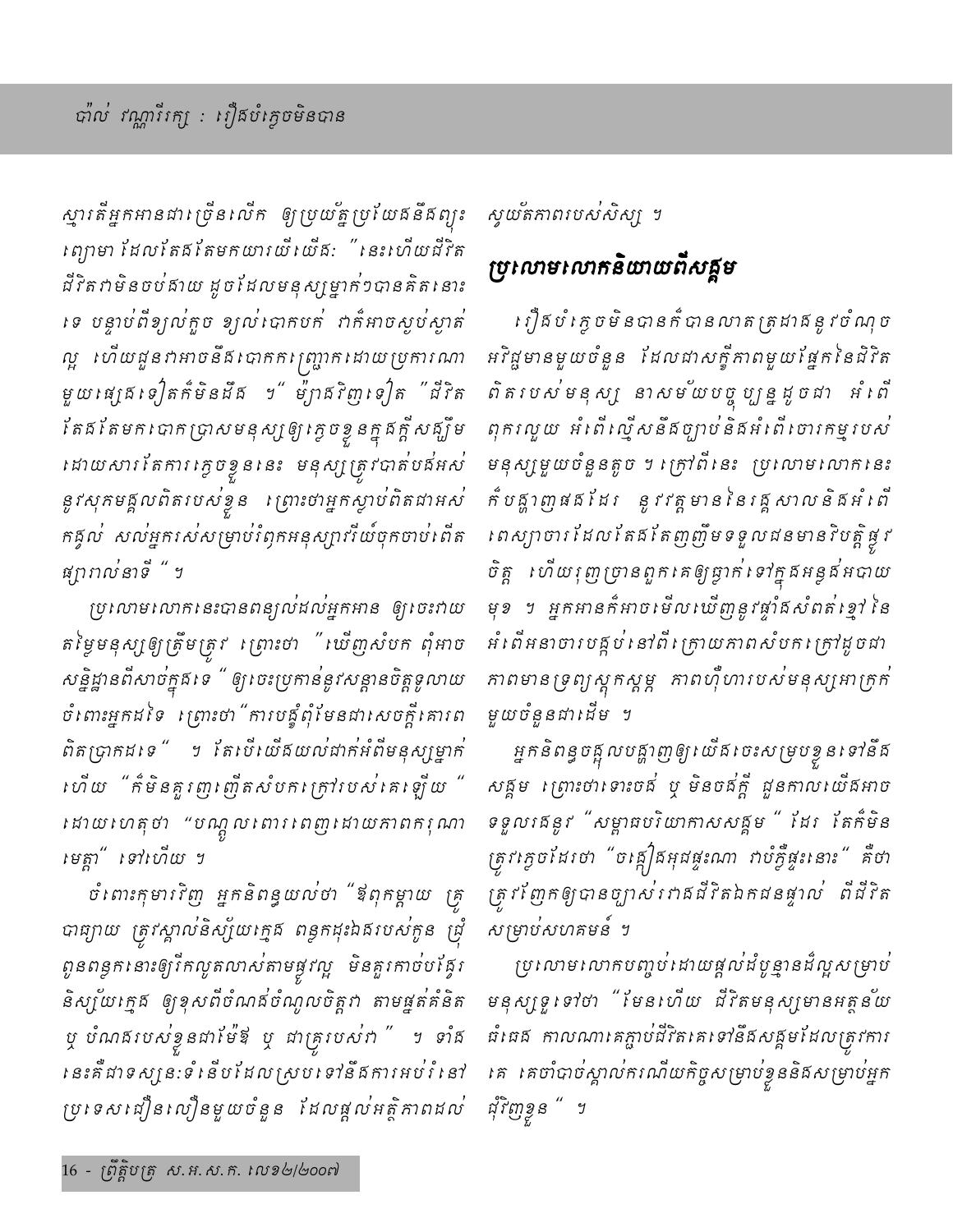ស្មារតីអ្នកអានជាច្រើនលើក ឲ្យប្រយ័ត្នប្រយែងនឹងព្យុះព្យោមា ដែលតែងតែមកយាយីយើង: "នេះហើយជីវិត ជីវិតវាមិនចប់ងាយ ដូចដែលមនុស្សម្នាក់ៗបានគិតនោះទេ បន្ទាប់ពីខ្យល់កួច ខ្យល់បោកបក់ វាក៏អាចស្ងប់ស្ងាត់ល្អ ហើយជួនវាអាចនឹងបោកពញ្ច្រោកដោយប្រការណាមួយផ្សេងទៀតក៏មិនដឹង ។" ម្យ៉ាងវិញទៀត "ជីវិតតែងតែមកបោកប្រាសមនុស្សឲ្យភ្លេចខ្លួនក្នុងក្ដីសង្ឃឹម ដោយសារតែការភ្លេចខ្លួននេះ មនុស្សត្រូវបាត់បង់អស់នូវសុភមង្គលពិតរបស់ខ្លួន ព្រោះថាអ្នកស្លាប់ពិតជាអស់កង្វល់ សល់អ្នករស់សម្រាប់រំពុកអនុស្សាវរីយ៍ចុកចាប់ពើតផ្សាពាល់នាទី " ។

ប្រលោមលោកនេះបានពន្យល់ដល់អ្នកអាន ឲ្យចេះវាយតម្លៃមនុស្សឲ្យត្រឹមត្រូវ ព្រោះថា "ឃើញសំបក ពុំអាចសន្និដ្ឋានពីសាច់ក្នុងទេ " ឲ្យចេះប្រកាន់នូវសន្ដានចិត្តទូលាយចំពោះអ្នកដទៃ ព្រោះថា "ការបន្លំពុំមែនជាសេចក្ដីគោរពពិតប្រាកដទេ" ។ តែបើយើងយល់ជាក់អំពីមនុស្សម្នាក់ហើយ "ក៏មិនគួរញាញើតសំបកក្រៅរបស់គេឡើយ " ដោយហេតុថា "បណ្ដូលពោរពេញដោយភាពករុណាមេត្តា" ទៅហើយ ។

ចំពោះកុមារវិញ អ្នកនិពន្ធយល់ថា "ឪពុកម្ដាយ គ្រូបាធ្យាយ ត្រូវស្គាល់និស្ស័យក្មេង ពន្លកដុះឯងរបស់កូន ជ្រើសពន្លកនោះឲ្យរីកលូតលាស់តាមផ្លូវល្អ មិនគួរកាច់បង្វែរនិស្ស័យក្មេង ឲ្យខុសពីចំណង់ចំណូលចិត្តវា តាមផ្នត់គំនិត ឬ បំណងរបស់ខ្លួនជាម៉ែឪ ឬ ជាគ្រូរបស់វា " ។ ទាំងនេះគឺជាទស្សនៈទំនើបដែលស្របទៅនឹងការអប់រំនៅប្រទេសជឿនលឿនមួយចំនួន ដែលផ្ដល់អត្តិភាពដល់ស្វយ័តភាពរបស់សិស្ស ។

## ប្រលោមលោកនិយាយពីសង្គម

រឿងបំភ្លេចមិនបានក៏បានលាតត្រដាងនូវចំណុចអវិជ្ជមានមួយចំនួន ដែលជាសក្ខីភាពមួយផ្នែកនៃជីវិតពិតរបស់មនុស្ស នាសម័យបច្ចុប្បន្នដូចជា អំពើពុករលួយ អំពើល្មើសនឹងច្បាប់និងអំពើចោរកម្មរបស់មនុស្សមួយចំនួនតូច ។ ក្រៅពីនេះ ប្រលោមលោកនេះក៏បង្ហាញផងដែរ នូវវត្តមាននៃវគ្គសាលនិងអំពើពេស្យាចារដែលតែងតែញញឹមទទួលជនមានវិបត្តិផ្លូវចិត្ត ហើយរុញច្រានពួកគេឲ្យធ្លាក់ទៅក្នុងអន្ទង់អបាយមុខ ។ អ្នកអានក៏អាចមើលឃើញនូវផ្ទាំងសំពត់ខ្មៅនៃអំពើអនាចារបង្កប់នៅពីក្រោយភាពសំបកក្រៅដូចជាភាពមានទ្រព្យស្ដុកស្ដម្ភ ភាពហ៊ឺហារបស់មនុស្សអាក្រក់មួយចំនួនជាដើម ។

អ្នកនិពន្ធចង្អុលបង្ហាញឲ្យយើងចេះសម្របខ្លួនទៅនឹងសង្គម ព្រោះថាទោះចង់ ឬ មិនចង់ក្ដី ជួនកាលយើងអាចទទួលរងនូវ "សម្ពាធបរិយាកាសសង្គម " ដែរ តែក៏មិនត្រូវភ្លេចដែរថា "ចង្កៀងអុជផ្ទះណា វាបំភ្លឺផ្ទះនោះ" គឺថាត្រូវញែកឲ្យបានច្បាស់រវាងជីវិតឯកជនផ្ទាល់ ពីជីវិតសម្រាប់សហគមន៍ ។

ប្រលោមលោកបញ្ចប់ដោយផ្ដល់ដំបូន្មានដ៏ល្អសម្រាប់មនុស្សទូទៅថា "មែនហើយ ជីវិតមនុស្សមានអត្ថន័យធំធេង កាលណាគេភ្ជាប់ជីវិតគេទៅនឹងសង្គមដែលត្រូវការគេ គេចាំបាច់ស្គាល់ករណីយកិច្ចសម្រាប់ខ្លួននិងសម្រាប់អ្នកជុំវិញខ្លួន " ។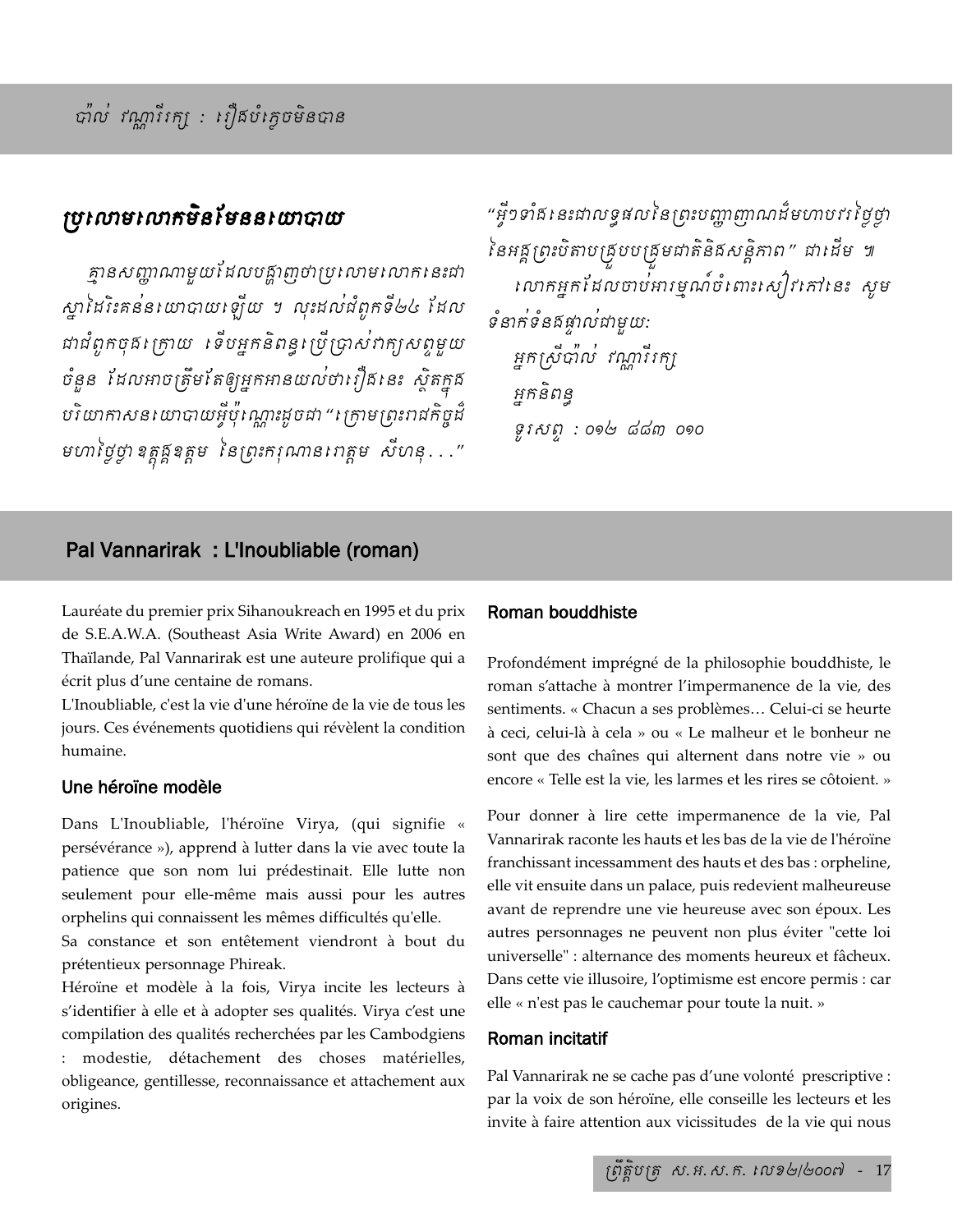## ប៉ាល់ វណ្ណារីរក្ស : រឿងបំភ្លេចមិនបាន

### ប្រលោមលោកមិនមែននយោបាយ

គ្មានសញ្ញាណាមួយដែលបង្ហាញថាប្រលោមលោកនេះជាស្នាដៃរិះគន់នយោបាយឡើយ ។ លុះដល់ជំពូកទី២៤ ដែលជាជំពូកចុងក្រោយ ទើបអ្នកនិពន្ធប្រើប្រាស់ពាក្យសព្ទមួយចំនួន ដែលអាចត្រឹមតែឲ្យអ្នកអានយល់ថារឿងនេះ ស្ថិតក្នុងបរិយាកាសនយោបាយអ្វីប៉ុណ្ណោះដូចជា "ក្រោមព្រះរាជកិច្ចដ៏មហាថ្លៃថ្លាឧត្តុង្គឧត្តម នៃព្រះករុណាពពេកម សីហនុ..." "អ្វីៗទាំងនេះជាលទ្ធផលនៃព្រះបញ្ញាញាណដ៏មហាបវរថ្លៃថ្លានៃអង្គព្រះបិតាបង្រួបបង្រួមជាតិនិងសន្តិភាព" ជាដើម ។

លោកអ្នកដែលចាប់អារម្មណ៍ចំពោះសៀវភៅនេះ សូមទំនាក់ទំនងផ្ទាល់ជាមួយៈ

អ្នកស្រីប៉ាល់ វណ្ណារីរក្ស
អ្នកនិពន្ធ
ទូរសព្ទ : ០១២ ៨៨៣ ០១០

## Pal Vannarirak : L'Inoubliable (roman)

Lauréate du premier prix Sihanoukreach en 1995 et du prix de S.E.A.W.A. (Southeast Asia Write Award) en 2006 en Thaïlande, Pal Vannarirak est une auteure prolifique qui a écrit plus d'une centaine de romans.

L'Inoubliable, c'est la vie d'une héroïne de la vie de tous les jours. Ces événements quotidiens qui révèlent la condition humaine.

### Une héroïne modèle

Dans L'Inoubliable, l'héroïne Virya, (qui signifie « persévérance »), apprend à lutter dans la vie avec toute la patience que son nom lui prédestinait. Elle lutte non seulement pour elle-même mais aussi pour les autres orphelins qui connaissent les mêmes difficultés qu'elle.

Sa constance et son entêtement viendront à bout du prétentieux personnage Phireak.

Héroïne et modèle à la fois, Virya incite les lecteurs à s'identifier à elle et à adopter ses qualités. Virya c'est une compilation des qualités recherchées par les Cambodgiens : modestie, détachement des choses matérielles, obligeance, gentillesse, reconnaissance et attachement aux origines.

### Roman bouddhiste

Profondément imprégné de la philosophie bouddhiste, le roman s'attache à montrer l'impermanence de la vie, des sentiments. « Chacun a ses problèmes… Celui-ci se heurte à ceci, celui-là à cela » ou « Le malheur et le bonheur ne sont que des chaînes qui alternent dans notre vie » ou encore « Telle est la vie, les larmes et les rires se côtoient. »

Pour donner à lire cette impermanence de la vie, Pal Vannarirak raconte les hauts et les bas de la vie de l'héroïne franchissant incessamment des hauts et des bas : orpheline, elle vit ensuite dans un palace, puis redevient malheureuse avant de reprendre une vie heureuse avec son époux. Les autres personnages ne peuvent non plus éviter "cette loi universelle" : alternance des moments heureux et fâcheux. Dans cette vie illusoire, l'optimisme est encore permis : car elle « n'est pas le cauchemar pour toute la nuit. »

### Roman incitatif

Pal Vannarirak ne se cache pas d'une volonté prescriptive : par la voix de son héroïne, elle conseille les lecteurs et les invite à faire attention aux vicissitudes de la vie qui nous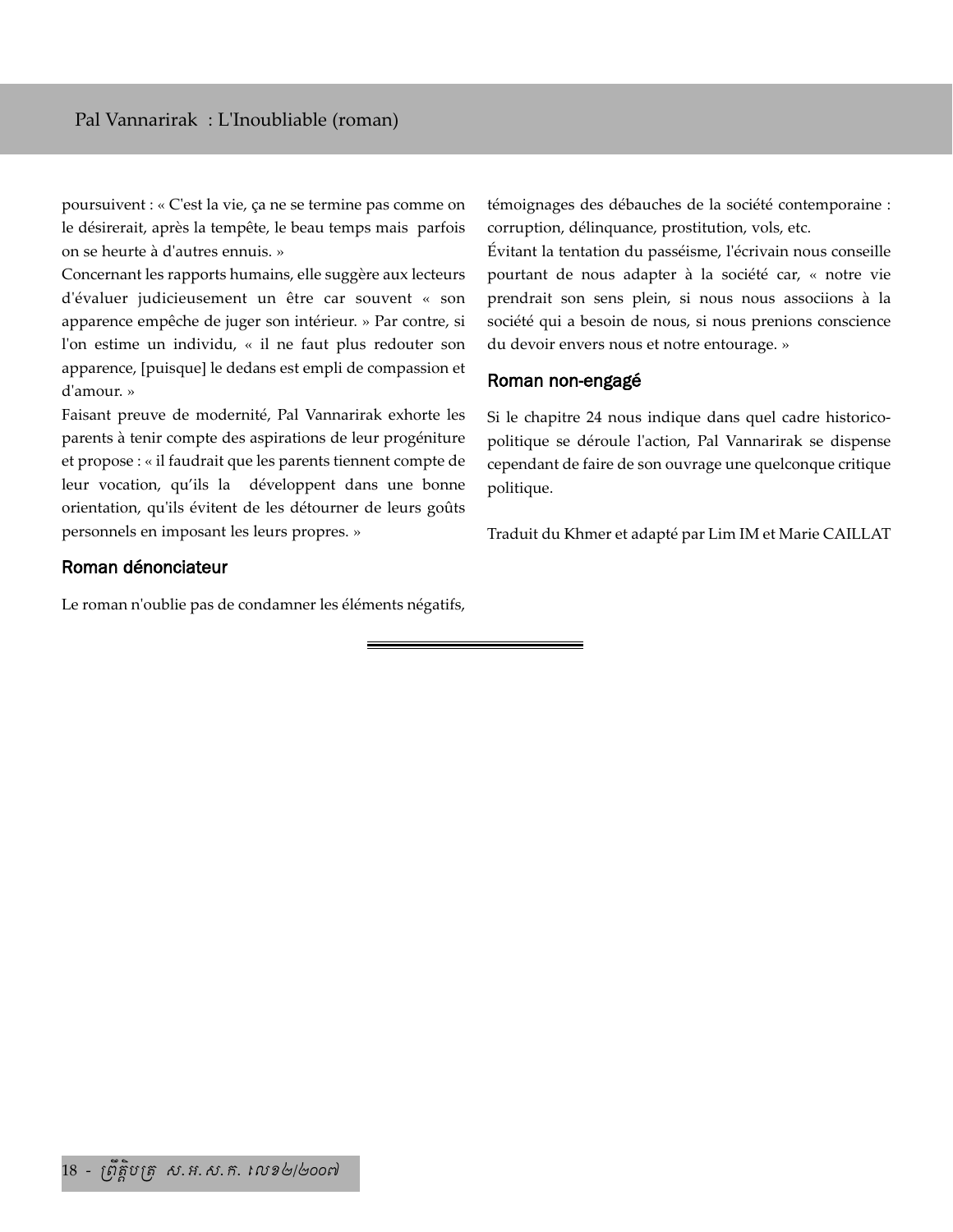poursuivent : « C'est la vie, ça ne se termine pas comme on le désirerait, après la tempête, le beau temps mais parfois on se heurte à d'autres ennuis. »

Concernant les rapports humains, elle suggère aux lecteurs d'évaluer judicieusement un être car souvent « son apparence empêche de juger son intérieur. » Par contre, si l'on estime un individu, « il ne faut plus redouter son apparence, [puisque] le dedans est empli de compassion et d'amour. »

Faisant preuve de modernité, Pal Vannarirak exhorte les parents à tenir compte des aspirations de leur progéniture et propose : « il faudrait que les parents tiennent compte de leur vocation, qu'ils la développent dans une bonne orientation, qu'ils évitent de les détourner de leurs goûts personnels en imposant les leurs propres. »

### Roman dénonciateur

Le roman n'oublie pas de condamner les éléments négatifs, témoignages des débauches de la société contemporaine : corruption, délinquance, prostitution, vols, etc.

Évitant la tentation du passéisme, l'écrivain nous conseille pourtant de nous adapter à la société car, « notre vie prendrait son sens plein, si nous nous associions à la société qui a besoin de nous, si nous prenions conscience du devoir envers nous et notre entourage. »

### Roman non-engagé

Si le chapitre 24 nous indique dans quel cadre historico-politique se déroule l'action, Pal Vannarirak se dispense cependant de faire de son ouvrage une quelconque critique politique.

Traduit du Khmer et adapté par Lim IM et Marie CAILLAT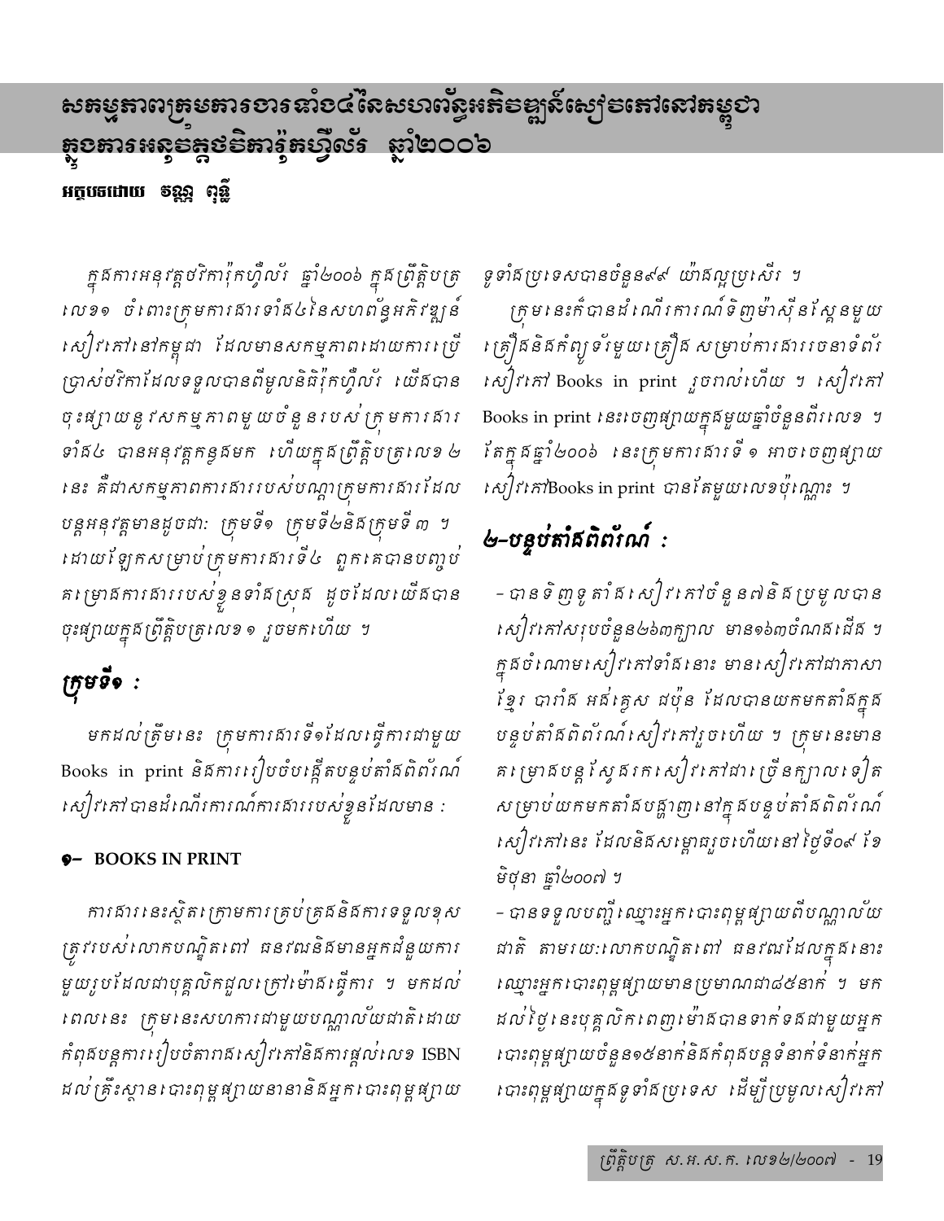# សកម្មភាពក្រុមការងារទាំង៤នៃសហព័ន្ធអភិវឌ្ឍន៍សៀវភៅនៅកម្ពុជា ក្នុងការអនុវត្តថវិការ៉ុកហ្វីល័រ ឆ្នាំ២០០៦

**អត្ថបទដោយ វណ្ណ ពុទ្ធី**

ក្នុងការអនុវត្តថវិការ៉ុកហ្វីល័រ ឆ្នាំ២០០៦ ក្នុងព្រឹត្តិបត្រលេខ១ ចំពោះក្រុមការងារទាំង៤នៃសហព័ន្ធអភិវឌ្ឍន៍សៀវភៅនៅកម្ពុជា ដែលមានសកម្មភាពដោយការប្រើប្រាស់ថវិកាដែលទទួលបានពីមូលនិធិរ៉ុកហ្វីល័រ យើងបានចុះផ្សាយនូវសកម្មភាពមួយចំនួនរបស់ក្រុមការងារទាំង៤ បានអនុវត្តកន្លងមក ហើយក្នុងព្រឹត្តិបត្រលេខ ២ នេះ គឺជាសកម្មភាពការងាររបស់បណ្តាក្រុមការងារដែលបន្តអនុវត្តមានដូចជាៈ ក្រុមទី១ ក្រុមទី២និងក្រុមទី ៣ ។ ដោយឡែកសម្រាប់ក្រុមការងារទី៤ ពួកគេបានបញ្ចប់គម្រោងការងាររបស់ខ្លួនទាំងស្រុង ដូចដែលយើងបានចុះផ្សាយក្នុងព្រឹត្តិបត្រលេខ១ រួចមកហើយ ។

## ក្រុមទី១ :

មកដល់ត្រឹមនេះ ក្រុមការងារទី១ដែលធ្វើការជាមួយ Books in print និងការរៀបចំបង្កើតបន្ទប់តាំងពិព័រណ៍សៀវភៅបានដំណើរការណ៍ការងាររបស់ខ្លួនដែលមាន :

### ១– BOOKS IN PRINT

ការងារនេះស្ថិតក្រោមការគ្រប់គ្រងនិងការទទួលខុសត្រូវរបស់លោកបណ្ឌិតពៅ ធនវណ្ឌនិងមានអ្នកជំនួយការមួយរូបដែលជាបុគ្គលិកដួលក្រៅម៉ោងធ្វើការ ។ មកដល់ពេលនេះ ក្រុមនេះសហការជាមួយបណ្ណាល័យជាតិដោយកំពុងបន្តការរៀបចំតារាងសៀវភៅនិងការផ្តល់លេខ ISBN ដល់គ្រឹះស្ថានបោះពុម្ពផ្សាយនានានិងអ្នកបោះពុម្ពផ្សាយទូទាំងប្រទេសបានចំនួន៩៩ យ៉ាងល្អប្រសើរ ។

ក្រុមនេះក៏បានដំណើរការណ៍ទិញម៉ាស៊ីនស្កែនមួយគ្រឿងនិងកំព្យូទ័រមួយគ្រឿង សម្រាប់ការងាររចនាទំព័រសៀវភៅ Books in print រួចរាល់ហើយ ។ សៀវភៅ Books in print នេះចេញផ្សាយក្នុងមួយឆ្នាំចំនួនពីរលេខ ។ តែក្នុងឆ្នាំ២០០៦ នេះក្រុមការងារទី ១ អាចចេញផ្សាយសៀវភៅBooks in print បានតែមួយលេខប៉ុណ្ណោះ ។

## ២–បន្ទប់តាំងពិព័រណ៍ :

– បានទិញទូតាំងសៀវភៅចំនួន៧និងប្រមូលបានសៀវភៅសរុបចំនួន២៦៣ក្បាល មាន១៦៣ចំណងជើង ។ ក្នុងចំណោមសៀវភៅទាំងនោះ មានសៀវភៅជាភាសាខ្មែរ បារាំង អង់គ្លេស ជប៉ុន ដែលបានយកមកតាំងក្នុងបន្ទប់តាំងពិព័រណ៍សៀវភៅរួចហើយ ។ ក្រុមនេះមានគម្រោងបន្តស្វែងរកសៀវភៅជាច្រើនក្បាលទៀតសម្រាប់យកមកតាំងបង្ហាញនៅក្នុងបន្ទប់តាំងពិព័រណ៍សៀវភៅនេះ ដែលនិងសម្ពោធរួចហើយនៅថ្ងៃទី០៩ ខែមិថុនា ឆ្នាំ២០០៧ ។

– បានទទួលបញ្ជីឈ្មោះអ្នកបោះពុម្ពផ្សាយពីបណ្ណាល័យជាតិ តាមរយៈលោកបណ្ឌិតពៅ ធនវណ្ឌដែលក្នុងនោះឈ្មោះអ្នកបោះពុម្ពផ្សាយមានប្រមាណជា៨៥នាក់ ។ មកដល់ថ្ងៃនេះបុគ្គលិកពេញម៉ោងបានទាក់ទងជាមួយអ្នកបោះពុម្ពផ្សាយចំនួន១៥នាក់និងកំពុងបន្តទំនាក់ទំនាក់អ្នកបោះពុម្ពផ្សាយក្នុងទូទាំងប្រទេស ដើម្បីប្រមូលសៀវភៅ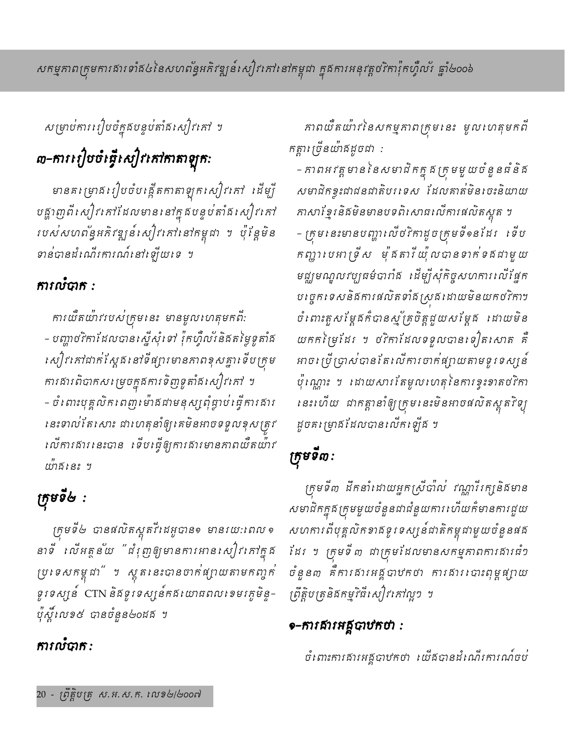សម្រាប់ការរៀបចំក្នុងបន្ទប់តាំងសៀវភៅ ។

## ៣-ការរៀបចំធ្វើសៀវភៅកាតាឡុកៈ

មានគម្រោងរៀបចំបង្កើតកាតាឡុកសៀវភៅ ដើម្បីបង្ហាញពីសៀវភៅដែលមាននៅក្នុងបន្ទប់តាំងសៀវភៅរបស់សហព័ន្ធអភិវឌ្ឍន៍សៀវភៅនៅកម្ពុជា ។ ប៉ុន្តែមិនទាន់បានដំណើរការណ៍នៅឡើយទេ ។

### ការលំបាក ៖

ការយឺតយ៉ាវរបស់ក្រុមនេះ មានមូលហេតុមកពីៈ
- បញ្ហាថវិកាដែលបានស្នើសុំទៅ រ៉ុកហ្វឹល័រនិងតម្លៃទូតាំងសៀវភៅដាក់ស្តែងនៅទីផ្សារមានភាពខុសគ្នាទើបក្រុមការងារពិបាកសម្រេចក្នុងការទិញទូតាំងសៀវភៅ ។
- ចំពោះបុគ្គលិកពេញម៉ោងជាមនុស្សពុំធ្លាប់ធ្វើការងារនេះទាល់តែសោះ ជាហេតុនាំឲ្យគេមិនអាចទទួលខុសត្រូវលើការងារនេះបាន ទើបធ្វើឲ្យការងារមានភាពយឺតយ៉ាវយ៉ាងនេះ ។

## ក្រុមទី២ ៖

ក្រុមទី២ បានផលិតស្ពតវីដេអូបាន១ មានរយៈពេល ១ នាទី លើអត្ថន័យ "ជំរុញឲ្យមានការអានសៀវភៅក្នុងប្រទេសកម្ពុជា" ។ ស្ពតនេះបានចាក់ផ្សាយតាមកញ្ចក់ទូរទស្សន៍ CTN និងទូរទស្សន៍កងយោធពលខេមរភូមិន្ទ-ប៉ុស្តិ៍លេខ៥ បានចំនួន២០ដង ។

### ការលំបាក ៖

ភាពយឺតយ៉ាវនៃសកម្មភាពក្រុមនេះ មូលហេតុមកពីកត្តាច្រើនយ៉ាងដូចជា ៖
- ភាពអវត្តមាននៃសមាជិកក្នុងក្រុមមួយចំនួនធំនិងសមាជិកខ្លះជាជនជាតិបរទេស ដែលគាត់មិនចេះនិយាយភាសាខ្មែរនិងមិនមានបទពិសោធលើការផលិតស្ពត ។
- ក្រុមនេះមានបញ្ហាលើថវិកាដូចក្រុមទី១នដែរ ទើបកញ្ញាបេអាទ្រីស ម៉ុងតារី យ៉ុលបានទាក់ទងជាមួយមជ្ឈមណ្ឌលវប្បធម៌បារាំង ដើម្បីសុំកិច្ចសហការលើផ្នែកបច្ចេកទេសនិងការផលិតទាំងស្រុងដោយមិនយកថវិកា។ ចំពោះតួសម្តែងក៏បានស្ម័គ្រចិត្តជួយសម្តែង ដោយមិនយកកម្រៃដែរ ។ ថវិកាដែលទទួលបានទៀតសោត គឺអាចប្រើប្រាស់បានតែលើការចាក់ផ្សាយតាមទូរទស្សន៍ប៉ុណ្ណោះ ។ ដោយសារតែមូលហេតុនៃការខ្វះខាតថវិកានេះហើយ ជាកត្តានាំឲ្យក្រុមនេះមិនអាចផលិតស្ពតវិទ្យុដូចគម្រោងដែលបានលើកឡើង ។

## ក្រុមទី៣ ៖

ក្រុមទី៣ ដឹកនាំដោយអ្នកស្រីប៉ាល់ វណ្ណារីរក្សនិងមានសមាជិកក្នុងក្រុមមួយចំនួនជាជំនួយការ ហើយក៏មានការជួយសហការពីបុគ្គលិកខាងទូរទស្សន៍ជាតិកម្ពុជាមួយចំនួនផងដែរ ។ ក្រុមទី ៣ ជាក្រុមដែលមានសកម្មភាពការងារធំៗចំនួន៣ គឺការងារអត្ថបាឋកថា ការងារបោះពុម្ពផ្សាយព្រឹត្តិបត្រនិងកម្មវិធីសៀវភៅល្អៗ ។

### ១-ការងារអត្ថបាឋកថា ៖

ចំពោះការងារអត្ថបាឋកថា យើងបានដំណើរការណ៍ចប់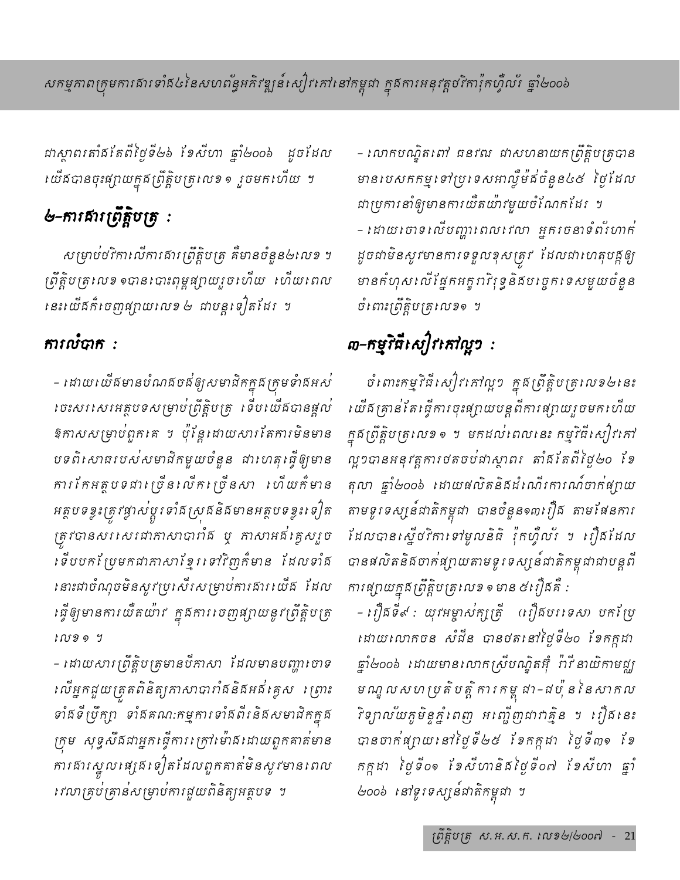ជាស្ថាពរតាំងតែពីថ្ងៃទី២៦ ខែសីហា ឆ្នាំ២០០៦ ដូចដែលយើងបានចុះផ្សាយក្នុងព្រឹត្តិបត្រលេខ១ រួចមកហើយ ។

## ២-ការផ្សារព្រឹត្តិបត្រ :

សម្រាប់ថវិកាលើការផ្សារព្រឹត្តិបត្រ គឺមានចំនួន២លេខ ។ ព្រឹត្តិបត្រលេខ១បានបោះពុម្ពផ្សាយរួចហើយ ហើយពេលនេះយើងក៏ចេញផ្សាយលេខ២ ជាបន្តទៀតដែរ ។

## ការលំបាក :

- ដោយយើងមានបំណងចង់ឲ្យសមាជិកក្នុងក្រុមទាំងអស់ចេះសរសេរអត្ថបទសម្រាប់ព្រឹត្តិបត្រ ទើបយើងបានផ្តល់ឱកាសសម្រាប់ពួកគេ ។ ប៉ុន្តែដោយសារតែការមិនមានបទពិសោធរបស់សមាជិកមួយចំនួន ជាហេតុធ្វើឲ្យមានការកែអត្ថបទជាច្រើនលើកច្រើនសា ហើយក៏មានអត្ថបទខ្លះត្រូវផ្លាស់ប្តូរទាំងស្រុងនិងមានអត្ថបទខ្លះទៀតត្រូវបានសរសេរជាភាសាបារាំង ឬ ភាសាអង់គ្លេសរួចទើបបកប្រែមកជាភាសាខ្មែរទៅវិញក៏មាន ដែលទាំងនោះជាចំណុចមិនសូវប្រសើរសម្រាប់ការផ្សារយើង ដែលធ្វើឲ្យមានការយឺតយ៉ាវ ក្នុងការចេញផ្សាយនូវព្រឹត្តិបត្រលេខ១ ។
- ដោយសារព្រឹត្តិបត្រមានបីភាសា ដែលមានបញ្ហាចោទលើអ្នកជួយត្រួតពិនិត្យភាសាបារាំងនិងអង់គ្លេស ព្រោះទាំងទីប្រឹក្សា ទាំងគណៈកម្មការទាំងពីរនិងសមាជិកក្នុងក្រុម សុទ្ធសឹងជាអ្នកធ្វើការក្រៅម៉ោងដោយពួកគាត់មានការងារស្នូលផ្សេងទៀតដែលពួកគាត់មិនសូវមានពេលវេលាគ្រប់គ្រាន់សម្រាប់ការជួយពិនិត្យអត្ថបទ ។
- លោកបណ្ឌិតពៅ ធនវណ្ណ ជាសហនាយកព្រឹត្តិបត្របានមានបេសកកម្មទៅប្រទេសអាល្លឺម៉ង់ចំនួន៤៥ ថ្ងៃដែលជាប្រការនាំឲ្យមានការយឺតយ៉ាវមួយចំណែកដែរ ។
- ដោយបោទលើបញ្ហាពេលវេលា អ្នករចនាទំព័រហាក់ដូចជាមិនសូវមានការទទួលខុសត្រូវ ដែលជាហេតុបណ្តាលឲ្យមានកំហុសលើផ្នែកអក្ខរាវិរុទ្ធនិងបច្ចេកទេសមួយចំនួនចំពោះព្រឹត្តិបត្រលេខ១ ។

## ៣-កម្មវិធីសៀវភៅល្អៗ :

ចំពោះកម្មវិធីសៀវភៅល្អៗ ក្នុងព្រឹត្តិបត្រលេខ២នេះយើងគ្រាន់តែធ្វើការចុះផ្សាយបន្តពីការផ្សាយរួចមកហើយក្នុងព្រឹត្តិបត្រលេខ១ ។ មកដល់ពេលនេះ កម្មវិធីសៀវភៅល្អៗបានអនុវត្តការថតចប់ជាស្ថាពរ តាំងតែពីថ្ងៃ២០ ខែតុលា ឆ្នាំ២០០៦ ដោយផលិតនិងដំណើរការណ៍ចាក់ផ្សាយតាមទូរទស្សន៍ជាតិកម្ពុជា បានចំនួន១៣រឿង តាមផែនការដែលបានស្នើថវិកាទៅមូលនិធិ រ៉ុកហ្វឺល័រ ។ រឿងដែលបានផលិតនិងចាក់ផ្សាយតាមទូរទស្សន៍ជាតិកម្ពុជាជាបន្តពីការផ្សាយក្នុងព្រឹត្តិបត្រលេខ១មាន៥រឿងគឺ :

- រឿងទី៩ : យុវអម្ចាស់ក្សត្រី (រឿងបរទេស) បកប្រែដោយលោកចន សំជីន បានថតនៅថ្ងៃទី២០ ខែកក្កដា ឆ្នាំ២០០៦ ដោយមានលោកស្រីបណ្ឌិតអ៊ុំ រ៉ាវី នាយិកាមជ្ឈមណ្ឌលសហប្រតិបត្តិការកម្ពុជា-ជប៉ុននៃសាកលវិទ្យាល័យភូមិន្ទភ្នំពេញ អញ្ជើញជាភ្ញៀវ ។ រឿងនេះបានចាក់ផ្សាយនៅថ្ងៃទី២៥ ខែកក្កដា ថ្ងៃទី៣១ ខែកក្កដា ថ្ងៃទី០១ ខែសីហានិងថ្ងៃទី០៧ ខែសីហា ឆ្នាំ២០០៦ នៅទូរទស្សន៍ជាតិកម្ពុជា ។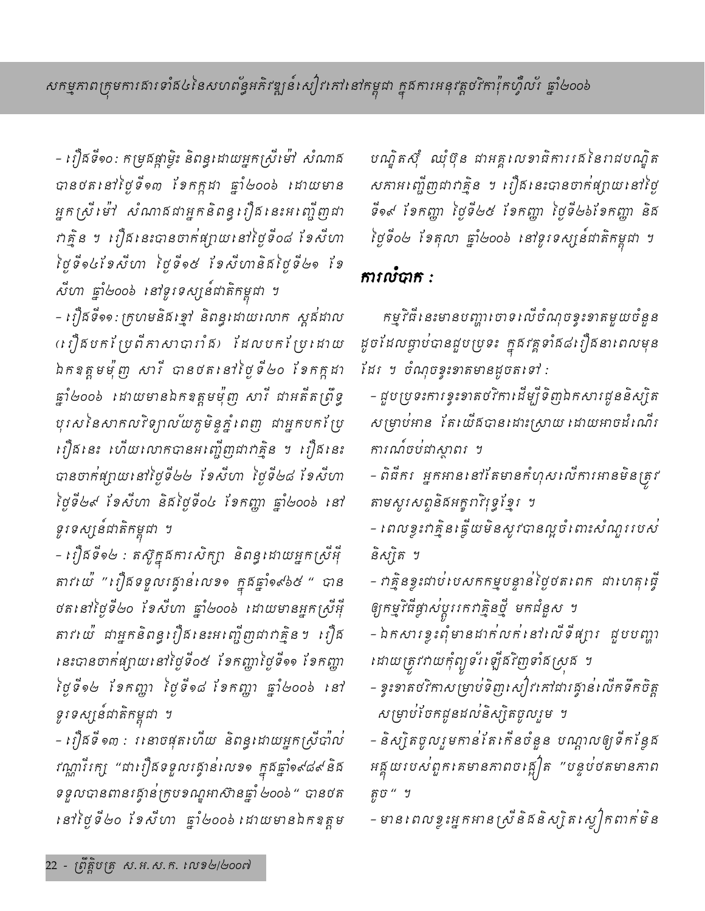- រឿងទី១០: កម្រងផ្កាម្លិះ និពន្ធដោយអ្នកស្រីម៉ៅ សំណាង បានថតនៅថ្ងៃទី១៣ ខែកក្កដា ឆ្នាំ២០០៦ ដោយមានអ្នកស្រីម៉ៅ សំណាងជាអ្នកនិពន្ធរឿងនេះអញ្ជើញជាភ្ញៀវ ។ រឿងនេះបានចាក់ផ្សាយនៅថ្ងៃទី០៨ ខែសីហា ថ្ងៃទី១៤ខែសីហា ថ្ងៃទី១៥ ខែសីហានិងថ្ងៃទី២១ ខែសីហា ឆ្នាំ២០០៦ នៅទូរទស្សន៍ជាតិកម្ពុជា ។

- រឿងទី១១: ក្រហមនិងខ្មៅ និពន្ធដោយលោក ស្តង់ដាល (រឿងបកប្រែពីភាសាបារាំង) ដែលបកប្រែដោយឯកឧត្តមម៉ុញ សារី បានថតនៅថ្ងៃទី២០ ខែកក្កដា ឆ្នាំ២០០៦ ដោយមានឯកឧត្តមម៉ុញ សារី ជាអតីតព្រឹទ្ធបុរសនៃសាកលវិទ្យាល័យភូមិន្ទភ្នំពេញ ជាអ្នកបកប្រែរឿងនេះ ហើយលោកបានអញ្ជើញជាភ្ញៀវ ។ រឿងនេះបានចាក់ផ្សាយនៅថ្ងៃទី២២ ខែសីហា ថ្ងៃទី២៨ ខែសីហា ថ្ងៃទី២៩ ខែសីហា និងថ្ងៃទី០៤ ខែកញ្ញា ឆ្នាំ២០០៦ នៅទូរទស្សន៍ជាតិកម្ពុជា ។

- រឿងទី១២ : តស៊ូក្នុងការសិក្សា និពន្ធដោយអ្នកស្រីអ៊ីតាវយ៉េ "រឿងទទួលរង្វាន់លេខ១ ក្នុងឆ្នាំ១៩៦៥ " បានថតនៅថ្ងៃទី២០ ខែសីហា ឆ្នាំ២០០៦ ដោយមានអ្នកស្រីអ៊ីតាវយ៉េ ជាអ្នកនិពន្ធរឿងនេះអញ្ជើញជាភ្ញៀវ។ រឿងនេះបានចាក់ផ្សាយនៅថ្ងៃទី០៥ ខែកញ្ញាថ្ងៃទី១១ ខែកញ្ញា ថ្ងៃទី១២ ខែកញ្ញា ថ្ងៃទី១៨ ខែកញ្ញា ឆ្នាំ២០០៦ នៅទូរទស្សន៍ជាតិកម្ពុជា ។

- រឿងទី១៣ : រនោចផុតហើយ និពន្ធដោយអ្នកស្រីប៉ាល់ វណ្ណារីរក្ស "ជារឿងទទួលរង្វាន់លេខ១ ក្នុងឆ្នាំ១៩៨៩និងទទួលបានពានរង្វាន់ក្របខណ្ឌអាស៊ានឆ្នាំ ២០០៦" បានថតនៅថ្ងៃទី២០ ខែសីហា ឆ្នាំ២០០៦ ដោយមានឯកឧត្តមបណ្ឌិតស៊ុំ ឈុំប៊ុន ជាអគ្គលេខាធិការរងនៃរាជបណ្ឌិតសភាអញ្ជើញជាភ្ញៀវ ។ រឿងនេះបានចាក់ផ្សាយនៅថ្ងៃទី១៩ ខែកញ្ញា ថ្ងៃទី២៥ ខែកញ្ញា ថ្ងៃទី២៦ខែកញ្ញា និងថ្ងៃទី០២ ខែតុលា ឆ្នាំ២០០៦ នៅទូរទស្សន៍ជាតិកម្ពុជា ។

## ការលំបាក :

កម្មវិធីនេះមានបញ្ហាចោទលើចំណុចខ្វះខាតមួយចំនួន ដូចដែលធ្លាប់បានជួបប្រទះ ក្នុងវគ្គទាំង៨រឿងនាពេលមុនដែរ ។ ចំណុចខ្វះខាតមានដូចតទៅ :

- ជួបប្រទះការខ្វះខាតថវិកាដើម្បីទិញឯកសារជូននិស្សិតសម្រាប់អាន តែយើងបានដោះស្រាយដោយអាចដំណើរការណ៍ចប់ជាស្ថាពរ ។
- ពិធីករ អ្នកអាននៅតែមានកំហុសលើការអានមិនត្រូវតាមសូរសព្ទនិងអក្ខរាវិរុទ្ធខ្មែរ ។
- ពេលខ្លះភ្ញៀវឆ្លើយមិនសូវបានល្អចំពោះសំណួររបស់និស្សិត ។
- ភ្ញៀវខ្លះជាប់បេសកកម្មបន្ទាន់ថ្ងៃថតពេក ជាហេតុធ្វើឲ្យកម្មវិធីផ្លាស់ប្តូរកេភ្ញៀវថ្មី មកជំនួស ។
- ឯកសារខ្លះពុំមានដាក់លក់នៅលើទីផ្សារ ជួបបញ្ហាដោយត្រូវវាយកុំព្យូទ័រឡើងវិញទាំងស្រុង ។
- ខ្វះខាតថវិកាសម្រាប់ទិញសៀវភៅជារង្វាន់លើកទឹកចិត្តសម្រាប់ចែកជូនដល់និស្សិតចូលរួម ។
- និស្សិតចូលរួមកាន់តែកើនចំនួន បណ្តាលឲ្យទីកន្លែងអគ្គិយរបស់ពួកគេមានភាពចង្អៀត "បន្ទប់ថតមានភាពតូច" ។
- មានពេលខ្លះអ្នកអានស្រីនិងនិស្សិតស្លៀកពាក់មិន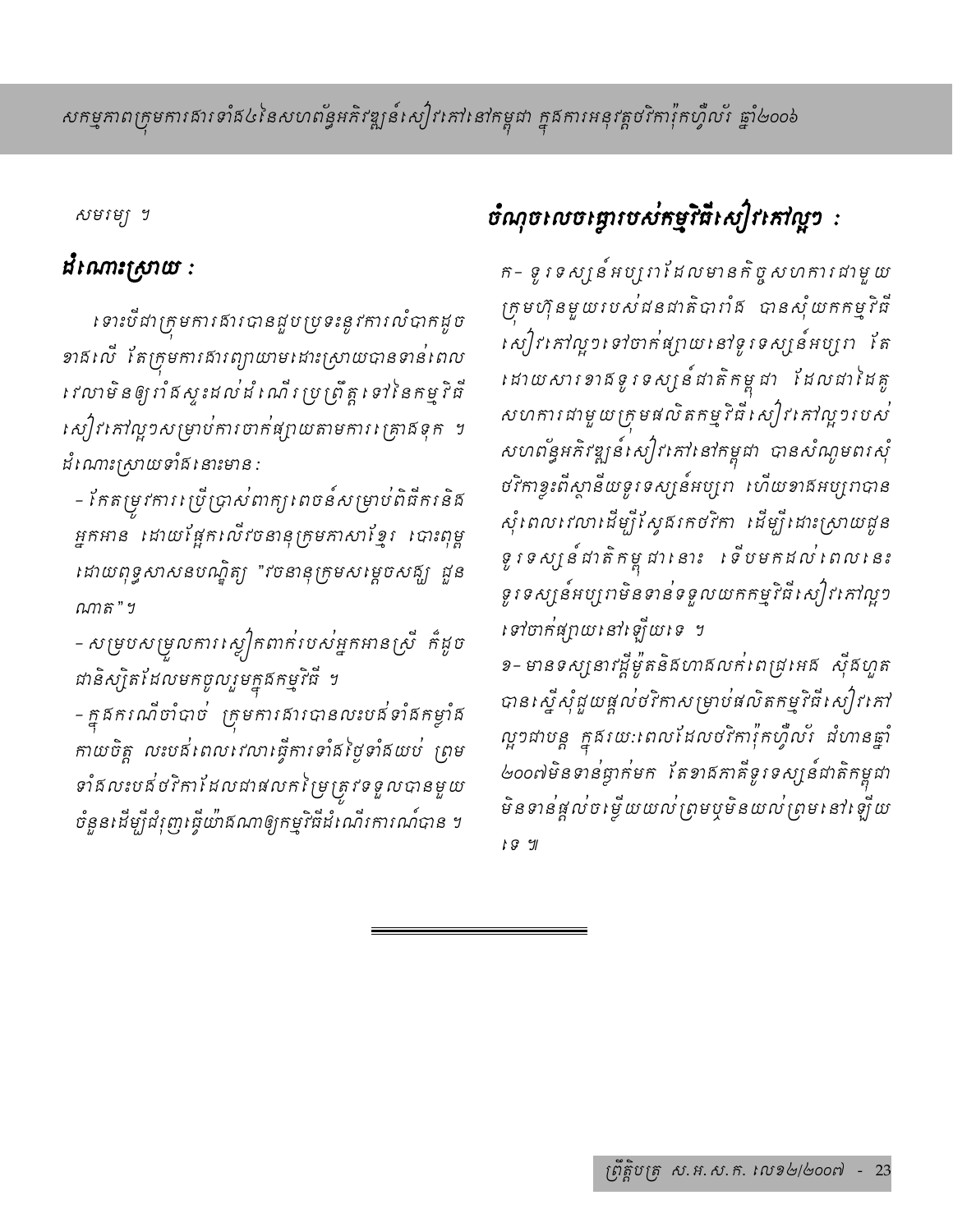សមរម្យ ។

## ដំណោះស្រាយ :

ទោះបីជាក្រុមការងារបានជួបប្រទះនូវការលំបាកដូចខាងលើ តែក្រុមការងារព្យាយាមដោះស្រាយបានទាន់ពេលវេលាមិនឲ្យរាំងស្ទះដល់ដំណើរប្រព្រឹត្តទៅនៃកម្មវិធីសៀវភៅល្អៗសម្រាប់ការចាក់ផ្សាយតាមការគ្រោងទុក ។ ដំណោះស្រាយទាំងនោះមាន :

- កែតម្រូវការប្រើប្រាស់ពាក្យពេចន៍សម្រាប់ពិធីករនិងអ្នកអាន ដោយផ្អែកលើវចនានុក្រមភាសាខ្មែរ បោះពុម្ពដោយពុទ្ធសាសនបណ្ឌិត្យ "វចនានុក្រមសម្តេចសង្ឃ ជួន ណាត" ។
- សម្របសម្រួលការស្លៀកពាក់របស់អ្នកអានស្រី ក៏ដូចជានិស្សិតដែលមកចូលរួមក្នុងកម្មវិធី ។
- ក្នុងករណីចាំបាច់ ក្រុមការងារបានលះបង់ទាំងកម្លាំងកាយចិត្ត លះបង់ពេលវេលាធ្វើការទាំងថ្ងៃទាំងយប់ ព្រមទាំងលះបង់ថវិកាដែលជាផលកម្រៃត្រូវទទួលបានមួយចំនួនដើម្បីជំរុញធ្វើយ៉ាងណាឲ្យកម្មវិធីដំណើរការណ៍បាន ។

## ចំណុចលេចធ្លោរបស់កម្មវិធីសៀវភៅល្អៗ :

ក- ទូរទស្សន៍អប្សរាដែលមានកិច្ចសហការជាមួយក្រុមហ៊ុនមួយរបស់ជនជាតិបារាំង បានសុំយកកម្មវិធីសៀវភៅល្អៗទៅចាក់ផ្សាយនៅទូរទស្សន៍អប្សរា តែដោយសារខាងទូរទស្សន៍ជាតិកម្ពុជា ដែលជាដៃគូសហការជាមួយក្រុមផលិតកម្មវិធីសៀវភៅល្អៗរបស់សហព័ន្ធអភិវឌ្ឍន៍សៀវភៅនៅកម្ពុជា បានសំណូមពរសុំថវិកាខ្ពស់ពីស្ថានីយទូរទស្សន៍អប្សរា ហើយខាងអប្សរាបានសុំពេលវេលាដើម្បីស្វែងរកថវិកា ដើម្បីដោះស្រាយជូនទូរទស្សន៍ជាតិកម្ពុជានោះ ទើបមកដល់ពេលនេះទូរទស្សន៍អប្សរាមិនទាន់ទទួលយកកម្មវិធីសៀវភៅល្អៗទៅចាក់ផ្សាយនៅឡើយទេ ។

ខ- មានទស្សនាវដ្តីម៉ូតនិងហាងលក់ពេជ្រអេង ស៊ីងហួត បានស្នើសុំជួយផ្តល់ថវិកាសម្រាប់ផលិតកម្មវិធីសៀវភៅល្អៗជាបន្ត ក្នុងរយៈពេលដែលថវិការ៉ុកហ្វឺល័រ ដំហានឆ្នាំ ២០០៧មិនទាន់ធ្លាក់មក តែខាងភាគីទូរទស្សន៍ជាតិកម្ពុជាមិនទាន់ផ្តល់ចម្លើយយល់ព្រមឬមិនយល់ព្រមនៅឡើយទេ ៕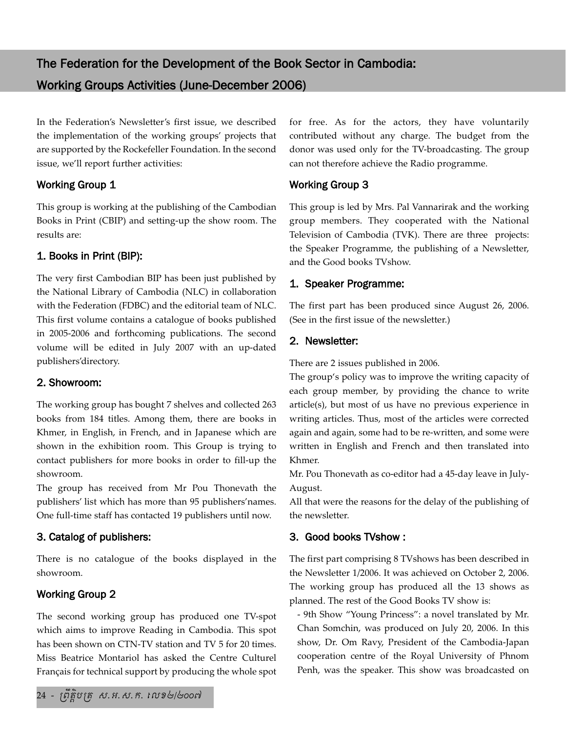# The Federation for the Development of the Book Sector in Cambodia: Working Groups Activities (June-December 2006)

In the Federation's Newsletter's first issue, we described the implementation of the working groups' projects that are supported by the Rockefeller Foundation. In the second issue, we'll report further activities:

## Working Group 1

This group is working at the publishing of the Cambodian Books in Print (CBIP) and setting-up the show room. The results are:

### 1. Books in Print (BIP):

The very first Cambodian BIP has been just published by the National Library of Cambodia (NLC) in collaboration with the Federation (FDBC) and the editorial team of NLC. This first volume contains a catalogue of books published in 2005-2006 and forthcoming publications. The second volume will be edited in July 2007 with an up-dated publishers'directory.

### 2. Showroom:

The working group has bought 7 shelves and collected 263 books from 184 titles. Among them, there are books in Khmer, in English, in French, and in Japanese which are shown in the exhibition room. This Group is trying to contact publishers for more books in order to fill-up the showroom.

The group has received from Mr Pou Thonevath the publishers' list which has more than 95 publishers'names. One full-time staff has contacted 19 publishers until now.

### 3. Catalog of publishers:

There is no catalogue of the books displayed in the showroom.

## Working Group 2

The second working group has produced one TV-spot which aims to improve Reading in Cambodia. This spot has been shown on CTN-TV station and TV 5 for 20 times. Miss Beatrice Montariol has asked the Centre Culturel Français for technical support by producing the whole spot for free. As for the actors, they have voluntarily contributed without any charge. The budget from the donor was used only for the TV-broadcasting. The group can not therefore achieve the Radio programme.

## Working Group 3

This group is led by Mrs. Pal Vannarirak and the working group members. They cooperated with the National Television of Cambodia (TVK). There are three projects: the Speaker Programme, the publishing of a Newsletter, and the Good books TVshow.

### 1. Speaker Programme:

The first part has been produced since August 26, 2006. (See in the first issue of the newsletter.)

### 2. Newsletter:

There are 2 issues published in 2006.

The group's policy was to improve the writing capacity of each group member, by providing the chance to write article(s), but most of us have no previous experience in writing articles. Thus, most of the articles were corrected again and again, some had to be re-written, and some were written in English and French and then translated into Khmer.

Mr. Pou Thonevath as co-editor had a 45-day leave in July-August.

All that were the reasons for the delay of the publishing of the newsletter.

### 3. Good books TVshow :

The first part comprising 8 TVshows has been described in the Newsletter 1/2006. It was achieved on October 2, 2006. The working group has produced all the 13 shows as planned. The rest of the Good Books TV show is:

- 9th Show "Young Princess": a novel translated by Mr. Chan Somchin, was produced on July 20, 2006. In this show, Dr. Om Ravy, President of the Cambodia-Japan cooperation centre of the Royal University of Phnom Penh, was the speaker. This show was broadcasted on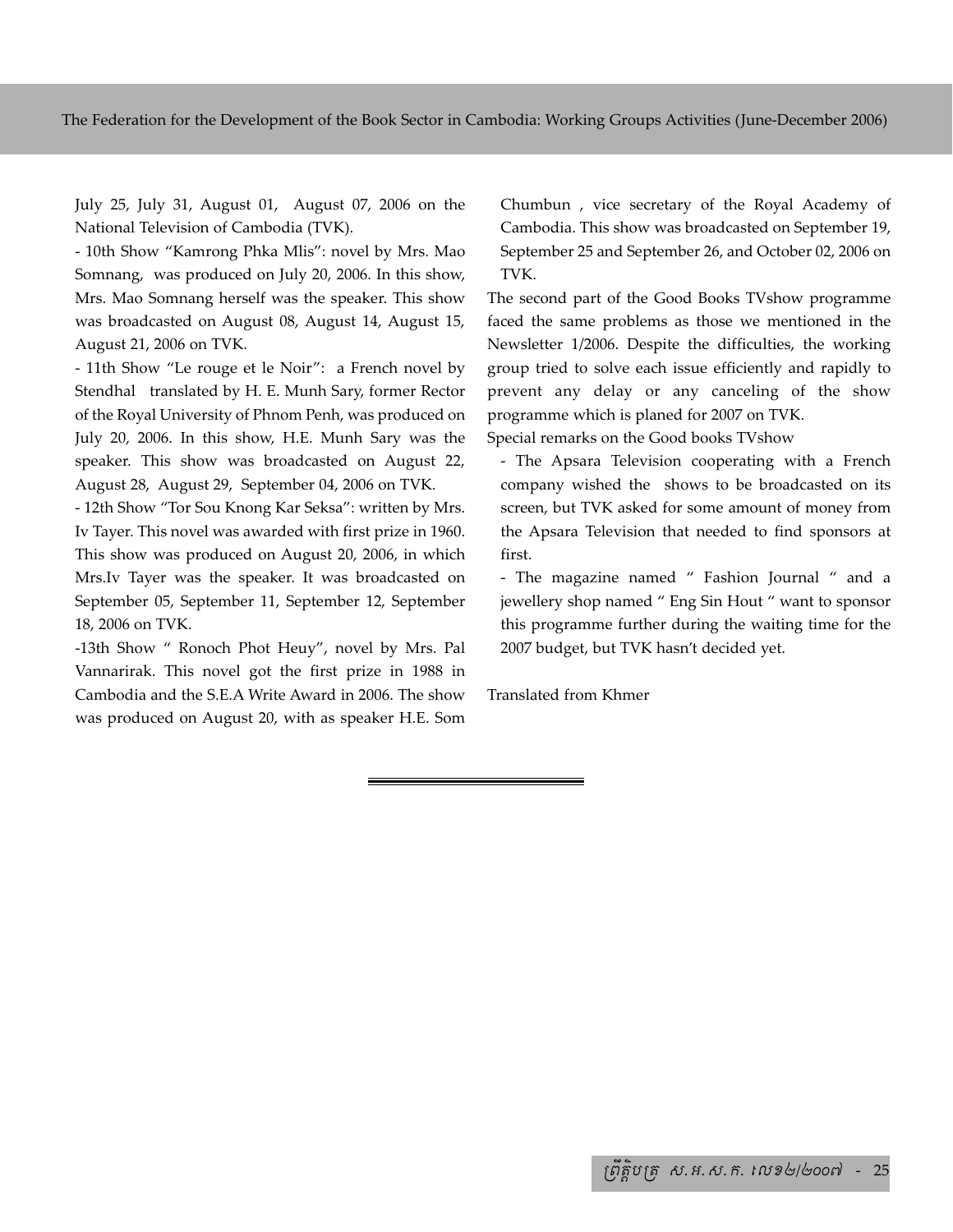July 25, July 31, August 01, August 07, 2006 on the National Television of Cambodia (TVK).

- 10th Show "Kamrong Phka Mlis": novel by Mrs. Mao Somnang, was produced on July 20, 2006. In this show, Mrs. Mao Somnang herself was the speaker. This show was broadcasted on August 08, August 14, August 15, August 21, 2006 on TVK.

- 11th Show "Le rouge et le Noir": a French novel by Stendhal translated by H. E. Munh Sary, former Rector of the Royal University of Phnom Penh, was produced on July 20, 2006. In this show, H.E. Munh Sary was the speaker. This show was broadcasted on August 22, August 28, August 29, September 04, 2006 on TVK.

- 12th Show "Tor Sou Knong Kar Seksa": written by Mrs. Iv Tayer. This novel was awarded with first prize in 1960. This show was produced on August 20, 2006, in which Mrs.Iv Tayer was the speaker. It was broadcasted on September 05, September 11, September 12, September 18, 2006 on TVK.

-13th Show " Ronoch Phot Heuy", novel by Mrs. Pal Vannarirak. This novel got the first prize in 1988 in Cambodia and the S.E.A Write Award in 2006. The show was produced on August 20, with as speaker H.E. Som Chumbun , vice secretary of the Royal Academy of Cambodia. This show was broadcasted on September 19, September 25 and September 26, and October 02, 2006 on TVK.

The second part of the Good Books TVshow programme faced the same problems as those we mentioned in the Newsletter 1/2006. Despite the difficulties, the working group tried to solve each issue efficiently and rapidly to prevent any delay or any canceling of the show programme which is planed for 2007 on TVK.

Special remarks on the Good books TVshow

- The Apsara Television cooperating with a French company wished the shows to be broadcasted on its screen, but TVK asked for some amount of money from the Apsara Television that needed to find sponsors at first.

- The magazine named " Fashion Journal " and a jewellery shop named " Eng Sin Hout " want to sponsor this programme further during the waiting time for the 2007 budget, but TVK hasn't decided yet.

Translated from Khmer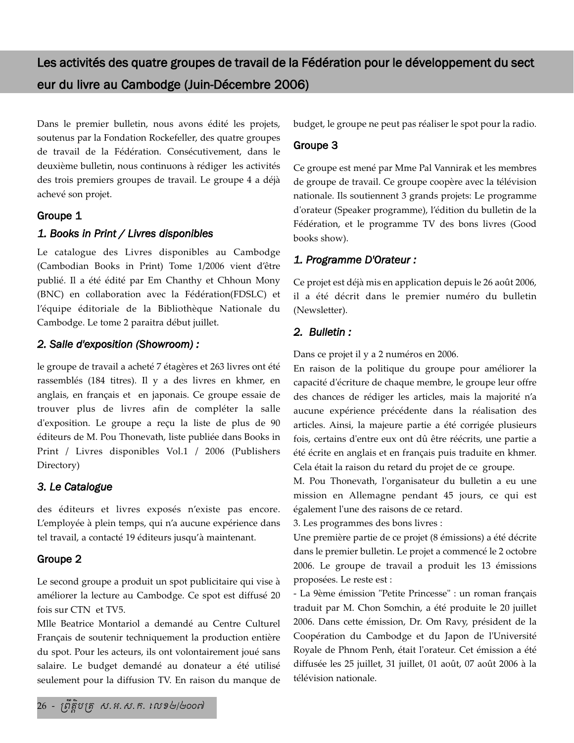# Les activités des quatre groupes de travail de la Fédération pour le développement du secteur du livre au Cambodge (Juin-Décembre 2006)

Dans le premier bulletin, nous avons édité les projets, soutenus par la Fondation Rockefeller, des quatre groupes de travail de la Fédération. Consécutivement, dans le deuxième bulletin, nous continuons à rédiger les activités des trois premiers groupes de travail. Le groupe 4 a déjà achevé son projet.

## Groupe 1

### *1. Books in Print / Livres disponibles*

Le catalogue des Livres disponibles au Cambodge (Cambodian Books in Print) Tome 1/2006 vient d'être publié. Il a été édité par Em Chanthy et Chhoun Mony (BNC) en collaboration avec la Fédération(FDSLC) et l'équipe éditoriale de la Bibliothèque Nationale du Cambodge. Le tome 2 paraitra début juillet.

### *2. Salle d'exposition (Showroom) :*

le groupe de travail a acheté 7 étagères et 263 livres ont été rassemblés (184 titres). Il y a des livres en khmer, en anglais, en français et en japonais. Ce groupe essaie de trouver plus de livres afin de compléter la salle d'exposition. Le groupe a reçu la liste de plus de 90 éditeurs de M. Pou Thonevath, liste publiée dans Books in Print / Livres disponibles Vol.1 / 2006 (Publishers Directory)

### *3. Le Catalogue*

des éditeurs et livres exposés n'existe pas encore. L'employée à plein temps, qui n'a aucune expérience dans tel travail, a contacté 19 éditeurs jusqu'à maintenant.

## Groupe 2

Le second groupe a produit un spot publicitaire qui vise à améliorer la lecture au Cambodge. Ce spot est diffusé 20 fois sur CTN et TV5.

Mlle Beatrice Montariol a demandé au Centre Culturel Français de soutenir techniquement la production entière du spot. Pour les acteurs, ils ont volontairement joué sans salaire. Le budget demandé au donateur a été utilisé seulement pour la diffusion TV. En raison du manque de budget, le groupe ne peut pas réaliser le spot pour la radio.

## Groupe 3

Ce groupe est mené par Mme Pal Vannirak et les membres de groupe de travail. Ce groupe coopère avec la télévision nationale. Ils soutiennent 3 grands projets: Le programme d'orateur (Speaker programme), l'édition du bulletin de la Fédération, et le programme TV des bons livres (Good books show).

### *1. Programme D'Orateur :*

Ce projet est déjà mis en application depuis le 26 août 2006, il a été décrit dans le premier numéro du bulletin (Newsletter).

### *2. Bulletin :*

Dans ce projet il y a 2 numéros en 2006.

En raison de la politique du groupe pour améliorer la capacité d'écriture de chaque membre, le groupe leur offre des chances de rédiger les articles, mais la majorité n'a aucune expérience précédente dans la réalisation des articles. Ainsi, la majeure partie a été corrigée plusieurs fois, certains d'entre eux ont dû être réécrits, une partie a été écrite en anglais et en français puis traduite en khmer. Cela était la raison du retard du projet de ce groupe.

M. Pou Thonevath, l'organisateur du bulletin a eu une mission en Allemagne pendant 45 jours, ce qui est également l'une des raisons de ce retard.

3. Les programmes des bons livres :

Une première partie de ce projet (8 émissions) a été décrite dans le premier bulletin. Le projet a commencé le 2 octobre 2006. Le groupe de travail a produit les 13 émissions proposées. Le reste est :

- La 9ème émission "Petite Princesse" : un roman français traduit par M. Chon Somchin, a été produite le 20 juillet 2006. Dans cette émission, Dr. Om Ravy, président de la Coopération du Cambodge et du Japon de l'Université Royale de Phnom Penh, était l'orateur. Cet émission a été diffusée les 25 juillet, 31 juillet, 01 août, 07 août 2006 à la télévision nationale.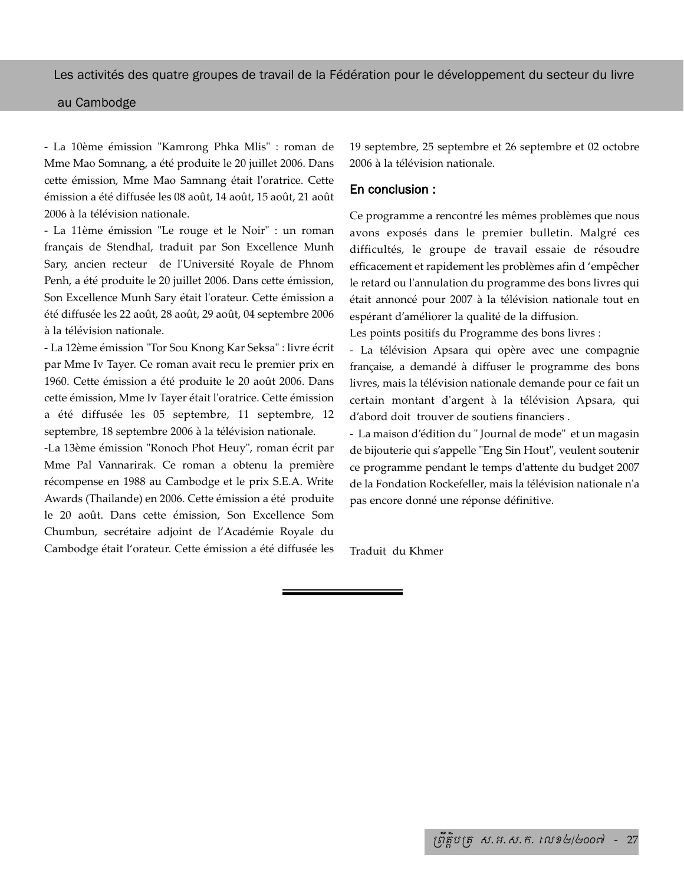- La 10ème émission "Kamrong Phka Mlis" : roman de Mme Mao Somnang, a été produite le 20 juillet 2006. Dans cette émission, Mme Mao Samnang était l'oratrice. Cette émission a été diffusée les 08 août, 14 août, 15 août, 21 août 2006 à la télévision nationale.

- La 11ème émission "Le rouge et le Noir" : un roman français de Stendhal, traduit par Son Excellence Munh Sary, ancien recteur de l'Université Royale de Phnom Penh, a été produite le 20 juillet 2006. Dans cette émission, Son Excellence Munh Sary était l'orateur. Cette émission a été diffusée les 22 août, 28 août, 29 août, 04 septembre 2006 à la télévision nationale.

- La 12ème émission "Tor Sou Knong Kar Seksa" : livre écrit par Mme Iv Tayer. Ce roman avait recu le premier prix en 1960. Cette émission a été produite le 20 août 2006. Dans cette émission, Mme Iv Tayer était l'oratrice. Cette émission a été diffusée les 05 septembre, 11 septembre, 12 septembre, 18 septembre 2006 à la télévision nationale.

-La 13ème émission "Ronoch Phot Heuy", roman écrit par Mme Pal Vannarirak. Ce roman a obtenu la première récompense en 1988 au Cambodge et le prix S.E.A. Write Awards (Thailande) en 2006. Cette émission a été produite le 20 août. Dans cette émission, Son Excellence Som Chumbun, secrétaire adjoint de l'Académie Royale du Cambodge était l'orateur. Cette émission a été diffusée les 19 septembre, 25 septembre et 26 septembre et 02 octobre 2006 à la télévision nationale.

### En conclusion :

Ce programme a rencontré les mêmes problèmes que nous avons exposés dans le premier bulletin. Malgré ces difficultés, le groupe de travail essaie de résoudre efficacement et rapidement les problèmes afin d 'empêcher le retard ou l'annulation du programme des bons livres qui était annoncé pour 2007 à la télévision nationale tout en espérant d'améliorer la qualité de la diffusion.

Les points positifs du Programme des bons livres :

- La télévision Apsara qui opère avec une compagnie française, a demandé à diffuser le programme des bons livres, mais la télévision nationale demande pour ce fait un certain montant d'argent à la télévision Apsara, qui d'abord doit trouver de soutiens financiers .

- La maison d'édition du " Journal de mode" et un magasin de bijouterie qui s'appelle "Eng Sin Hout", veulent soutenir ce programme pendant le temps d'attente du budget 2007 de la Fondation Rockefeller, mais la télévision nationale n'a pas encore donné une réponse définitive.

Traduit du Khmer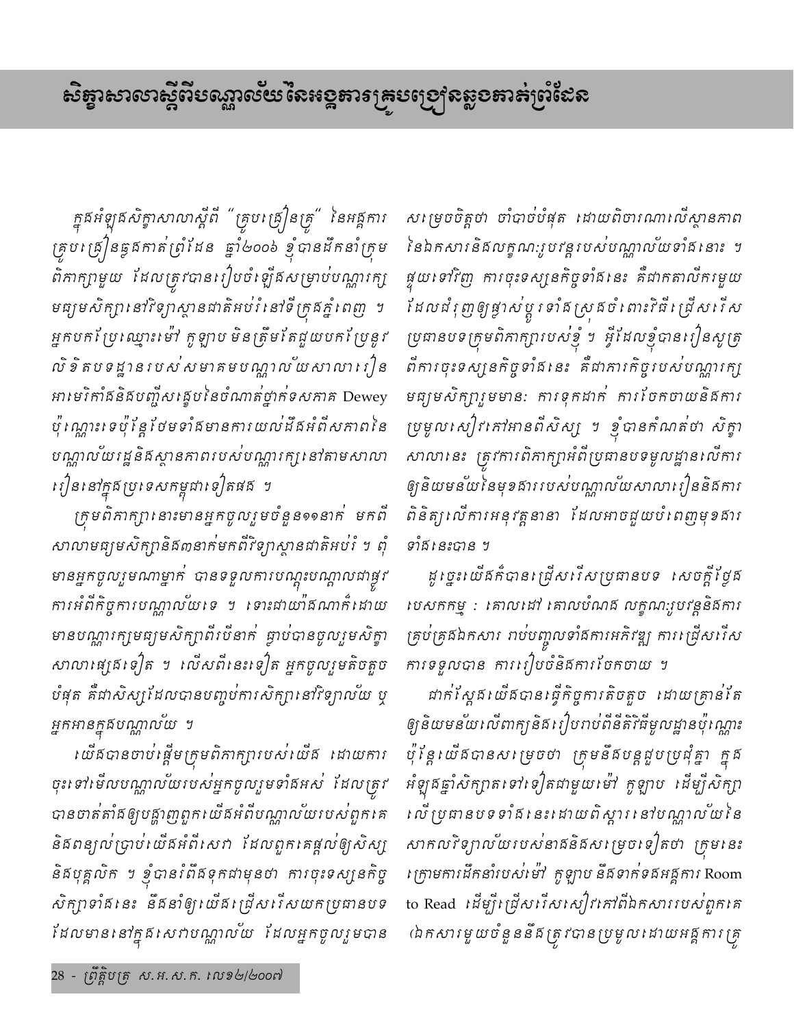# សិក្ខាសាលាស្តីពីបណ្ណាល័យនៃអង្គការគ្រូបង្រៀនឆ្លងកាត់ព្រំដែន

ក្នុងអំឡុងសិក្ខាសាលាស្តីពី "គ្រូបង្រៀនគ្រូ" នៃអង្គការគ្រូបង្រៀនឆ្លងកាត់ព្រំដែន ឆ្នាំ២០០៦ ខ្ញុំបានដឹកនាំក្រុមពិភាក្សាមួយ ដែលត្រូវបានរៀបចំឡើងសម្រាប់បណ្ណារក្សមធ្យមសិក្សានៅវិទ្យាស្ថានជាតិអប់រំនៅទីក្រុងភ្នំពេញ ។ អ្នកបកប្រែឈ្មោះម៉ៅ កូឡាប មិនត្រឹមតែជួយបកប្រែនូវលិខិតបទដ្ឋានរបស់សមាគមបណ្ណាល័យសាលារៀនអាមេរិកាំងនិងបញ្ជីសង្ខេបនៃចំណាត់ថ្នាក់ទសភាគ Dewey ប៉ុណ្ណោះទេប៉ុន្តែថែមទាំងមានការយល់ដឹងអំពីសភាពនៃបណ្ណាល័យរដ្ឋនិងស្ថានភាពរបស់បណ្ណារក្សនៅតាមសាលារៀននៅក្នុងប្រទេសកម្ពុជាទៀតផង ។

ក្រុមពិភាក្សានោះមានអ្នកចូលរួមចំនួន១១នាក់ មកពីសាលាមធ្យមសិក្សានិង៣នាក់មកពីវិទ្យាស្ថានជាតិអប់រំ ។ ពុំមានអ្នកចូលរួមណាម្នាក់ បានទទួលការបណ្តុះបណ្តាលជាផ្លូវការអំពីកិច្ចការបណ្ណាល័យទេ ។ ទោះជាយ៉ាងណាក៏ដោយមានបណ្ណារក្សមធ្យមសិក្សាពីរបីនាក់ ធ្លាប់បានចូលរួមសិក្ខាសាលាផ្សេងទៀត ។ លើសពីនេះទៀត អ្នកចូលរួមតិចតួចបំផុត គឺជាសិស្សដែលបានបញ្ចប់ការសិក្សានៅវិទ្យាល័យ ឬអ្នកអានក្នុងបណ្ណាល័យ ។

យើងបានចាប់ផ្តើមក្រុមពិភាក្សារបស់យើង ដោយការចុះទៅមើលបណ្ណាល័យរបស់អ្នកចូលរួមទាំងអស់ ដែលត្រូវបានចាត់តាំងឲ្យបង្ហាញពួកយើងអំពីបណ្ណាល័យរបស់ពួកគេ និងពន្យល់ប្រាប់យើងអំពីសេវា ដែលពួកគេផ្តល់ឲ្យសិស្សនិងបុគ្គលិក ។ ខ្ញុំបានរំពឹងទុកជាមុនថា ការចុះទស្សនកិច្ចសិក្សាទាំងនេះ នឹងនាំឲ្យយើងជ្រើសរើសយកប្រធានបទដែលមាននៅក្នុងសេវាបណ្ណាល័យ ដែលអ្នកចូលរួមបានសម្រេចចិត្តថា ចាំបាច់បំផុត ដោយពិចារណាលើស្ថានភាពនៃឯកសារនិងលក្ខណៈរូបវន្តរបស់បណ្ណាល័យទាំងនោះ ។ ផ្ទុយទៅវិញ ការចុះទស្សនកិច្ចទាំងនេះ គឺជាកត្តាលីករមួយដែលជំរុញឲ្យផ្លាស់ប្តូរទាំងស្រុងចំពោះវិធីជ្រើសរើសប្រធានបទក្រុមពិភាក្សារបស់ខ្ញុំ ។ អ្វីដែលខ្ញុំបានរៀនសូត្រពីការចុះទស្សនកិច្ចទាំងនេះ គឺជាការកិច្ចរបស់បណ្ណារក្សមធ្យមសិក្សារួមមានៈ ការទុកដាក់ ការចែកចាយនិងការប្រមូលសៀវភៅអានពីសិស្ស ។ ខ្ញុំបានកំណត់ថា សិក្ខាសាលានេះ ត្រូវការពិភាក្សាអំពីប្រធានបទមូលដ្ឋានលើការឲ្យនិយមន័យនៃមុខងាររបស់បណ្ណាល័យសាលារៀននិងការពិនិត្យលើការអនុវត្តនានា ដែលអាចជួយបំពេញមុខងារទាំងនេះបាន ។

ដូច្នេះយើងក៏បានជ្រើសរើសប្រធានបទ សេចក្តីថ្លែងបេសកកម្ម : គោលដៅ គោលបំណង លក្ខណៈរូបវន្តនិងការគ្រប់គ្រងឯកសារ រាប់បញ្ចូលទាំងការអតិរេខ្ញ ការជ្រើសរើសការទទួលបាន ការរៀបចំនិងការចែកចាយ ។

ជាក់ស្តែងយើងបានធ្វើកិច្ចការតិចតួច ដោយគ្រាន់តែឲ្យនិយមន័យលើពាក្យនិងរៀបរាប់ពីនីតិវិធីមូលដ្ឋានប៉ុណ្ណោះ ប៉ុន្តែយើងបានសម្រេចថា ក្រុមនឹងបន្តជួបប្រជុំគ្នា ក្នុងអំឡុងឆ្នាំសិក្សាតទៅទៀតជាមួយម៉ៅ កូឡាប ដើម្បីសិក្សាលើប្រធានបទទាំងនេះដោយពិស្តារនៅបណ្ណាល័យនៃសាកលវិទ្យាល័យរបស់នាងនិងសម្រេចទៀតថា ក្រុមនេះក្រោមការដឹកនាំរបស់ម៉ៅ កូឡាប នឹងទាក់ទងអង្គការ Room to Read ដើម្បីជ្រើសរើសសៀវភៅពីឯកសាររបស់ពួកគេ (ឯកសារមួយចំនួននឹងត្រូវបានប្រមូលដោយអង្គការគ្រូ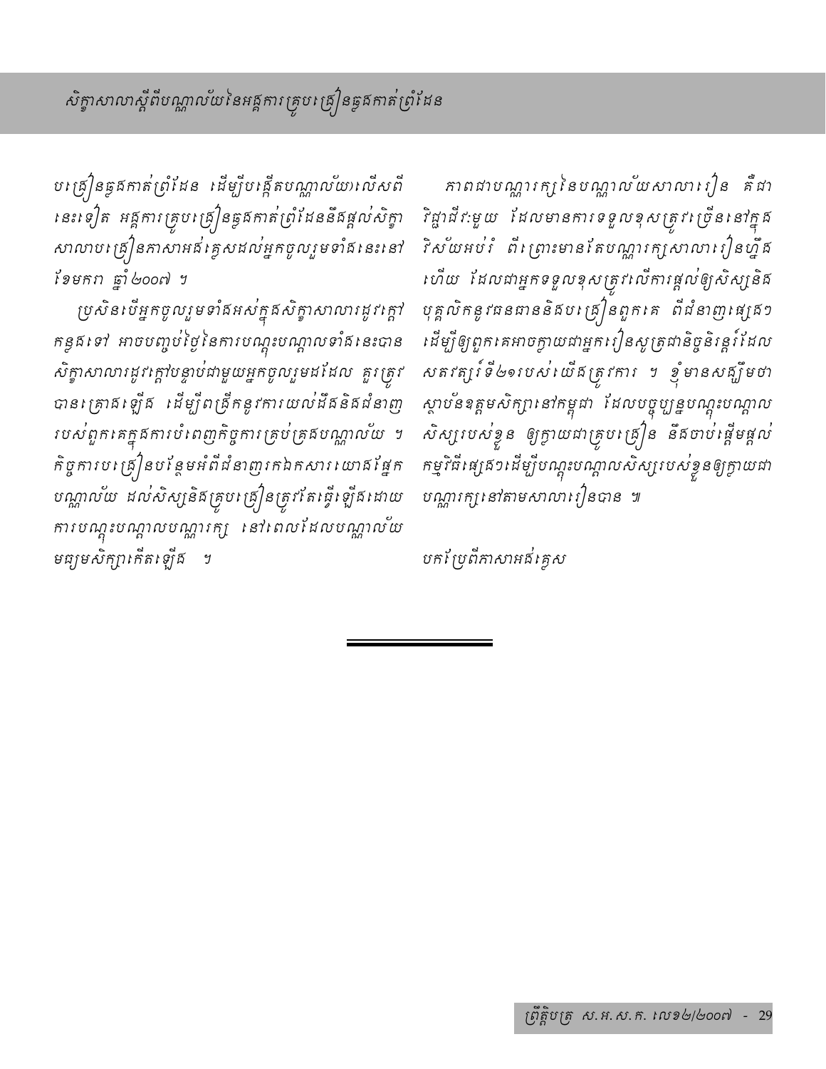បង្រៀនឆ្លងកាត់ព្រំដែន ដើម្បីបង្កើតបណ្ណាល័យលើសពីនេះទៀត អង្គការគ្រូបង្រៀនឆ្លងកាត់ព្រំដែននឹងផ្តល់សិក្ខាសាលាបង្រៀនភាសាអង់គ្លេសដល់អ្នកចូលរួមទាំងនេះនៅខែមករា ឆ្នាំ២០០៧ ។

ប្រសិនបើអ្នកចូលរួមទាំងអស់ក្នុងសិក្ខាសាលារដូវក្តៅកន្លងទៅ អាចបញ្ចប់ថ្ងៃនៃការបណ្តុះបណ្តាលទាំងនេះបាន សិក្ខាសាលារដូវក្តៅបន្ទាប់ជាមួយអ្នកចូលរួមដដែល គួរត្រូវបានគ្រោងឡើង ដើម្បីពង្រីកនូវការយល់ដឹងនិងជំនាញរបស់ពួកគេក្នុងការបំពេញកិច្ចការគ្រប់គ្រងបណ្ណាល័យ ។ កិច្ចការបង្រៀនបន្ថែមអំពីជំនាញរកឯកសារយោងផ្នែកបណ្ណាល័យ ដល់សិស្សនិងគ្រូបង្រៀនត្រូវតែធ្វើឡើងដោយការបណ្តុះបណ្តាលបណ្ណារក្ស នៅពេលដែលបណ្ណាល័យមធ្យមសិក្សាកើតឡើង ។

ភាពជាបណ្ណារក្សនៃបណ្ណាល័យសាលារៀន គឺជាវិជ្ជាជីវៈមួយ ដែលមានការទទួលខុសត្រូវច្រើននៅក្នុងវិស័យអប់រំ ពីព្រោះមានតែបណ្ណារក្សសាលារៀនហ្នឹងហើយ ដែលជាអ្នកទទួលខុសត្រូវលើការផ្តល់ឲ្យសិស្សនិងបុគ្គលិកនូវធនធាននិងបង្រៀនពួកគេ ពីជំនាញផ្សេងៗ ដើម្បីឲ្យពួកគេអាចក្លាយជាអ្នករៀនសូត្រជានិច្ចនិរន្តរ៍ដែលសតវត្សរ៍ទី២១របស់យើងត្រូវការ ។ ខ្ញុំមានសង្ឃឹមថា ស្ថាប័នឧត្តមសិក្សានៅកម្ពុជា ដែលបច្ចុប្បន្នបណ្តុះបណ្តាលសិស្សរបស់ខ្លួន ឲ្យក្លាយជាគ្រូបង្រៀន នឹងចាប់ផ្តើមផ្តល់កម្មវិធីផ្សេងៗដើម្បីបណ្តុះបណ្តាលសិស្សរបស់ខ្លួនឲ្យក្លាយជាបណ្ណារក្សនៅតាមសាលារៀនបាន ៕

បកប្រែពីភាសាអង់គ្លេស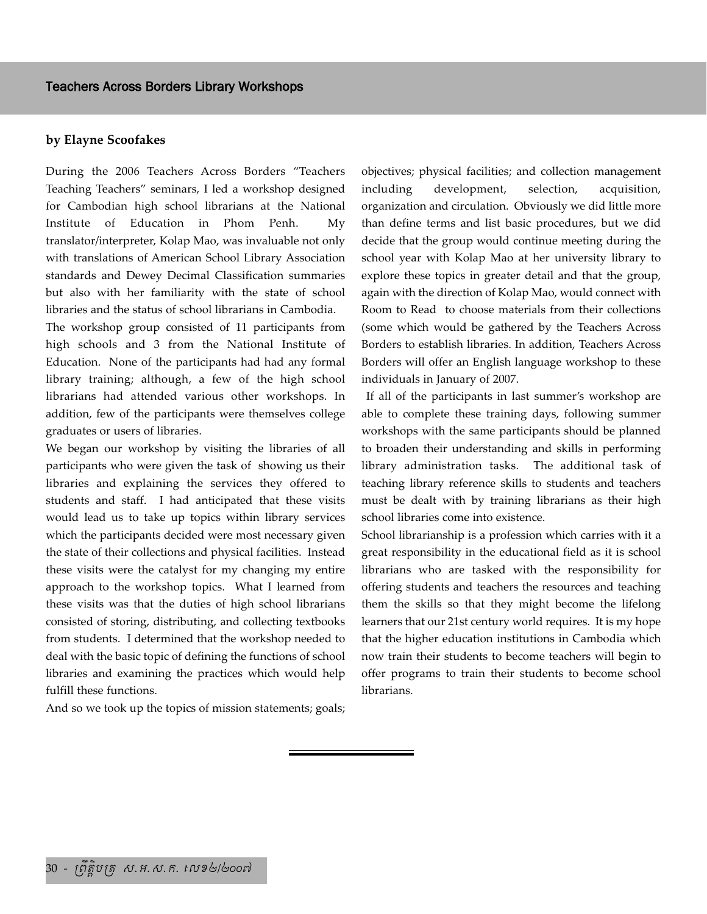## Teachers Across Borders Library Workshops

**by Elayne Scoofakes**

During the 2006 Teachers Across Borders "Teachers Teaching Teachers" seminars, I led a workshop designed for Cambodian high school librarians at the National Institute of Education in Phom Penh. My translator/interpreter, Kolap Mao, was invaluable not only with translations of American School Library Association standards and Dewey Decimal Classification summaries but also with her familiarity with the state of school libraries and the status of school librarians in Cambodia.

The workshop group consisted of 11 participants from high schools and 3 from the National Institute of Education. None of the participants had had any formal library training; although, a few of the high school librarians had attended various other workshops. In addition, few of the participants were themselves college graduates or users of libraries.

We began our workshop by visiting the libraries of all participants who were given the task of showing us their libraries and explaining the services they offered to students and staff. I had anticipated that these visits would lead us to take up topics within library services which the participants decided were most necessary given the state of their collections and physical facilities. Instead these visits were the catalyst for my changing my entire approach to the workshop topics. What I learned from these visits was that the duties of high school librarians consisted of storing, distributing, and collecting textbooks from students. I determined that the workshop needed to deal with the basic topic of defining the functions of school libraries and examining the practices which would help fulfill these functions.

And so we took up the topics of mission statements; goals; objectives; physical facilities; and collection management including development, selection, acquisition, organization and circulation. Obviously we did little more than define terms and list basic procedures, but we did decide that the group would continue meeting during the school year with Kolap Mao at her university library to explore these topics in greater detail and that the group, again with the direction of Kolap Mao, would connect with Room to Read to choose materials from their collections (some which would be gathered by the Teachers Across Borders to establish libraries. In addition, Teachers Across Borders will offer an English language workshop to these individuals in January of 2007.

If all of the participants in last summer's workshop are able to complete these training days, following summer workshops with the same participants should be planned to broaden their understanding and skills in performing library administration tasks. The additional task of teaching library reference skills to students and teachers must be dealt with by training librarians as their high school libraries come into existence.

School librarianship is a profession which carries with it a great responsibility in the educational field as it is school librarians who are tasked with the responsibility for offering students and teachers the resources and teaching them the skills so that they might become the lifelong learners that our 21st century world requires. It is my hope that the higher education institutions in Cambodia which now train their students to become teachers will begin to offer programs to train their students to become school librarians.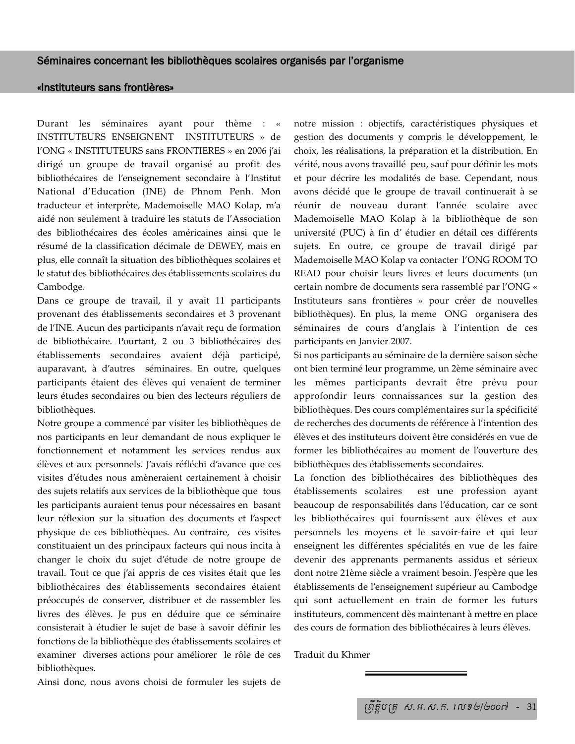## Séminaires concernant les bibliothèques scolaires organisés par l'organisme «Instituteurs sans frontières»

Durant les séminaires ayant pour thème : « INSTITUTEURS ENSEIGNENT INSTITUTEURS » de l'ONG « INSTITUTEURS sans FRONTIERES » en 2006 j'ai dirigé un groupe de travail organisé au profit des bibliothécaires de l'enseignement secondaire à l'Institut National d'Education (INE) de Phnom Penh. Mon traducteur et interprète, Mademoiselle MAO Kolap, m'a aidé non seulement à traduire les statuts de l'Association des bibliothécaires des écoles américaines ainsi que le résumé de la classification décimale de DEWEY, mais en plus, elle connaît la situation des bibliothèques scolaires et le statut des bibliothécaires des établissements scolaires du Cambodge.

Dans ce groupe de travail, il y avait 11 participants provenant des établissements secondaires et 3 provenant de l'INE. Aucun des participants n'avait reçu de formation de bibliothécaire. Pourtant, 2 ou 3 bibliothécaires des établissements secondaires avaient déjà participé, auparavant, à d'autres séminaires. En outre, quelques participants étaient des élèves qui venaient de terminer leurs études secondaires ou bien des lecteurs réguliers de bibliothèques.

Notre groupe a commencé par visiter les bibliothèques de nos participants en leur demandant de nous expliquer le fonctionnement et notamment les services rendus aux élèves et aux personnels. J'avais réfléchi d'avance que ces visites d'études nous amèneraient certainement à choisir des sujets relatifs aux services de la bibliothèque que tous les participants auraient tenus pour nécessaires en basant leur réflexion sur la situation des documents et l'aspect physique de ces bibliothèques. Au contraire, ces visites constituaient un des principaux facteurs qui nous incita à changer le choix du sujet d'étude de notre groupe de travail. Tout ce que j'ai appris de ces visites était que les bibliothécaires des établissements secondaires étaient préoccupés de conserver, distribuer et de rassembler les livres des élèves. Je pus en déduire que ce séminaire consisterait à étudier le sujet de base à savoir définir les fonctions de la bibliothèque des établissements scolaires et examiner diverses actions pour améliorer le rôle de ces bibliothèques.

Ainsi donc, nous avons choisi de formuler les sujets de notre mission : objectifs, caractéristiques physiques et gestion des documents y compris le développement, le choix, les réalisations, la préparation et la distribution. En vérité, nous avons travaillé peu, sauf pour définir les mots et pour décrire les modalités de base. Cependant, nous avons décidé que le groupe de travail continuerait à se réunir de nouveau durant l'année scolaire avec Mademoiselle MAO Kolap à la bibliothèque de son université (PUC) à fin d' étudier en détail ces différents sujets. En outre, ce groupe de travail dirigé par Mademoiselle MAO Kolap va contacter l'ONG ROOM TO READ pour choisir leurs livres et leurs documents (un certain nombre de documents sera rassemblé par l'ONG « Instituteurs sans frontières » pour créer de nouvelles bibliothèques). En plus, la meme ONG organisera des séminaires de cours d'anglais à l'intention de ces participants en Janvier 2007.

Si nos participants au séminaire de la dernière saison sèche ont bien terminé leur programme, un 2ème séminaire avec les mêmes participants devrait être prévu pour approfondir leurs connaissances sur la gestion des bibliothèques. Des cours complémentaires sur la spécificité de recherches des documents de référence à l'intention des élèves et des instituteurs doivent être considérés en vue de former les bibliothécaires au moment de l'ouverture des bibliothèques des établissements secondaires.

La fonction des bibliothécaires des bibliothèques des établissements scolaires est une profession ayant beaucoup de responsabilités dans l'éducation, car ce sont les bibliothécaires qui fournissent aux élèves et aux personnels les moyens et le savoir-faire et qui leur enseignent les différentes spécialités en vue de les faire devenir des apprenants permanents assidus et sérieux dont notre 21ème siècle a vraiment besoin. J'espère que les établissements de l'enseignement supérieur au Cambodge qui sont actuellement en train de former les futurs instituteurs, commencent dès maintenant à mettre en place des cours de formation des bibliothécaires à leurs élèves.

Traduit du Khmer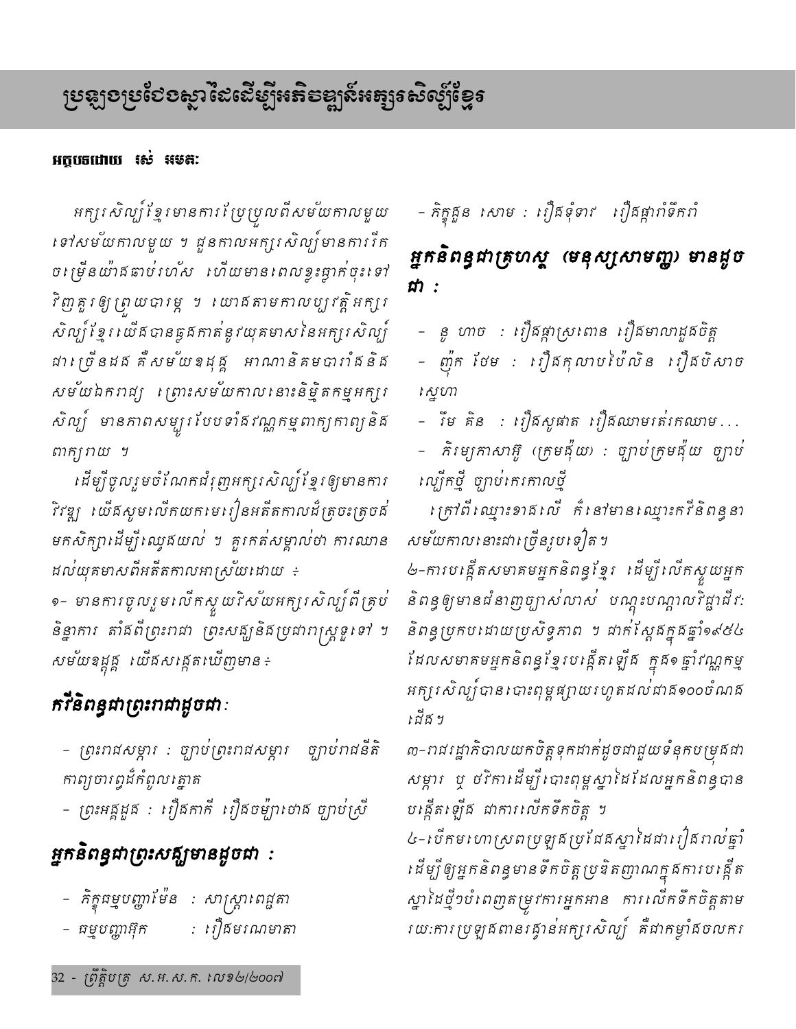# ប្រឡងប្រជែងស្នាដៃដើម្បីអភិវឌ្ឍន៍អក្សរសិល្ប៍ខ្មែរ

**អត្ថបទដោយ រស់ អមតៈ**

*អក្សរសិល្ប៍ខ្មែរមានការប្រែប្រួលពីសម័យកាលមួយទៅសម័យកាលមួយ ។ ជួនកាលអក្សរសិល្ប៍មានការរីកចម្រើនយ៉ាងឆាប់រហ័ស ហើយមានពេលខ្លះធ្លាក់ចុះទៅវិញគួរឲ្យព្រួយបារម្ភ ។ យោងតាមកាលប្បវត្តិអក្សរសិល្ប៍ខ្មែរ យើងបានឆ្លងកាត់នូវយុគមាសនៃអក្សរសិល្ប៍ជាច្រើនដង គឺសម័យឧដុង្គ អាណានិគមបារាំងនិងសម័យឯករាជ្យ ព្រោះសម័យកាលនោះនិម្មិតកម្មអក្សរសិល្ប៍ មានភាពសម្បូរបែបទាំងវណ្ណកម្មពាក្យកាព្យនិងពាក្យរាយ ។*

*ដើម្បីចូលរួមចំណែកជំរុញអក្សរសិល្ប៍ខ្មែរឲ្យមានការរីវឌ្ឍ យើងសូមលើកយកមេរៀនអតីតកាលដ៏ត្រចះត្រចង់មកសិក្សាដើម្បីឈ្វេងយល់ ។ គួរកត់សម្គាល់ថា ការឈានដល់យុគមាសពីអតីតកាលអាស្រ័យដោយ ÷*

*១- មានការចូលរួមលើកស្ទួយវិស័យអក្សរសិល្ប៍ពីគ្រប់និន្នាការ តាំងពីព្រះរាជា ព្រះសង្ឃនិងប្រជារាស្ត្រទូទៅ ។ សម័យឧដុង្គ យើងសង្កេតឃើញមាន÷*

## *កវីនិពន្ធជាព្រះរាជាដូចជា:*

- *ព្រះរាជសម្ភារ : ច្បាប់ព្រះរាជសម្ភារ ច្បាប់រាជនីតិ កាព្យចារព្វដ៏កំពូលភ្នោត*
- *ព្រះអង្គដួង : រឿងកាកី រឿងចម្ប៉ាថោង ច្បាប់ស្រី*

## *អ្នកនិពន្ធជាព្រះសង្ឃមានដូចជា :*

- *ភិក្ខុធម្មបញ្ញាម៉ែន : សាស្រ្តាពេជ្ជតា*
- *ធម្មបញ្ញាអ៊ុក : រឿងមរណមាតា*
- *ភិក្ខុសួន សោម : រឿងទុំទាវ រឿងផ្កាកំទឹកកំ*

## *អ្នកនិពន្ធជាគ្រហស្ថ (មនុស្សសាមញ្ញ) មានដូចជា :*

- *នូ ហាច : រឿងផ្កាស្រពោន រឿងមាលាដួងចិត្ត*
- *ញ៉ុក ថែម : រឿងកុលាបប៉ៃលិន រឿងបិសាចស្នេហា*
- *រីម គិន : រឿងសូផាត រឿងឈាមរត់រកឈាម...*
- *គិរម្យគាសាអ៊ូ (ក្រមង៉ុយ) : ច្បាប់ក្រមង៉ុយ ច្បាប់ល្បើកថ្មី ច្បាប់កេរកាលថ្មី*

*ក្រៅពីឈ្មោះខាងលើ ក៏នៅមានឈ្មោះកវីនិពន្ធនាសម័យកាលនោះជាច្រើនរូបទៀត។*

*២-ការបង្កើតសមាគមអ្នកនិពន្ធខ្មែរ ដើម្បីលើកស្ទួយអ្នកនិពន្ធឲ្យមានជំនាញច្បាស់លាស់ បណ្តុះបណ្តាលវិជ្ជាជីវៈនិពន្ធប្រកបដោយប្រសិទ្ធភាព ។ ជាក់ស្តែងក្នុងឆ្នាំ១៩៥៤ ដែលសមាគមអ្នកនិពន្ធខ្មែរបង្កើតឡើង ក្នុង១ឆ្នាំវណ្ណកម្មអក្សរសិល្ប៍បានបោះពុម្ពផ្សាយរហូតដល់ជាង១០០ចំណងជើង។*

*៣-រាជរដ្ឋាភិបាលយកចិត្តទុកដាក់ដូចជាជួយទំនុកបម្រុងជាសម្ភារ ឬ ថវិកាដើម្បីបោះពុម្ពស្នាដៃដែលអ្នកនិពន្ធបានបង្កើតឡើង ជាការលើកទឹកចិត្ត ។*

*៤-បើកមហោស្រពប្រឡងប្រជែងស្នាដៃជារៀងរាល់ឆ្នាំ ដើម្បីឲ្យអ្នកនិពន្ធមានទឹកចិត្តប្រឌិតញាណក្នុងការបង្កើតស្នាដៃថ្មីៗបំពេញតម្រូវការអ្នកអាន ការលើកទឹកចិត្តតាមរយៈការប្រឡងពានរង្វាន់អក្សរសិល្ប៍ គឺជាកម្លាំងចលករ*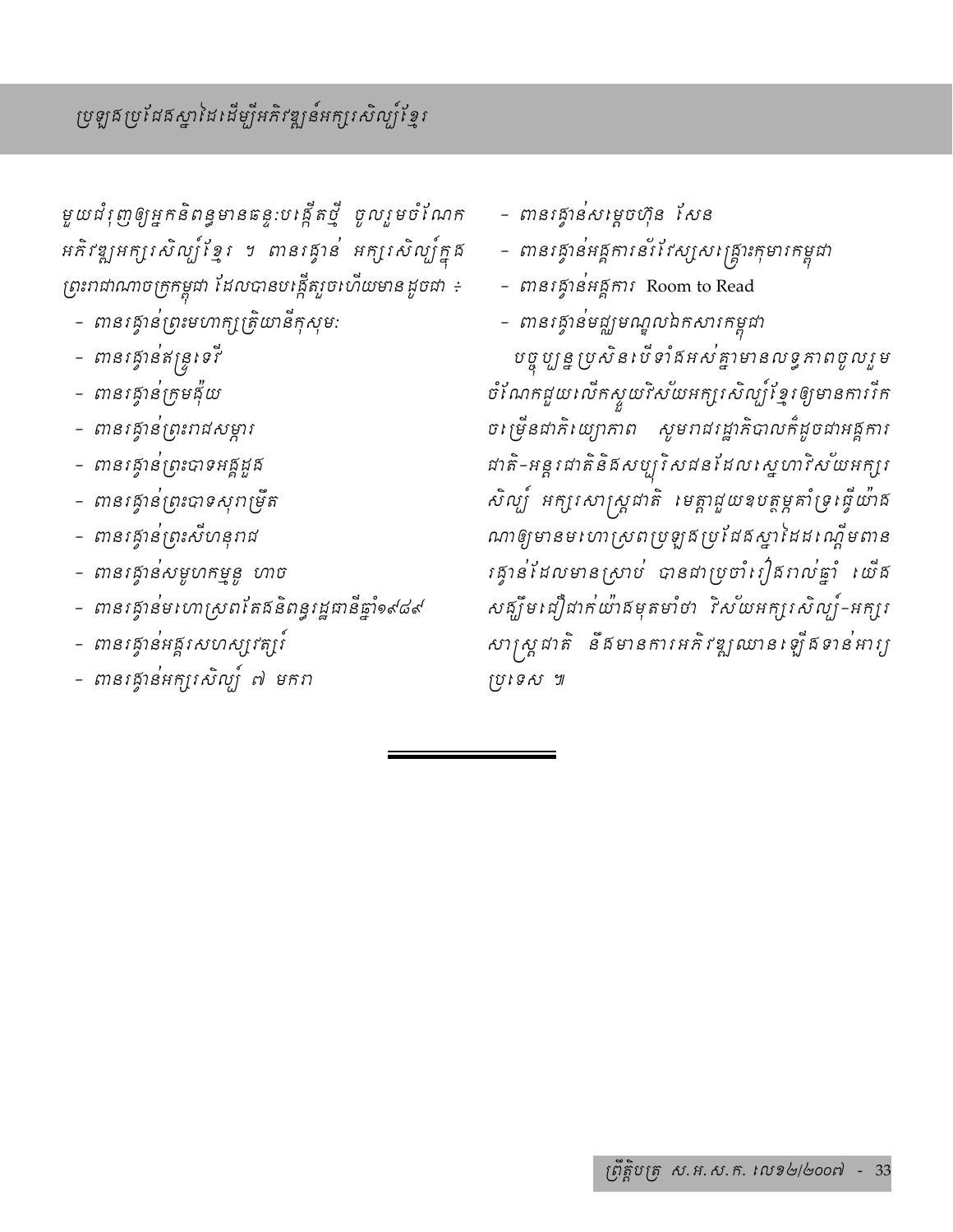មួយជំរុញឲ្យអ្នកនិពន្ធមានឆន្ទៈបង្កើតថ្មី ចូលរួមចំណែកអភិវឌ្ឍអក្សរសិល្ប៍ខ្មែរ ។ ពានរង្វាន់ អក្សរសិល្ប៍ក្នុងព្រះរាជាណាចក្រកម្ពុជា ដែលបានបង្កើតរួចហើយមានដូចជា ៖

- ពានរង្វាន់ព្រះមហាក្សត្រិយានីកុសុមៈ
- ពានរង្វាន់ឥន្ទ្រទេវី
- ពានរង្វាន់ក្រុមង៉ុយ
- ពានរង្វាន់ព្រះរាជសម្ភារ
- ពានរង្វាន់ព្រះបាទអង្គដួង
- ពានរង្វាន់ព្រះបាទសុរាម្រឹត
- ពានរង្វាន់ព្រះសីហនុរាជ
- ពានរង្វាន់សម្ដេចហ៊ុន សែន
- ពានរង្វាន់សម្ភូហកម្មទូ ហាច
- ពានរង្វាន់មហោស្រពតែងនិពន្ធរដ្ឋធានីឆ្នាំ១៩៨៩
- ពានរង្វាន់អង្គរសហស្សវត្សរ៍
- ពានរង្វាន់អក្សរសិល្ប៍ ៧ មករា
- ពានរង្វាន់អង្គការនៃវែវស្សស្រង្គ្រោះកុមារកម្ពុជា
- ពានរង្វាន់អង្គការ Room to Read
- ពានរង្វាន់មជ្ឈមណ្ឌលឯកសារកម្ពុជា

បច្ចុប្បន្នប្រសិនបើទាំងអស់គ្នាមានលទ្ធភាពចូលរួមចំណែកជួយលើកស្ទួយវិស័យអក្សរសិល្ប៍ខ្មែរឲ្យមានការរីកចម្រើនជាតិយ្យាគាព សូមរាជរដ្ឋាភិបាលក៏ដូចជាអង្គការជាតិ-អន្តរជាតិនិងសប្បុរសជនដែលស្នេហាវិស័យអក្សរសិល្ប៍ អក្សរសាស្ត្រជាតិ មេត្តាជួយឧបត្ថម្ភគាំទ្រធ្វើយ៉ាងណាឲ្យមានមហោស្រពប្រឡងប្រជែងស្នាដៃដណ្ដើមពានរង្វាន់ដែលមានស្រាប់ បានជាប្រចាំរៀងរាល់ឆ្នាំ យើងសង្ឃឹមជឿជាក់យ៉ាងមុតមាំថា វិស័យអក្សរសិល្ប៍-អក្សរសាស្ត្រជាតិ នឹងមានការអភិវឌ្ឍឈានឡើងទាន់អារ្យប្រទេស ៕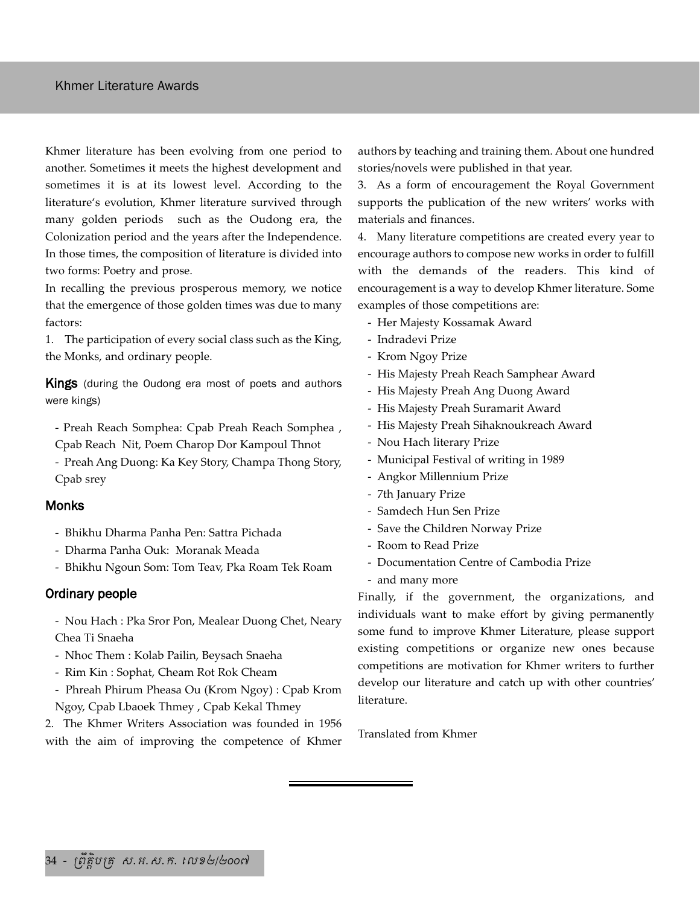# Khmer Literature Awards

Khmer literature has been evolving from one period to another. Sometimes it meets the highest development and sometimes it is at its lowest level. According to the literature's evolution, Khmer literature survived through many golden periods such as the Oudong era, the Colonization period and the years after the Independence. In those times, the composition of literature is divided into two forms: Poetry and prose.

In recalling the previous prosperous memory, we notice that the emergence of those golden times was due to many factors:

1. The participation of every social class such as the King, the Monks, and ordinary people.

### Kings (during the Oudong era most of poets and authors were kings)

- Preah Reach Somphea: Cpab Preah Reach Somphea , Cpab Reach Nit, Poem Charop Dor Kampoul Thnot
- Preah Ang Duong: Ka Key Story, Champa Thong Story, Cpab srey

### Monks

- Bhikhu Dharma Panha Pen: Sattra Pichada
- Dharma Panha Ouk: Moranak Meada
- Bhikhu Ngoun Som: Tom Teav, Pka Roam Tek Roam

### Ordinary people

- Nou Hach : Pka Sror Pon, Mealear Duong Chet, Neary Chea Ti Snaeha
- Nhoc Them : Kolab Pailin, Beysach Snaeha
- Rim Kin : Sophat, Cheam Rot Rok Cheam
- Phreah Phirum Pheasa Ou (Krom Ngoy) : Cpab Krom Ngoy, Cpab Lbaoek Thmey , Cpab Kekal Thmey

2. The Khmer Writers Association was founded in 1956 with the aim of improving the competence of Khmer authors by teaching and training them. About one hundred stories/novels were published in that year.

3. As a form of encouragement the Royal Government supports the publication of the new writers' works with materials and finances.

4. Many literature competitions are created every year to encourage authors to compose new works in order to fulfill with the demands of the readers. This kind of encouragement is a way to develop Khmer literature. Some examples of those competitions are:

- Her Majesty Kossamak Award
- Indradevi Prize
- Krom Ngoy Prize
- His Majesty Preah Reach Samphear Award
- His Majesty Preah Ang Duong Award
- His Majesty Preah Suramarit Award
- His Majesty Preah Sihaknoukreach Award
- Nou Hach literary Prize
- Municipal Festival of writing in 1989
- Angkor Millennium Prize
- 7th January Prize
- Samdech Hun Sen Prize
- Save the Children Norway Prize
- Room to Read Prize
- Documentation Centre of Cambodia Prize
- and many more

Finally, if the government, the organizations, and individuals want to make effort by giving permanently some fund to improve Khmer Literature, please support existing competitions or organize new ones because competitions are motivation for Khmer writers to further develop our literature and catch up with other countries' literature.

Translated from Khmer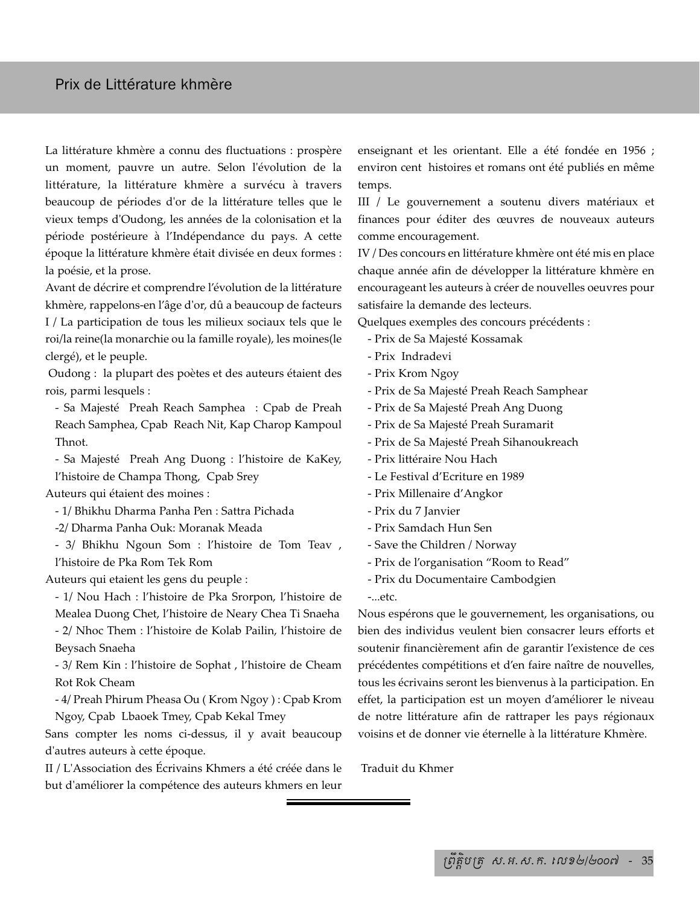# Prix de Littérature khmère

La littérature khmère a connu des fluctuations : prospère un moment, pauvre un autre. Selon l'évolution de la littérature, la littérature khmère a survécu à travers beaucoup de périodes d'or de la littérature telles que le vieux temps d'Oudong, les années de la colonisation et la période postérieure à l'Indépendance du pays. A cette époque la littérature khmère était divisée en deux formes : la poésie, et la prose.

Avant de décrire et comprendre l'évolution de la littérature khmère, rappelons-en l'âge d'or, dû a beaucoup de facteurs

I / La participation de tous les milieux sociaux tels que le roi/la reine(la monarchie ou la famille royale), les moines(le clergé), et le peuple.

Oudong : la plupart des poètes et des auteurs étaient des rois, parmi lesquels :

- Sa Majesté Preah Reach Samphea : Cpab de Preah Reach Samphea, Cpab Reach Nit, Kap Charop Kampoul Thnot.
- Sa Majesté Preah Ang Duong : l'histoire de KaKey, l'histoire de Champa Thong, Cpab Srey

Auteurs qui étaient des moines :

- 1/ Bhikhu Dharma Panha Pen : Sattra Pichada
- 2/ Dharma Panha Ouk: Moranak Meada
- 3/ Bhikhu Ngoun Som : l'histoire de Tom Teav , l'histoire de Pka Rom Tek Rom

Auteurs qui etaient les gens du peuple :

- 1/ Nou Hach : l'histoire de Pka Srorpon, l'histoire de Mealea Duong Chet, l'histoire de Neary Chea Ti Snaeha
- 2/ Nhoc Them : l'histoire de Kolab Pailin, l'histoire de Beysach Snaeha
- 3/ Rem Kin : l'histoire de Sophat , l'histoire de Cheam Rot Rok Cheam
- 4/ Preah Phirum Pheasa Ou ( Krom Ngoy ) : Cpab Krom Ngoy, Cpab Lbaoek Tmey, Cpab Kekal Tmey

Sans compter les noms ci-dessus, il y avait beaucoup d'autres auteurs à cette époque.

II / L'Association des Écrivains Khmers a été créée dans le but d'améliorer la compétence des auteurs khmers en leur enseignant et les orientant. Elle a été fondée en 1956 ; environ cent histoires et romans ont été publiés en même temps.

III / Le gouvernement a soutenu divers matériaux et finances pour éditer des œuvres de nouveaux auteurs comme encouragement.

IV / Des concours en littérature khmère ont été mis en place chaque année afin de développer la littérature khmère en encourageant les auteurs à créer de nouvelles oeuvres pour satisfaire la demande des lecteurs.

Quelques exemples des concours précédents :

- Prix de Sa Majesté Kossamak
- Prix Indradevi
- Prix Krom Ngoy
- Prix de Sa Majesté Preah Reach Samphear
- Prix de Sa Majesté Preah Ang Duong
- Prix de Sa Majesté Preah Suramarit
- Prix de Sa Majesté Preah Sihanoukreach
- Prix littéraire Nou Hach
- Le Festival d'Ecriture en 1989
- Prix Millenaire d'Angkor
- Prix du 7 Janvier
- Prix Samdach Hun Sen
- Save the Children / Norway
- Prix de l'organisation "Room to Read"
- Prix du Documentaire Cambodgien
- ...etc.

Nous espérons que le gouvernement, les organisations, ou bien des individus veulent bien consacrer leurs efforts et soutenir financièrement afin de garantir l'existence de ces précédentes compétitions et d'en faire naître de nouvelles, tous les écrivains seront les bienvenus à la participation. En effet, la participation est un moyen d'améliorer le niveau de notre littérature afin de rattraper les pays régionaux voisins et de donner vie éternelle à la littérature Khmère.

Traduit du Khmer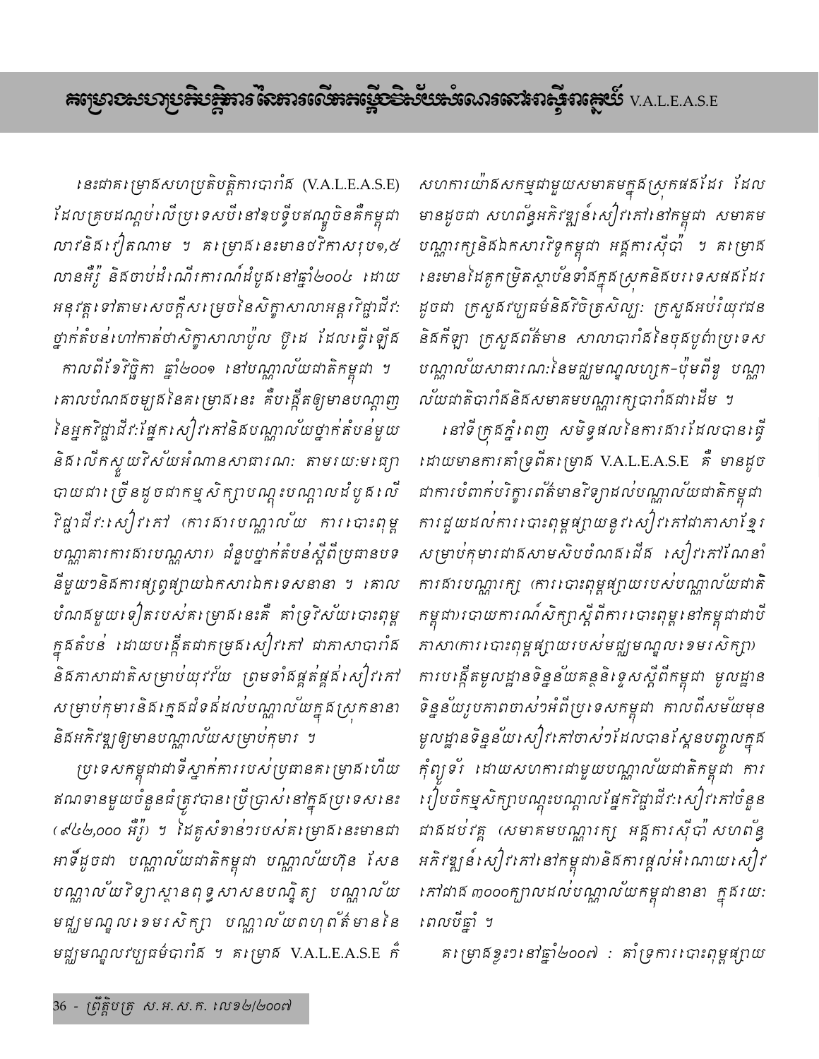# គម្រោងសហប្រតិបត្តិការនៃការលើកកម្ពស់វិស័យអំណានរវាងអាស៊ានជាមួយ V.A.L.E.A.S.E

នេះជាគម្រោងសហប្រតិបត្តិការបារាំង (V.A.L.E.A.S.E) ដែលគ្របដណ្តប់លើប្រទេសបីនៅឧបទ្វីបឥណ្ឌូចិនគឺកម្ពុជា លាវនិងវៀតណាម ។ គម្រោងនេះមានថវិកាសរុប១,៥ លានអឺរ៉ូ និងចាប់ដំណើរការណ៍ដំបូងនៅឆ្នាំ២០០៤ ដោយអនុវត្តទៅតាមសេចក្តីសម្រេចនៃសិក្ខាសាលាអន្តរវិជ្ជាជីវៈថ្នាក់តំបន់ហៅកាត់ថាសិក្ខាសាលាប៉ូល ប៊ូរដ ដែលធ្វើឡើងកាលពីខែវិច្ឆិកា ឆ្នាំ២០០១ នៅបណ្ណាល័យជាតិកម្ពុជា ។ គោលបំណងចម្បងនៃគម្រោងនេះ គឺបង្កើតឲ្យមានបណ្តាញនៃអ្នកវិជ្ជាជីវៈផ្នែកសៀវភៅនិងបណ្ណាល័យថ្នាក់តំបន់មួយ និងលើកស្ទួយវិស័យអំណានសាធារណៈ តាមរយៈមធ្យោបាយជាច្រើនដូចជាកម្មសិក្សាបណ្តុះបណ្តាលដំបូងលើវិជ្ជាជីវៈសៀវភៅ (ការងារបណ្ណាល័យ ការបោះពុម្ព បណ្ណាគារការងារបណ្ណសារ) ជំនួបថ្នាក់តំបន់ស្តីពីប្រធានបទនីមួយៗនិងការផ្សព្វផ្សាយឯកសារឯកទេសនានា ។ គោលបំណងមួយទៀតរបស់គម្រោងនេះគឺ គាំទ្រវិស័យបោះពុម្ពក្នុងតំបន់ ដោយបង្កើតជាកម្រងសៀវភៅ ជាភាសាបារាំងនិងភាសាជាតិសម្រាប់យុវវ័យ ព្រមទាំងផ្គត់ផ្គង់សៀវភៅសម្រាប់កុមារនិងក្មេងជំទង់ដល់បណ្ណាល័យក្នុងស្រុកនានា និងអភិវឌ្ឍឲ្យមានបណ្ណាល័យសម្រាប់កុមារ ។

ប្រទេសកម្ពុជាជាទីស្នាក់ការរបស់ប្រធានគម្រោងហើយឥណទានមួយចំនួនធំត្រូវបានប្រើប្រាស់នៅក្នុងប្រទេសនេះ (៩៤២,០០០ អឺរ៉ូ) ។ ដៃគូសំខាន់ៗរបស់គម្រោងនេះមានជាអាទិ៍ដូចជា បណ្ណាល័យជាតិកម្ពុជា បណ្ណាល័យហ៊ុន សែន បណ្ណាល័យវិទ្យាស្ថានពុទ្ធសាសនបណ្ឌិត្យ បណ្ណាល័យមជ្ឈមណ្ឌលខេមរសិក្សា បណ្ណាល័យពហុព័ត៌មាននៃមជ្ឈមណ្ឌលវប្បធម៌បារាំង ។ គម្រោង V.A.L.E.A.S.E ក៏សហការយ៉ាងសកម្មជាមួយសមាគមក្នុងស្រុកផងដែរ ដែលមានដូចជា សហព័ន្ធអភិវឌ្ឍន៍សៀវភៅនៅកម្ពុជា សមាគមបណ្ណារក្សនិងឯកសារវិទូកម្ពុជា អង្គការស៊ីប៉ា ។ គម្រោងនេះមានដៃគូកម្រិតស្ថាប័នទាំងក្នុងស្រុកនិងបរទេសផងដែរ ដូចជា ក្រសួងវប្បធម៌និងវិចិត្រសិល្បៈ ក្រសួងអប់រំយុវជននិងកីឡា ក្រសួងព័ត៌មាន សាលាបារាំងនៃចុងបូព៌ាប្រទេស បណ្ណាល័យសាធារណៈនៃមជ្ឈមណ្ឌលហ្សក-ប៉ុមពីឌូ បណ្ណាល័យជាតិបារាំងនិងសមាគមបណ្ណារក្សបារាំងជាដើម ។

នៅទីក្រុងភ្នំពេញ សមិទ្ធផលនៃការងារដែលបានធ្វើដោយមានការគាំទ្រពីគម្រោង V.A.L.E.A.S.E គឺ មានដូចជាការបំពាក់បរិក្ខារព័ត៌មានវិទ្យាដល់បណ្ណាល័យជាតិកម្ពុជា ការជួយដល់ការបោះពុម្ពផ្សាយនូវសៀវភៅជាភាសាខ្មែរ សម្រាប់កុមារជាផងសាមសិបចំណងជើង សៀវភៅណែនាំការងារបណ្ណារក្ស (ការបោះពុម្ពផ្សាយរបស់បណ្ណាល័យជាតិកម្ពុជា) របាយការណ៍សិក្សាស្តីពីការបោះពុម្ពនៅកម្ពុជាជាបីភាសា (ការបោះពុម្ពផ្សាយរបស់មជ្ឈមណ្ឌលខេមរសិក្សា) ការបង្កើតមូលដ្ឋានទិន្នន័យគន្ថនិទ្ទេសស្តីពីកម្ពុជា មូលដ្ឋានទិន្នន័យរូបភាពចាស់ៗអំពីប្រទេសកម្ពុជា កាលពីសម័យមុន មូលដ្ឋានទិន្នន័យសៀវភៅចាស់ៗដែលបានស្កែនបញ្ចូលក្នុងកុំព្យូទ័រ ដោយសហការជាមួយបណ្ណាល័យជាតិកម្ពុជា ការរៀបចំកម្មសិក្សាបណ្តុះបណ្តាលផ្នែកវិជ្ជាជីវៈសៀវភៅចំនួនដាផងបវគ្គ (សមាគមបណ្ណារក្ស អង្គការស៊ីប៉ា សហព័ន្ធអភិវឌ្ឍន៍សៀវភៅនៅកម្ពុជា) និងការផ្តល់អំណោយសៀវភៅជាង ៣០០០ក្បាលដល់បណ្ណាល័យកម្ពុជានានា ក្នុងរយៈពេលបីឆ្នាំ ។

គម្រោងខ្វះៗនៅឆ្នាំ២០០៧ : គាំទ្រការបោះពុម្ពផ្សាយ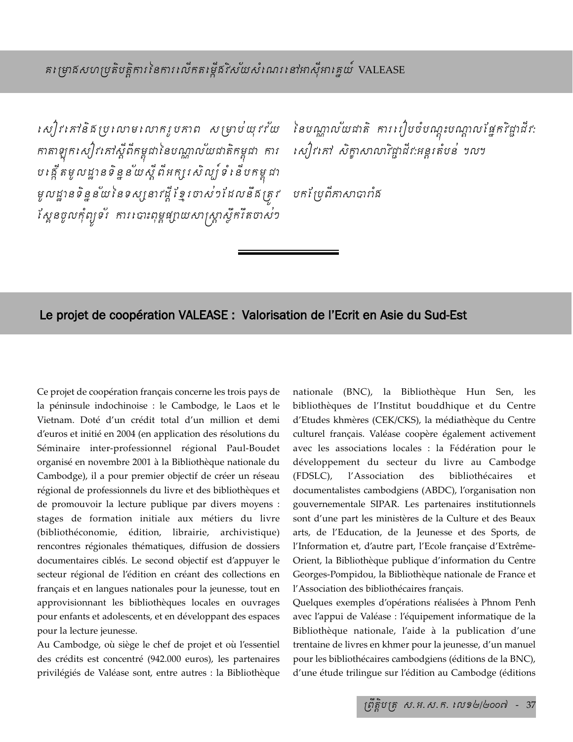## គម្រោងសហប្រតិបត្តិការនៃការលើកតម្កើងវិស័យសំណេរនៅអាស៊ីអាគ្នេយ៍ VALEASE

*សៀវភៅនិទានប្រលោមលោករូបភាព សម្រាប់យុវវ័យ កាតាឡុកសៀវភៅស្តីពីកម្ពុជានៃបណ្ណាល័យជាតិកម្ពុជា ការបង្កើតមូលដ្ឋានទិន្នន័យស្តីពីអក្សរសិល្ប៍ទំនើបកម្ពុជា មូលដ្ឋានទិន្នន័យនៃទស្សនាវដ្តីខ្មែរចាស់ៗដែលនឹងត្រូវស្កេនចូលកុំព្យូទ័រ ការបោះពុម្ពផ្សាយសាស្ត្រាស្លឹករឹតចាស់ៗនៃបណ្ណាល័យជាតិ ការរៀបចំបណ្តុះបណ្តាលផ្នែកវិជ្ជាជីវៈសៀវភៅ សិក្ខាសាលាវិជ្ជាជីវៈអន្តរតំបន់ ។ល។*

*បកប្រែពីភាសាបារាំង*

---

## Le projet de coopération VALEASE : Valorisation de l'Ecrit en Asie du Sud-Est

Ce projet de coopération français concerne les trois pays de la péninsule indochinoise : le Cambodge, le Laos et le Vietnam. Doté d'un crédit total d'un million et demi d'euros et initié en 2004 (en application des résolutions du Séminaire inter-professionnel régional Paul-Boudet organisé en novembre 2001 à la Bibliothèque nationale du Cambodge), il a pour premier objectif de créer un réseau régional de professionnels du livre et des bibliothèques et de promouvoir la lecture publique par divers moyens : stages de formation initiale aux métiers du livre (bibliothéconomie, édition, librairie, archivistique) rencontres régionales thématiques, diffusion de dossiers documentaires ciblés. Le second objectif est d'appuyer le secteur régional de l'édition en créant des collections en français et en langues nationales pour la jeunesse, tout en approvisionnant les bibliothèques locales en ouvrages pour enfants et adolescents, et en développant des espaces pour la lecture jeunesse.

Au Cambodge, où siège le chef de projet et où l'essentiel des crédits est concentré (942.000 euros), les partenaires privilégiés de Valéase sont, entre autres : la Bibliothèque nationale (BNC), la Bibliothèque Hun Sen, les bibliothèques de l'Institut bouddhique et du Centre d'Etudes khmères (CEK/CKS), la médiathèque du Centre culturel français. Valéase coopère également activement avec les associations locales : la Fédération pour le développement du secteur du livre au Cambodge (FDSLC), l'Association des bibliothécaires et documentalistes cambodgiens (ABDC), l'organisation non gouvernementale SIPAR. Les partenaires institutionnels sont d'une part les ministères de la Culture et des Beaux arts, de l'Education, de la Jeunesse et des Sports, de l'Information et, d'autre part, l'Ecole française d'Extrême-Orient, la Bibliothèque publique d'information du Centre Georges-Pompidou, la Bibliothèque nationale de France et l'Association des bibliothécaires français.

Quelques exemples d'opérations réalisées à Phnom Penh avec l'appui de Valéase : l'équipement informatique de la Bibliothèque nationale, l'aide à la publication d'une trentaine de livres en khmer pour la jeunesse, d'un manuel pour les bibliothécaires cambodgiens (éditions de la BNC), d'une étude trilingue sur l'édition au Cambodge (éditions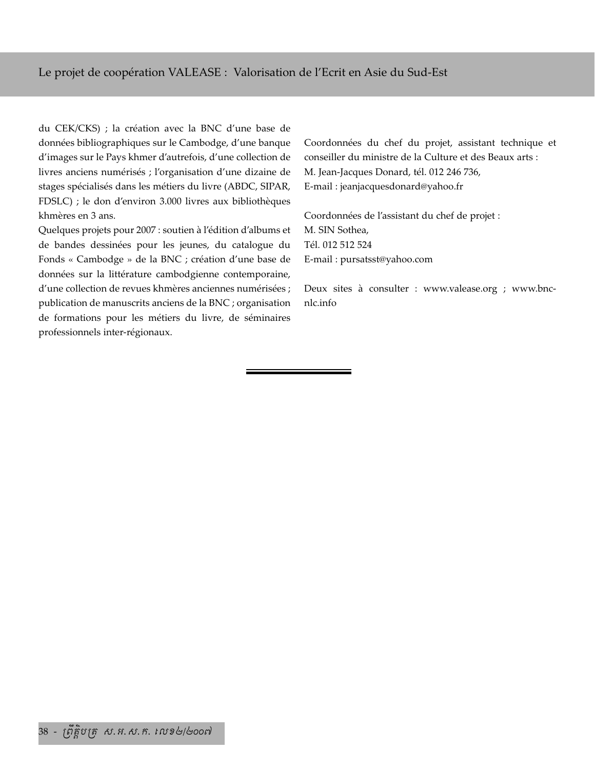du CEK/CKS) ; la création avec la BNC d'une base de données bibliographiques sur le Cambodge, d'une banque d'images sur le Pays khmer d'autrefois, d'une collection de livres anciens numérisés ; l'organisation d'une dizaine de stages spécialisés dans les métiers du livre (ABDC, SIPAR, FDSLC) ; le don d'environ 3.000 livres aux bibliothèques khmères en 3 ans.

Quelques projets pour 2007 : soutien à l'édition d'albums et de bandes dessinées pour les jeunes, du catalogue du Fonds « Cambodge » de la BNC ; création d'une base de données sur la littérature cambodgienne contemporaine, d'une collection de revues khmères anciennes numérisées ; publication de manuscrits anciens de la BNC ; organisation de formations pour les métiers du livre, de séminaires professionnels inter-régionaux.

Coordonnées du chef du projet, assistant technique et conseiller du ministre de la Culture et des Beaux arts :
M. Jean-Jacques Donard, tél. 012 246 736,
E-mail : jeanjacquesdonard@yahoo.fr

Coordonnées de l'assistant du chef de projet :
M. SIN Sothea,
Tél. 012 512 524
E-mail : pursatsst@yahoo.com

Deux sites à consulter : www.valease.org ; www.bnc-nlc.info

---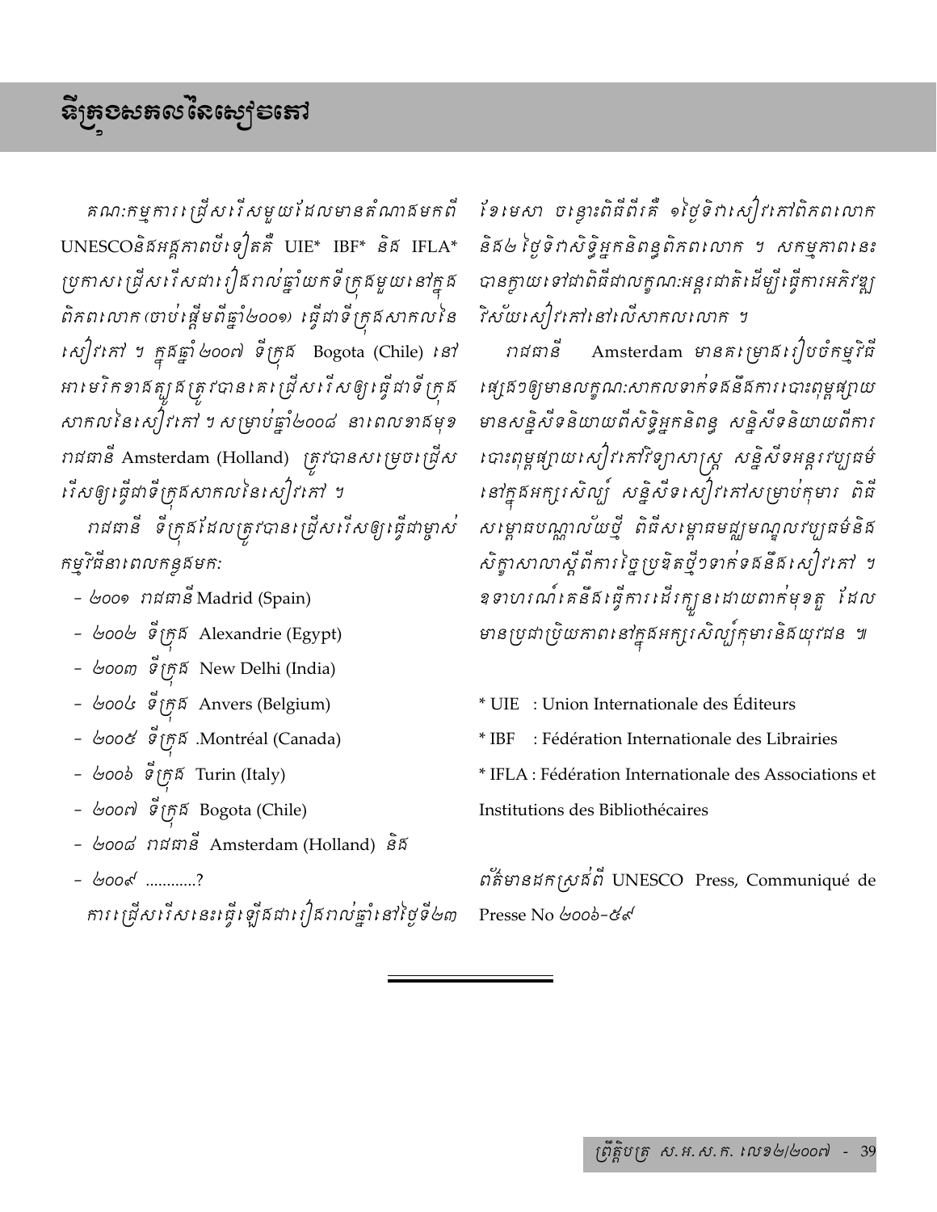# ទីក្រុងសកលនៃសៀវភៅ

គណៈកម្មការជ្រើសរើសមួយដែលមានតំណាងមកពី UNESCOនិងអង្គភាពបីទៀតគឺ UIE* IBF* និង IFLA* ប្រកាសជ្រើសរើសជារៀងរាល់ឆ្នាំយកទីក្រុងមួយនៅក្នុងពិភពលោក (ចាប់ផ្ដើមពីឆ្នាំ២០០១) ធ្វើជាទីក្រុងសាកលនៃសៀវភៅ ។ ក្នុងឆ្នាំ ២០០៧ ទីក្រុង Bogota (Chile) នៅអាមេរិកខាងត្បូងត្រូវបានគេជ្រើសរើសឲ្យធ្វើជាទីក្រុងសាកលនៃសៀវភៅ ។ សម្រាប់ឆ្នាំ២០០៨ នាពេលខាងមុខ រាជធានី Amsterdam (Holland) ត្រូវបានសម្រេចជ្រើសរើសឲ្យធ្វើជាទីក្រុងសាកលនៃសៀវភៅ ។

រាជធានី ទីក្រុងដែលត្រូវបានជ្រើសរើសឲ្យធ្វើជាម្ចាស់កម្មវិធីនាពេលកន្លងមកៈ

- ២០០១ រាជធានី Madrid (Spain)
- ២០០២ ទីក្រុង Alexandrie (Egypt)
- ២០០៣ ទីក្រុង New Delhi (India)
- ២០០៤ ទីក្រុង Anvers (Belgium)
- ២០០៥ ទីក្រុង .Montréal (Canada)
- ២០០៦ ទីក្រុង Turin (Italy)
- ២០០៧ ទីក្រុង Bogota (Chile)
- ២០០៨ រាជធានី Amsterdam (Holland) និង
- ២០០៩ ............?

ការជ្រើសរើសនេះធ្វើឡើងជារៀងរាល់ឆ្នាំនៅថ្ងៃទី២៣ ខែមេសា ចន្លោះពិធីពីរគឺ ១ថ្ងៃទិវាសៀវភៅពិភពលោក និង២ ថ្ងៃទិវាសិទ្ធិអ្នកនិពន្ធពិភពលោក ។ សកម្មភាពនេះបានក្លាយទៅជាពិធីជាលក្ខណៈអន្តរជាតិដើម្បីធ្វើការអភិវឌ្ឍវិស័យសៀវភៅនៅលើសាកលលោក ។

រាជធានី Amsterdam មានគម្រោងរៀបចំកម្មវិធីផ្សេងៗឲ្យមានលក្ខណៈសាកលទាក់ទងនឹងការបោះពុម្ពផ្សាយ មានសន្និសីទនិយាយពីសិទ្ធិអ្នកនិពន្ធ សន្និសីទនិយាយពីការបោះពុម្ពផ្សាយសៀវភៅវិទ្យាសាស្ត្រ សន្និសីទអន្តរវប្បធម៌នៅក្នុងអក្សរសិល្ប៍ សន្និសីទសៀវភៅសម្រាប់កុមារ ពិធីសម្ពោធបណ្ណាល័យថ្មី ពិធីសម្ពោធមជ្ឈមណ្ឌលវប្បធម៌និងសិក្ខាសាលាស្ដីពីការច្នៃប្រឌិតថ្មីៗទាក់ទងនឹងសៀវភៅ ។ ឧទាហរណ៍គេនឹងធ្វើការដើរក្បួនដោយពាក់មុខតួ ដែលមានប្រជាប្រិយភាពនៅក្នុងអក្សរសិល្ប៍កុមារនិងយុវជន ៕

\* UIE : Union Internationale des Éditeurs

\* IBF : Fédération Internationale des Librairies

\* IFLA : Fédération Internationale des Associations et Institutions des Bibliothécaires

ព័ត៌មានដកស្រង់ពី UNESCO Press, Communiqué de Presse No ២០០៦-៥៩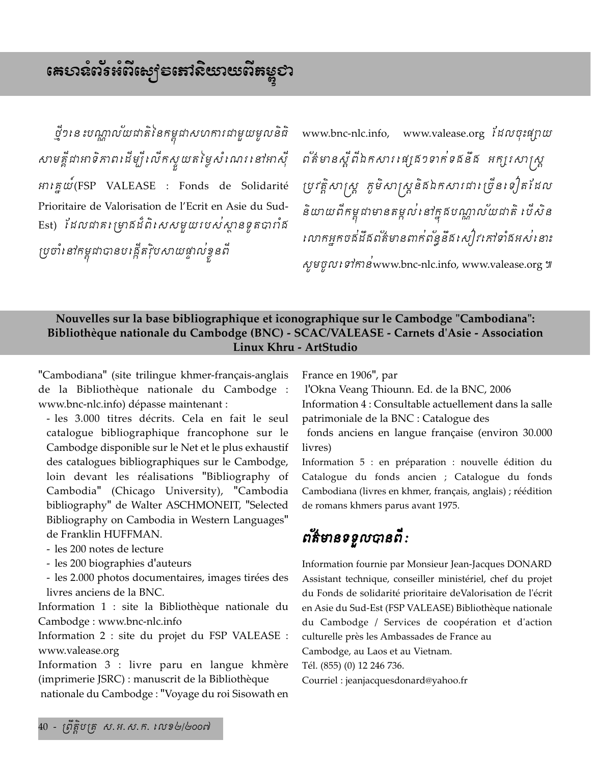# គេហទំព័រអំពីសៀវភៅនិយាយពីកម្ពុជា

ថ្មីៗនេះបណ្ណាល័យជាតិនៃកម្ពុជាសហការជាមួយមូលនិធិសាមគ្គីជាអាទិភាពដើម្បីលើកស្ទួយតម្លៃសំណេរនៅអាស៊ីអាគ្នេយ៍(FSP VALEASE : Fonds de Solidarité Prioritaire de Valorisation de l'Ecrit en Asie du Sud-Est) ដែលជាគម្រោងដ៏ពិសេសមួយរបស់ស្ថានទូតបារាំងប្រចាំនៅកម្ពុជាបានបង្កើតវ៉ិបសាយផ្ទាល់ខ្លួនពី www.bnc-nlc.info, www.valease.org ដែលចុះផ្សាយព័ត៌មានស្តីពីឯកសារផ្សេងៗទាក់ទងនឹង អក្សរសាស្ត្រ ប្រវត្តិសាស្ត្រ ភូមិសាស្ត្រនិងឯកសារជាច្រើនទៀតដែលនិយាយពីកម្ពុជាមានតម្កល់នៅក្នុងបណ្ណាល័យជាតិ បើសិនលោកអ្នកចង់ដឹងព័ត៌មានពាក់ព័ន្ធនឹងសៀវភៅទាំងអស់នោះសូមចូលទៅកាន់www.bnc-nlc.info, www.valease.org ។

## Nouvelles sur la base bibliographique et iconographique sur le Cambodge "Cambodiana": Bibliothèque nationale du Cambodge (BNC) - SCAC/VALEASE - Carnets d'Asie - Association Linux Khru - ArtStudio

"Cambodiana" (site trilingue khmer-français-anglais de la Bibliothèque nationale du Cambodge : www.bnc-nlc.info) dépasse maintenant :

- les 3.000 titres décrits. Cela en fait le seul catalogue bibliographique francophone sur le Cambodge disponible sur le Net et le plus exhaustif des catalogues bibliographiques sur le Cambodge, loin devant les réalisations "Bibliography of Cambodia" (Chicago University), "Cambodia bibliography" de Walter ASCHMONEIT, "Selected Bibliography on Cambodia in Western Languages" de Franklin HUFFMAN.
- les 200 notes de lecture
- les 200 biographies d'auteurs
- les 2.000 photos documentaires, images tirées des livres anciens de la BNC.

Information 1 : site la Bibliothèque nationale du Cambodge : www.bnc-nlc.info

Information 2 : site du projet du FSP VALEASE : www.valease.org

Information 3 : livre paru en langue khmère (imprimerie JSRC) : manuscrit de la Bibliothèque nationale du Cambodge : "Voyage du roi Sisowath en France en 1906", par l'Okna Veang Thiounn. Ed. de la BNC, 2006

Information 4 : Consultable actuellement dans la salle patrimoniale de la BNC : Catalogue des fonds anciens en langue française (environ 30.000 livres)

Information 5 : en préparation : nouvelle édition du Catalogue du fonds ancien ; Catalogue du fonds Cambodiana (livres en khmer, français, anglais) ; réédition de romans khmers parus avant 1975.

## ព័ត៌មានទទួលបានពី :

Information fournie par Monsieur Jean-Jacques DONARD Assistant technique, conseiller ministériel, chef du projet du Fonds de solidarité prioritaire deValorisation de l'écrit en Asie du Sud-Est (FSP VALEASE) Bibliothèque nationale du Cambodge / Services de coopération et d'action culturelle près les Ambassades de France au Cambodge, au Laos et au Vietnam.

Tél. (855) (0) 12 246 736.

Courriel : jeanjacquesdonard@yahoo.fr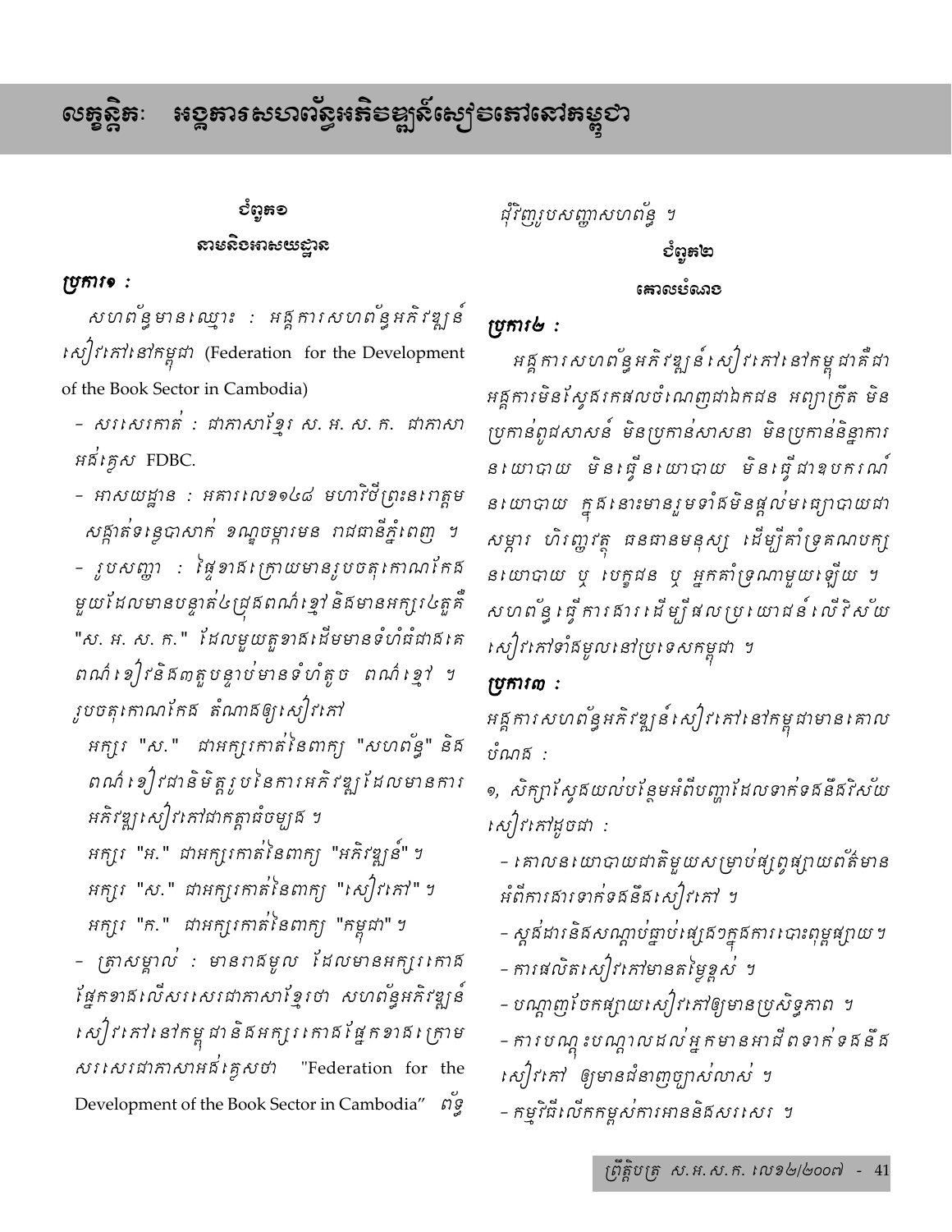# លក្ខន្តិកៈ អង្គការសហព័ន្ធអភិវឌ្ឍន៍សៀវភៅនៅកម្ពុជា

### ជំពូកទី១
### នាមនិងអាសយដ្ឋាន

*ប្រការ១ :*

*សហព័ន្ធមានឈ្មោះ : អង្គការសហព័ន្ធអភិវឌ្ឍន៍សៀវភៅនៅកម្ពុជា* (Federation for the Development of the Book Sector in Cambodia)

*- សរសេរកាត់ : ជាភាសាខ្មែរ ស. អ. ស. ក. ជាភាសាអង់គ្លេស* FDBC.

*- អាសយដ្ឋាន : អគារលេខ១៤៨ មហាវិថីព្រះនរោត្តម សង្កាត់ទន្លេបាសាក់ ខណ្ឌចម្ការមន រាជធានីភ្នំពេញ ។*

*- រូបសញ្ញា : ផ្ទៃខាងក្រោយមានរូបចតុកោណកែងមួយដែលមានបន្ទាត់៤ជុំផងពណ៌ខ្មៅ និងមានអក្សរ៤តួគឺ "ស. អ. ស. ក." ដែលមួយតួខាងដើមមានទំហំធំជាងគេ ពណ៌ខៀវនិង៣តួបន្ទាប់មានទំហំតូច ពណ៌ខ្មៅ ។ រូបចតុកោណកែង តំណាងឲ្យសៀវភៅ*

*អក្សរ "ស." ជាអក្សរកាត់នៃពាក្យ "សហព័ន្ធ" និងពណ៌ខៀវជានិមិត្តរូបនៃការអភិវឌ្ឍដែលមានការអភិវឌ្ឍសៀវភៅជាកត្តាធំចម្បង ។*

*អក្សរ "អ." ជាអក្សរកាត់នៃពាក្យ "អភិវឌ្ឍន៍" ។*

*អក្សរ "ស." ជាអក្សរកាត់នៃពាក្យ "សៀវភៅ" ។*

*អក្សរ "ក." ជាអក្សរកាត់នៃពាក្យ "កម្ពុជា" ។*

*- ត្រាសម្គាល់ : មានរាងមូល ដែលមានអក្សរគោងផ្នែកខាងលើសរសេរជាភាសាខ្មែរថា សហព័ន្ធអភិវឌ្ឍន៍សៀវភៅនៅកម្ពុជា និងអក្សរគោងផ្នែកខាងក្រោមសរសេរជាភាសាអង់គ្លេសថា* "Federation for the Development of the Book Sector in Cambodia" *ព័ទ្ធជុំវិញរូបសញ្ញាសហព័ន្ធ ។*

### ជំពូកទី២
### គោលបំណង

*ប្រការ២ :*

*អង្គការសហព័ន្ធអភិវឌ្ឍន៍សៀវភៅនៅកម្ពុជាគឺជាអង្គការមិនស្វែងរកផលចំណេញជាឯកជន អព្យាក្រឹត មិនប្រកាន់ពូជសាសន៍ មិនប្រកាន់សាសនា មិនប្រកាន់និន្នាការនយោបាយ មិនធ្វើនយោបាយ មិនធ្វើជាឧបករណ៍នយោបាយ ក្នុងនោះមានរួមទាំងមិនផ្តល់មធ្យោបាយជាសម្ភារ ហិរញ្ញវត្ថុ ធនធានមនុស្ស ដើម្បីគាំទ្រគណបក្សនយោបាយ ឬ បេក្ខជន ឬ អ្នកគាំទ្រណាមួយឡើយ ។ សហព័ន្ធធ្វើការងារដើម្បីផលប្រយោជន៍លើវិស័យសៀវភៅទាំងមូលនៅប្រទេសកម្ពុជា ។*

*ប្រការ៣ :*

*អង្គការសហព័ន្ធអភិវឌ្ឍន៍សៀវភៅនៅកម្ពុជាមានគោលបំណង :*

*១. សិក្សាស្វែងយល់បន្ថែមអំពីបញ្ហាដែលទាក់ទងនឹងវិស័យសៀវភៅដូចជា :*

*- គោលនយោបាយជាតិមួយសម្រាប់ផ្សព្វផ្សាយព័ត៌មានអំពីការងារទាក់ទងនឹងសៀវភៅ ។*

*- ស្តង់ដារនិងសណ្តាប់ធ្នាប់ផ្សេងៗក្នុងការបោះពុម្ពផ្សាយ ។*

*- ការផលិតសៀវភៅមានតម្លៃខ្ពស់ ។*

*- បណ្តាញចែកផ្សាយសៀវភៅឲ្យមានប្រសិទ្ធភាព ។*

*- ការបណ្តុះបណ្តាលដល់អ្នកមានអាជីពទាក់ទងនឹងសៀវភៅ ឲ្យមានជំនាញច្បាស់លាស់ ។*

*- កម្មវិធីលើកកម្ពស់ការអាននិងសរសេរ ។*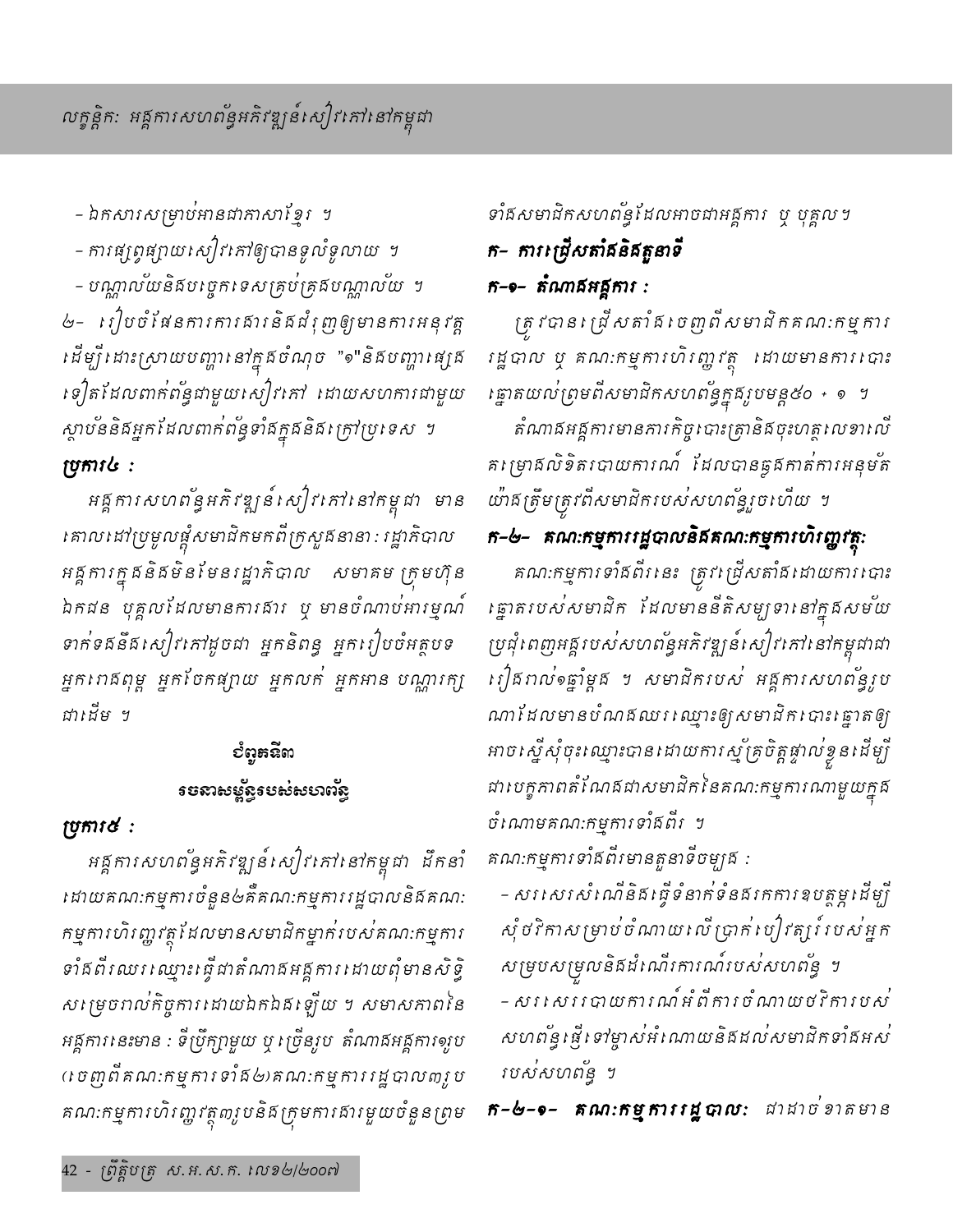- ឯកសារសម្រាប់អានជាភាសាខ្មែរ ។
- ការផ្សព្វផ្សាយសៀវភៅឲ្យបានទូលំទូលាយ ។
- បណ្ណាល័យនិងបច្ចេកទេសគ្រប់គ្រងបណ្ណាល័យ ។

២- រៀបចំផែនការការងារនិងជំរុញឲ្យមានការអនុវត្ត ដើម្បីដោះស្រាយបញ្ហានៅក្នុងចំណុច "១"និងបញ្ហាផ្សេងទៀតដែលពាក់ព័ន្ធជាមួយសៀវភៅ ដោយសហការជាមួយស្ថាប័ននិងអ្នកដែលពាក់ព័ន្ធទាំងក្នុងនិងក្រៅប្រទេស ។

**ប្រការ៤ :**

អង្គការសហព័ន្ធអភិវឌ្ឍន៍សៀវភៅនៅកម្ពុជា មានគោលដៅប្រមូលផ្តុំសមាជិកមកពីក្រសួងនានា : រដ្ឋាភិបាល អង្គការក្នុងនិងមិនមែនរដ្ឋាភិបាល សមាគម ក្រុមហ៊ុនឯកជន បុគ្គលដែលមានការងារ ឬ មានចំណាប់អារម្មណ៍ទាក់ទងនឹងសៀវភៅដូចជា អ្នកនិពន្ធ អ្នករៀបចំអត្ថបទ អ្នកបោះពុម្ព អ្នកចែកផ្សាយ អ្នកលក់ អ្នកអាន បណ្ណារក្សជាដើម ។

## ជំពូកទី៣

## រចនាសម្ព័ន្ធរបស់សហព័ន្ធ

**ប្រការ៥ :**

អង្គការសហព័ន្ធអភិវឌ្ឍន៍សៀវភៅនៅកម្ពុជា ដឹកនាំដោយគណៈកម្មការចំនួន២គឺគណៈកម្មការរដ្ឋបាលនិងគណៈកម្មការហិរញ្ញវត្ថុដែលមានសមាជិកម្នាក់របស់គណៈកម្មការទាំងពីរឈរឈ្មោះធ្វើជាតំណាងអង្គការដោយពុំមានសិទ្ធិសម្រេចរាល់កិច្ចការដោយឯកឯងឡើយ ។ សមាសភាពនៃអង្គការនេះមាន : ទីប្រឹក្សាមួយ ឬច្រើនរូប តំណាងអង្គការ១រូប (ចេញពីគណៈកម្មការទាំង២)គណៈកម្មការរដ្ឋបាល៣រូប គណៈកម្មការហិរញ្ញវត្ថុ៣រូបនិងក្រុមការងារមួយចំនួនព្រមទាំងសមាជិកសហព័ន្ធដែលអាចជាអង្គការ ឬ បុគ្គល ។

### ក- ការជ្រើសតាំងនិងតួនាទី

#### ក-១- តំណាងអង្គការ :

ត្រូវបានជ្រើសតាំងចេញពីសមាជិកគណៈកម្មការរដ្ឋបាល ឬ គណៈកម្មការហិរញ្ញវត្ថុ ដោយមានការបោះឆ្នោតយល់ព្រមពីសមាជិកសហព័ន្ធក្នុងរូបមន្ត៥០ + ១ ។

តំណាងអង្គការមានភារកិច្ចបោះត្រានិងចុះហត្ថលេខាលើគម្រោងលិខិតរបាយការណ៍ ដែលបានឆ្លងកាត់ការអនុម័តយ៉ាងត្រឹមត្រូវពីសមាជិករបស់សហព័ន្ធរួចហើយ ។

#### ក-២- គណៈកម្មការរដ្ឋបាលនិងគណៈកម្មការហិរញ្ញវត្ថុ:

គណៈកម្មការទាំងពីរនេះ ត្រូវជ្រើសតាំងដោយការបោះឆ្នោតរបស់សមាជិក ដែលមាននីតិសម្បទានៅក្នុងសម័យប្រជុំពេញអង្គរបស់សហព័ន្ធអភិវឌ្ឍន៍សៀវភៅនៅកម្ពុជាជារៀងរាល់១ឆ្នាំម្តង ។ សមាជិករបស់ អង្គការសហព័ន្ធរូបណាដែលមានបំណងឈរឈ្មោះឲ្យសមាជិកបោះឆ្នោតឲ្យអាចស្នើសុំចុះឈ្មោះបានដោយការស្ម័គ្រចិត្តផ្ទាល់ខ្លួនដើម្បីជាបេក្ខភាពតំណែងជាសមាជិកនៃគណៈកម្មការណាមួយក្នុងចំណោមគណៈកម្មការទាំងពីរ ។

គណៈកម្មការទាំងពីរមានតួនាទីចម្បង :

- សរសេរសំណើនិងធ្វើទំនាក់ទំនងរកការឧបត្ថម្ភដើម្បីសុំថវិកាសម្រាប់ចំណាយលើប្រាក់បៀវត្សរ៍របស់អ្នកសម្របសម្រួលនិងដំណើរការណ៍របស់សហព័ន្ធ ។
- សរសេររបាយការណ៍អំពីការចំណាយថវិការបស់សហព័ន្ធផ្ញើទៅម្ចាស់អំណោយនិងដល់សមាជិកទាំងអស់របស់សហព័ន្ធ ។

**ក-២-១- គណៈកម្មការរដ្ឋបាល:** ជាដាច់ខាតមាន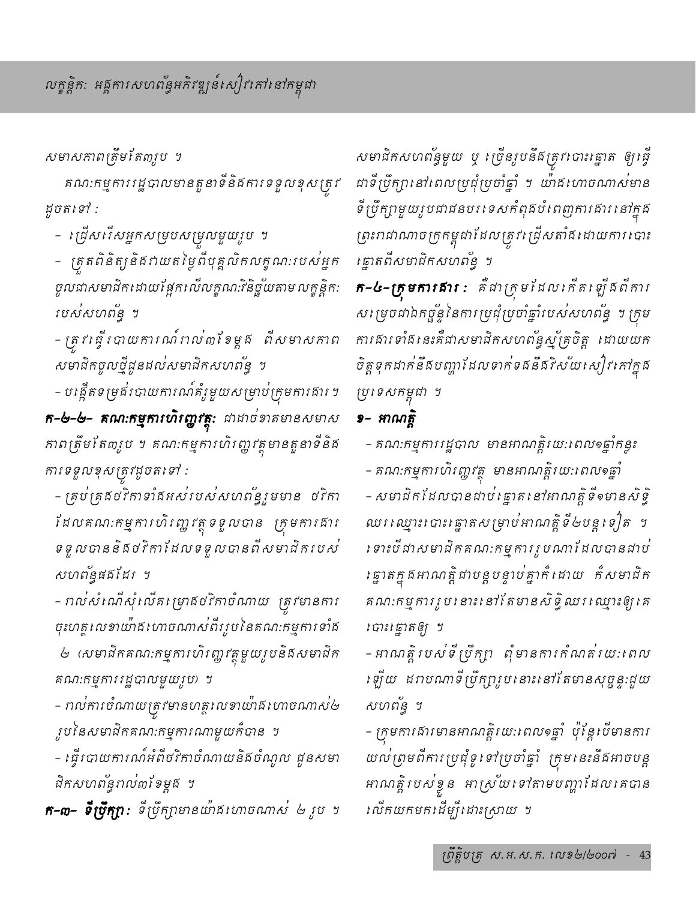សមាសភាពត្រឹមតែ៣រូប ។

គណៈកម្មការរដ្ឋបាលមានតួនាទីនិងការទទួលខុសត្រូវដូចតទៅ :

- ជ្រើសរើសអ្នកសម្របសម្រួលមួយរូប ។
- ត្រួតពិនិត្យនិងវាយតម្លៃពីបុគ្គលិកលក្ខណៈរបស់អ្នកចូលជាសមាជិកដោយផ្អែកលើលក្ខណៈវិនិច្ឆ័យតាមលក្ខន្តិកៈរបស់សហព័ន្ធ ។
- ត្រូវធ្វើរបាយការណ៍រាល់៣ខែម្តង ពីសមាសភាពសមាជិកចូលថ្មីជូនដល់សមាជិកសហព័ន្ធ ។
- បង្កើតទម្រង់របាយការណ៍គំរូមួយសម្រាប់ក្រុមការងារ។

**ក-២-២- គណៈកម្មការហិរញ្ញវត្ថុ:** ជាដាច់ខាតមានសមាសភាពត្រឹមតែ៣រូប ។ គណៈកម្មការហិរញ្ញវត្ថុមានតួនាទីនិងការទទួលខុសត្រូវដូចតទៅ :

- គ្រប់គ្រងថវិកាទាំងអស់របស់សហព័ន្ធរួមមាន ថវិកាដែលគណៈកម្មការហិរញ្ញវត្ថុទទួលបាន ក្រុមការងារទទួលបាននិងថវិកាដែលទទួលបានពីសមាជិករបស់សហព័ន្ធផងដែរ ។
- រាល់សំណើសុំលើកម្រោងថវិកាចំណាយ ត្រូវមានការចុះហត្ថលេខាយ៉ាងហោចណាស់ពីររូបនៃគណៈកម្មការទាំង ២ (សមាជិកគណៈកម្មការហិរញ្ញវត្ថុមួយរូបនិងសមាជិកគណៈកម្មការរដ្ឋបាលមួយរូប) ។
- រាល់ការចំណាយត្រូវមានហត្ថលេខាយ៉ាងហោចណាស់២រូបនៃសមាជិកគណៈកម្មការណាមួយក៏បាន ។
- ធ្វើរបាយការណ៍អំពីថវិកាចំណាយនិងចំណូល ជូនសមាជិកសហព័ន្ធរាល់៣ខែម្តង ។

**ក-៣- ទីប្រឹក្សា:** ទីប្រឹក្សាមានយ៉ាងហោចណាស់ ២រូប ។ សមាជិកសហព័ន្ធមួយ ឬ ច្រើនរូបនឹងត្រូវបោះឆ្នោត ឲ្យធ្វើជាទីប្រឹក្សានៅពេលប្រជុំប្រចាំឆ្នាំ ។ យ៉ាងហោចណាស់មានទីប្រឹក្សាមួយរូបជាជនបរទេសកំពុងបំពេញការងារនៅក្នុងព្រះរាជាណាចក្រកម្ពុជាដែលត្រូវជ្រើសតាំងដោយការបោះឆ្នោតពីសមាជិកសហព័ន្ធ ។

**ក-៤-ក្រុមការងារ :** គឺជាក្រុមដែលកើតឡើងពីការសម្រេចជាឯកច្ឆ័ន្ទនៃការប្រជុំប្រចាំឆ្នាំរបស់សហព័ន្ធ ។ក្រុមការងារទាំងនេះគឺជាសមាជិកសហព័ន្ធស្ម័គ្រចិត្ត ដោយយកចិត្តទុកដាក់នឹងបញ្ហាដែលទាក់ទងនឹងវិស័យសៀវភៅក្នុងប្រទេសកម្ពុជា ។

**១- អាណត្តិ**

- គណៈកម្មការរដ្ឋបាល មានអាណត្តិរយៈពេល១ឆ្នាំកន្លះ
- គណៈកម្មការហិរញ្ញវត្ថុ មានអាណត្តិរយៈពេល១ឆ្នាំ
- សមាជិកដែលបានជាប់ឆ្នោតនៅអាណត្តិទី១មានសិទ្ធិឈរឈ្មោះបោះឆ្នោតសម្រាប់អាណត្តិទី២បន្តទៀត ។ ទោះបីជាសមាជិកគណៈកម្មការរូបណាដែលបានជាប់ឆ្នោតក្នុងអាណត្តិជាបន្តបន្ទាប់គ្នាក៏ដោយ ក៏សមាជិកគណៈកម្មការរូបនោះនៅតែមានសិទ្ធិឈរឈ្មោះឲ្យគេបោះឆ្នោតឲ្យ ។
- អាណត្តិរបស់ទីប្រឹក្សា ពុំមានការកំណត់រយៈពេលឡើយ ដរាបណាទីប្រឹក្សារូបនោះនៅតែមានសុច្ឆន្ទៈជួយសហព័ន្ធ ។
- ក្រុមការងារមានអាណត្តិរយៈពេល១ឆ្នាំ ប៉ុន្តែបើមានការយល់ព្រមពីការប្រជុំទូទៅប្រចាំឆ្នាំ ក្រុមនេះនឹងអាចបន្តអាណត្តិរបស់ខ្លួន អាស្រ័យទៅតាមបញ្ហាដែលគេបានលើកយកមកដើម្បីដោះស្រាយ ។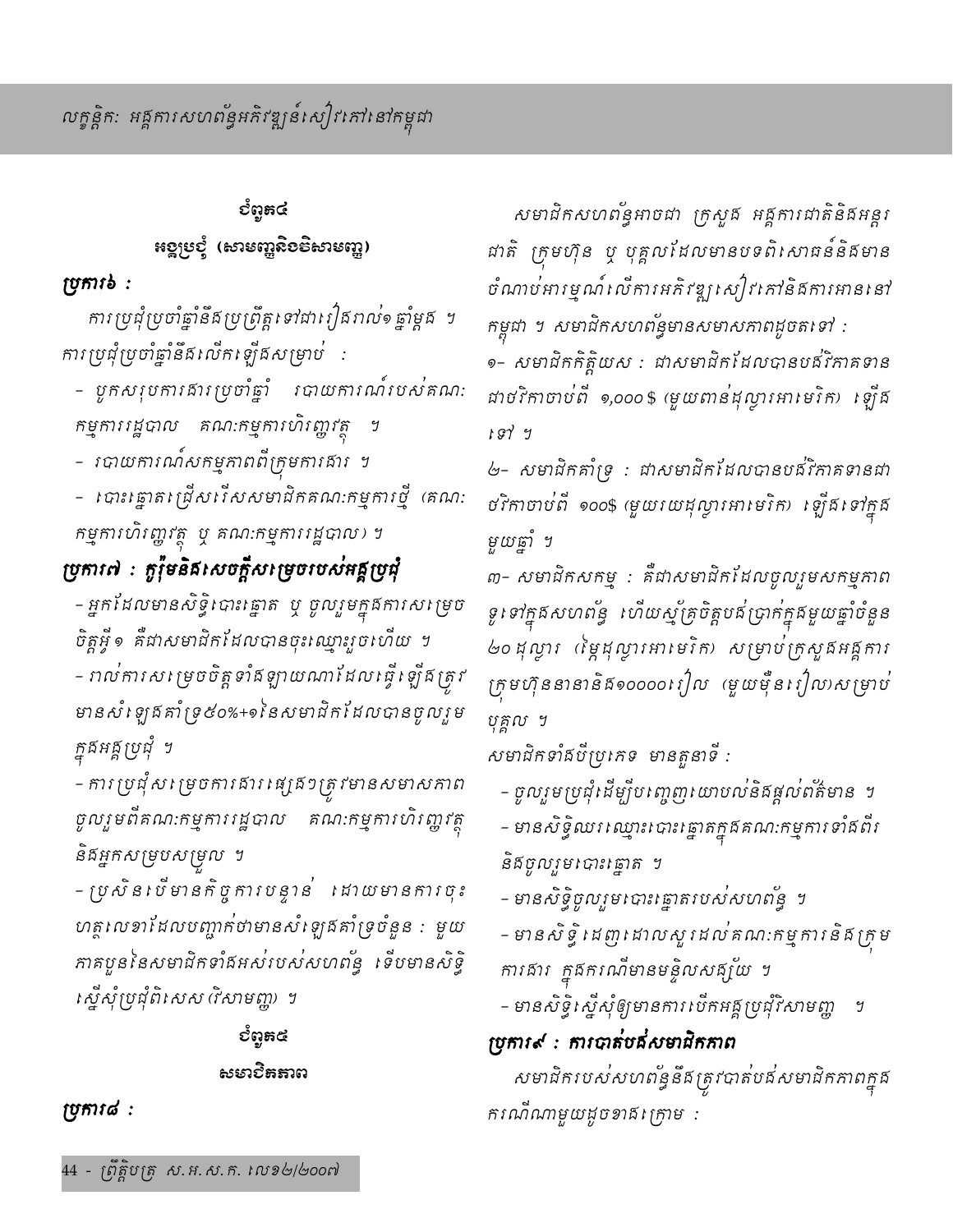## ជំពូក៤

### អង្គប្រជុំ (សាមញ្ញនិងវិសាមញ្ញ)

***ប្រការ៦ :***

ការប្រជុំប្រចាំឆ្នាំនឹងប្រព្រឹត្តទៅជាទៀងរាល់១ឆ្នាំម្តង ។ ការប្រជុំប្រចាំឆ្នាំនឹងលើកឡើងសម្រាប់ :

- បូកសរុបការងារប្រចាំឆ្នាំ របាយការណ៍របស់គណៈកម្មការរដ្ឋបាល គណៈកម្មការហិរញ្ញវត្ថុ ។
- របាយការណ៍សកម្មភាពពីក្រុមការងារ ។
- បោះឆ្នោតជ្រើសរើសសមាជិកគណៈកម្មការថ្មី (គណៈកម្មការហិរញ្ញវត្ថុ ឬ គណៈកម្មការរដ្ឋបាល) ។

***ប្រការ៧ : កូរ៉ុមនិងសេចក្តីសម្រេចរបស់អង្គប្រជុំ***

- អ្នកដែលមានសិទ្ធិបោះឆ្នោត ឬ ចូលរួមក្នុងការសម្រេចចិត្តអ្វី១ គឺជាសមាជិកដែលបានចុះឈ្មោះរួចហើយ ។
- រាល់ការសម្រេចចិត្តទាំងឡាយណាដែលធ្វើឡើងត្រូវមានសំឡេងគាំទ្រ៥០%+១នៃសមាជិកដែលបានចូលរួមក្នុងអង្គប្រជុំ ។
- ការប្រជុំសម្រេចការងារផ្សេងៗត្រូវមានសមាសភាពចូលរួមពីគណៈកម្មការរដ្ឋបាល គណៈកម្មការហិរញ្ញវត្ថុ និងអ្នកសម្របសម្រួល ។
- ប្រសិនបើមានកិច្ចការបន្ទាន់ ដោយមានការចុះហត្ថលេខាដែលបញ្ជាក់ថាមានសំឡេងគាំទ្រចំនួន : មួយភាគបួននៃសមាជិកទាំងអស់របស់សហព័ន្ធ ទើបមានសិទ្ធិស្នើសុំប្រជុំពិសេស (វិសាមញ្ញ) ។

## ជំពូក៥

### សមាជិកភាព

***ប្រការ៨ :***

សមាជិកសហព័ន្ធអាចជា ក្រសួង អង្គការជាតិនិងអន្តរជាតិ ក្រុមហ៊ុន ឬ បុគ្គលដែលមានបទពិសោធន៍និងមានចំណាប់អារម្មណ៍លើការអភិវឌ្ឍសៀវភៅនិងការអាននៅកម្ពុជា ។ សមាជិកសហព័ន្ធមានសមាសភាពដូចតទៅ :

១- សមាជិកកិត្តិយស : ជាសមាជិកដែលបានបង់វិភាគទានជាថវិកាចាប់ពី ១,០០០$ (មួយពាន់ដុល្លារអាមេរិក) ឡើងទៅ ។

២- សមាជិកគាំទ្រ : ជាសមាជិកដែលបានបង់វិភាគទានជាថវិកាចាប់ពី ១០០$ (មួយរយដុល្លារអាមេរិក) ឡើងទៅក្នុងមួយឆ្នាំ ។

៣- សមាជិកសកម្ម : គឺជាសមាជិកដែលចូលរួមសកម្មភាពទូទៅក្នុងសហព័ន្ធ ហើយស្ម័គ្រចិត្តបង់ប្រាក់ក្នុងមួយឆ្នាំចំនួន ២០ដុល្លារ (ម្ភៃដុល្លារអាមេរិក) សម្រាប់ក្រសួងអង្គការ ក្រុមហ៊ុននានានិង១០០០០រៀល (មួយម៉ឺនរៀល)សម្រាប់បុគ្គល ។

សមាជិកទាំងបីប្រភេទ មានតួនាទី :

- ចូលរួមប្រជុំដើម្បីបញ្ចេញយោបល់និងផ្តល់ព័ត៌មាន ។
- មានសិទ្ធិឈរឈ្មោះបោះឆ្នោតក្នុងគណៈកម្មការទាំងពីរ និងចូលរួមបោះឆ្នោត ។
- មានសិទ្ធិចូលរួមបោះឆ្នោតរបស់សហព័ន្ធ ។
- មានសិទ្ធិដេញដោលសួរដល់គណៈកម្មការនិងក្រុមការងារ ក្នុងករណីមានមន្ទិលសង្ស័យ ។
- មានសិទ្ធិស្នើសុំឲ្យមានការបើកអង្គប្រជុំវិសាមញ្ញ ។

***ប្រការ៩ : ការបាត់បង់សមាជិកភាព***

សមាជិករបស់សហព័ន្ធនឹងត្រូវបាត់បង់សមាជិកភាពក្នុងករណីណាមួយដូចខាងក្រោម :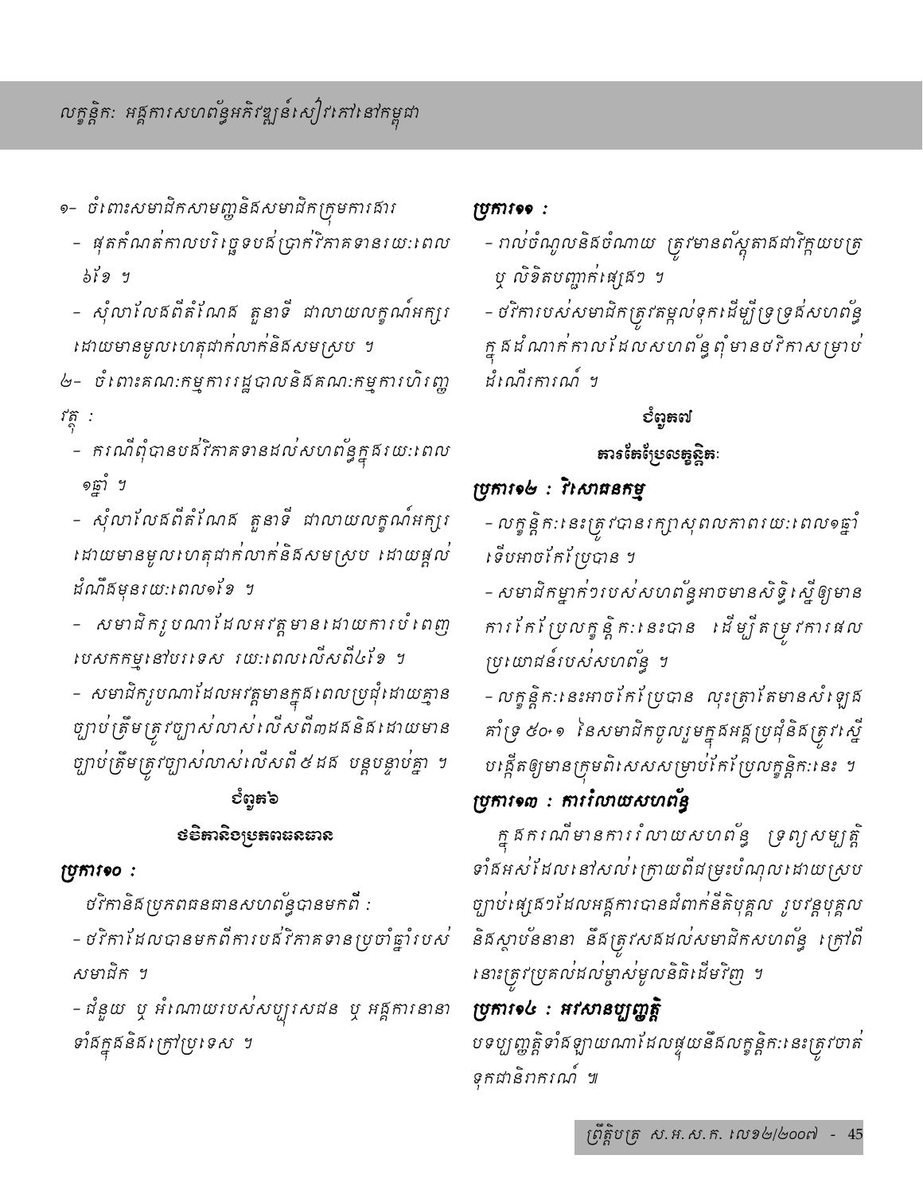១- ចំពោះសមាជិកសាមញ្ញនិងសមាជិកក្រុមការងារ

- ផុតកំណត់កាលបរិច្ឆេទបង់ប្រាក់វិភាគទានរយៈពេល ៦ខែ ។
- សុំលាលែងពីតំណែង តួនាទី ជាលាយលក្ខណ៍អក្សរ ដោយមានមូលហេតុជាក់លាក់និងសមស្រប ។

២- ចំពោះគណៈកម្មការរដ្ឋបាលនិងគណៈកម្មការហិរញ្ញវត្ថុ :

- ករណីពុំបានបង់វិភាគទានដល់សហព័ន្ធក្នុងរយៈពេល ១ឆ្នាំ ។
- សុំលាលែងពីតំណែង តួនាទី ជាលាយលក្ខណ៍អក្សរ ដោយមានមូលហេតុជាក់លាក់និងសមស្រប ដោយផ្តល់ដំណឹងមុនរយៈពេល១ខែ ។
- សមាជិករូបណាដែលអវត្តមានដោយការបំពេញបេសកកម្មនៅបរទេស រយៈពេលលើសពី៤ខែ ។
- សមាជិករូបណាដែលអវត្តមានក្នុងពេលប្រជុំដោយគ្មានច្បាប់ត្រឹមត្រូវច្បាស់លាស់លើសពី៣ដងនិងដោយមានច្បាប់ត្រឹមត្រូវច្បាស់លាស់លើសពី៥ដង បន្តបន្ទាប់គ្នា ។

## ជំពូក៦

## ថវិកានិងប្រភពធនធាន

### ប្រការ១០ :

ថវិកានិងប្រភពធនធានសហព័ន្ធបានមកពី :

- ថវិកាដែលបានមកពីការបង់វិភាគទានប្រចាំឆ្នាំរបស់សមាជិក ។
- ជំនួយ ឬ អំណោយរបស់សប្បុរសជន ឬ អង្គការនានាទាំងក្នុងនិងក្រៅប្រទេស ។

### ប្រការ១១ :

- រាល់ចំណូលនិងចំណាយ ត្រូវមានព័ស្តុតាងជាវិក្កយបត្រ ឬ លិខិតបញ្ជាក់ផ្សេងៗ ។
- ថវិការបស់សមាជិកត្រូវតម្កល់ទុកដើម្បីទ្រទ្រង់សហព័ន្ធក្នុងដំណាក់កាលដែលសហព័ន្ធពុំមានថវិកាសម្រាប់ដំណើរការណ៍ ។

## ជំពូក៧

## ការកែប្រែលក្ខន្តិកៈ

### ប្រការ១២ : វិសោធនកម្ម

- លក្ខន្តិកៈនេះត្រូវបានរក្សាសុពលភាពរយៈពេល១ឆ្នាំទើបអាចកែប្រែបាន ។
- សមាជិកម្នាក់ៗរបស់សហព័ន្ធអាចមានសិទ្ធិស្នើឲ្យមានការកែប្រែលក្ខន្តិកៈនេះបាន ដើម្បីតម្រូវការផលប្រយោជន៍របស់សហព័ន្ធ ។
- លក្ខន្តិកៈនេះអាចកែប្រែបាន លុះត្រាតែមានសំឡេងគាំទ្រ ៥០+១ នៃសមាជិកចូលរួមក្នុងអង្គប្រជុំនិងត្រូវស្នើបង្កើតឲ្យមានក្រុមពិសេសសម្រាប់កែប្រែលក្ខន្តិកៈនេះ ។

### ប្រការ១៣ : ការរំលាយសហព័ន្ធ

ក្នុងករណីមានការរំលាយសហព័ន្ធ ទ្រព្យសម្បត្តិទាំងអស់ដែលនៅសល់ក្រោយពីជម្រះបំណុលដោយស្របច្បាប់ផ្សេងៗដែលអង្គការបានជំពាក់នីតិបុគ្គល រូបវន្តបុគ្គលនិងស្ថាប័ននានា នឹងត្រូវសងដល់សមាជិកសហព័ន្ធ ក្រោយពីនោះត្រូវប្រគល់ដល់ម្ចាស់មូលនិធិដើមវិញ ។

### ប្រការ១៤ : អវសានប្បញ្ញត្តិ

បទប្បញ្ញត្តិទាំងឡាយណាដែលផ្ទុយនឹងលក្ខន្តិកៈនេះត្រូវចាត់ទុកជានិរាករណ៍ ៕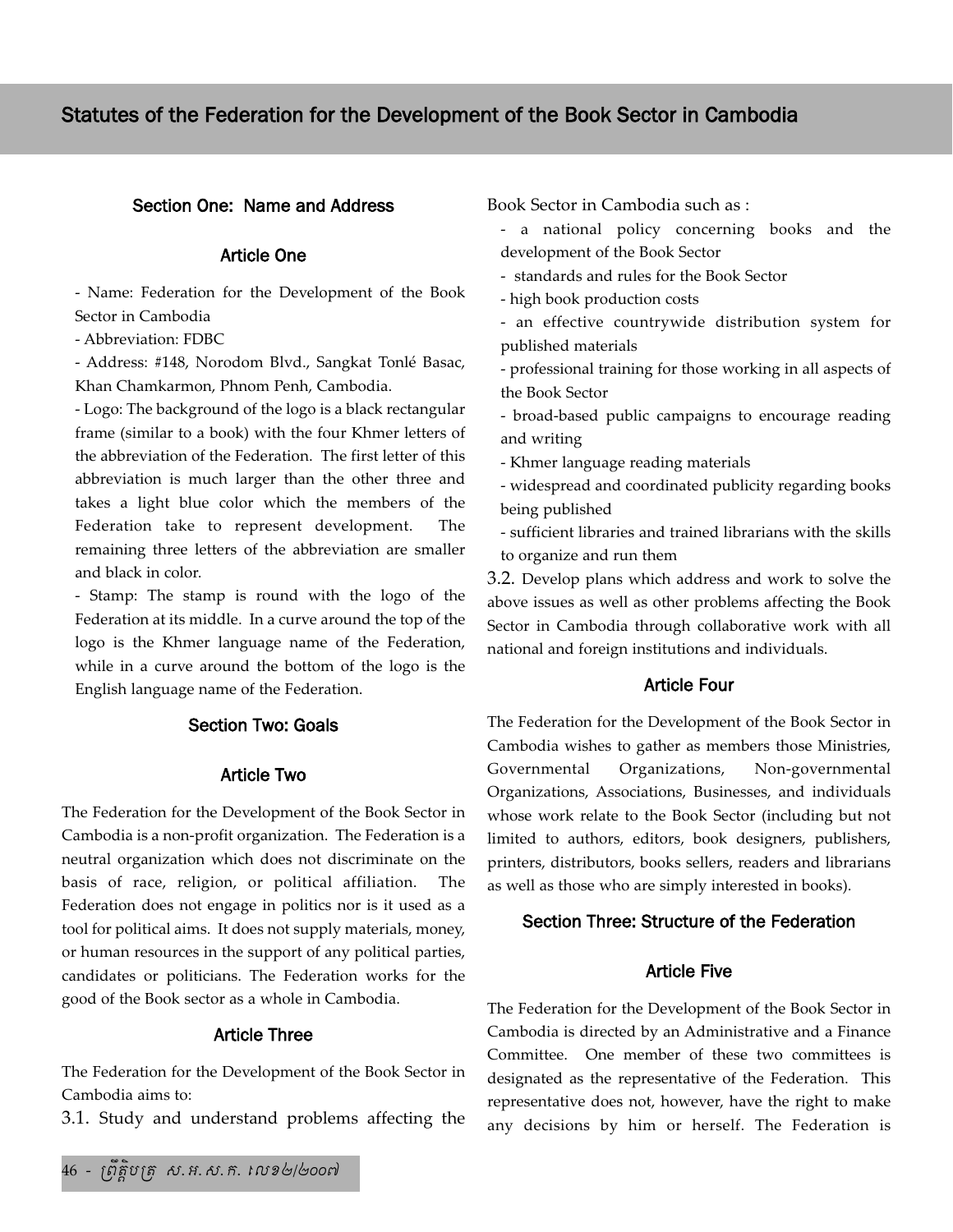# Statutes of the Federation for the Development of the Book Sector in Cambodia

## Section One: Name and Address

### Article One

- Name: Federation for the Development of the Book Sector in Cambodia
- Abbreviation: FDBC
- Address: #148, Norodom Blvd., Sangkat Tonlé Basac, Khan Chamkarmon, Phnom Penh, Cambodia.
- Logo: The background of the logo is a black rectangular frame (similar to a book) with the four Khmer letters of the abbreviation of the Federation. The first letter of this abbreviation is much larger than the other three and takes a light blue color which the members of the Federation take to represent development. The remaining three letters of the abbreviation are smaller and black in color.
- Stamp: The stamp is round with the logo of the Federation at its middle. In a curve around the top of the logo is the Khmer language name of the Federation, while in a curve around the bottom of the logo is the English language name of the Federation.

## Section Two: Goals

### Article Two

The Federation for the Development of the Book Sector in Cambodia is a non-profit organization. The Federation is a neutral organization which does not discriminate on the basis of race, religion, or political affiliation. The Federation does not engage in politics nor is it used as a tool for political aims. It does not supply materials, money, or human resources in the support of any political parties, candidates or politicians. The Federation works for the good of the Book sector as a whole in Cambodia.

### Article Three

The Federation for the Development of the Book Sector in Cambodia aims to:

3.1. Study and understand problems affecting the Book Sector in Cambodia such as :

- a national policy concerning books and the development of the Book Sector
- standards and rules for the Book Sector
- high book production costs
- an effective countrywide distribution system for published materials
- professional training for those working in all aspects of the Book Sector
- broad-based public campaigns to encourage reading and writing
- Khmer language reading materials
- widespread and coordinated publicity regarding books being published
- sufficient libraries and trained librarians with the skills to organize and run them

3.2. Develop plans which address and work to solve the above issues as well as other problems affecting the Book Sector in Cambodia through collaborative work with all national and foreign institutions and individuals.

### Article Four

The Federation for the Development of the Book Sector in Cambodia wishes to gather as members those Ministries, Governmental Organizations, Non-governmental Organizations, Associations, Businesses, and individuals whose work relate to the Book Sector (including but not limited to authors, editors, book designers, publishers, printers, distributors, books sellers, readers and librarians as well as those who are simply interested in books).

## Section Three: Structure of the Federation

### Article Five

The Federation for the Development of the Book Sector in Cambodia is directed by an Administrative and a Finance Committee. One member of these two committees is designated as the representative of the Federation. This representative does not, however, have the right to make any decisions by him or herself. The Federation is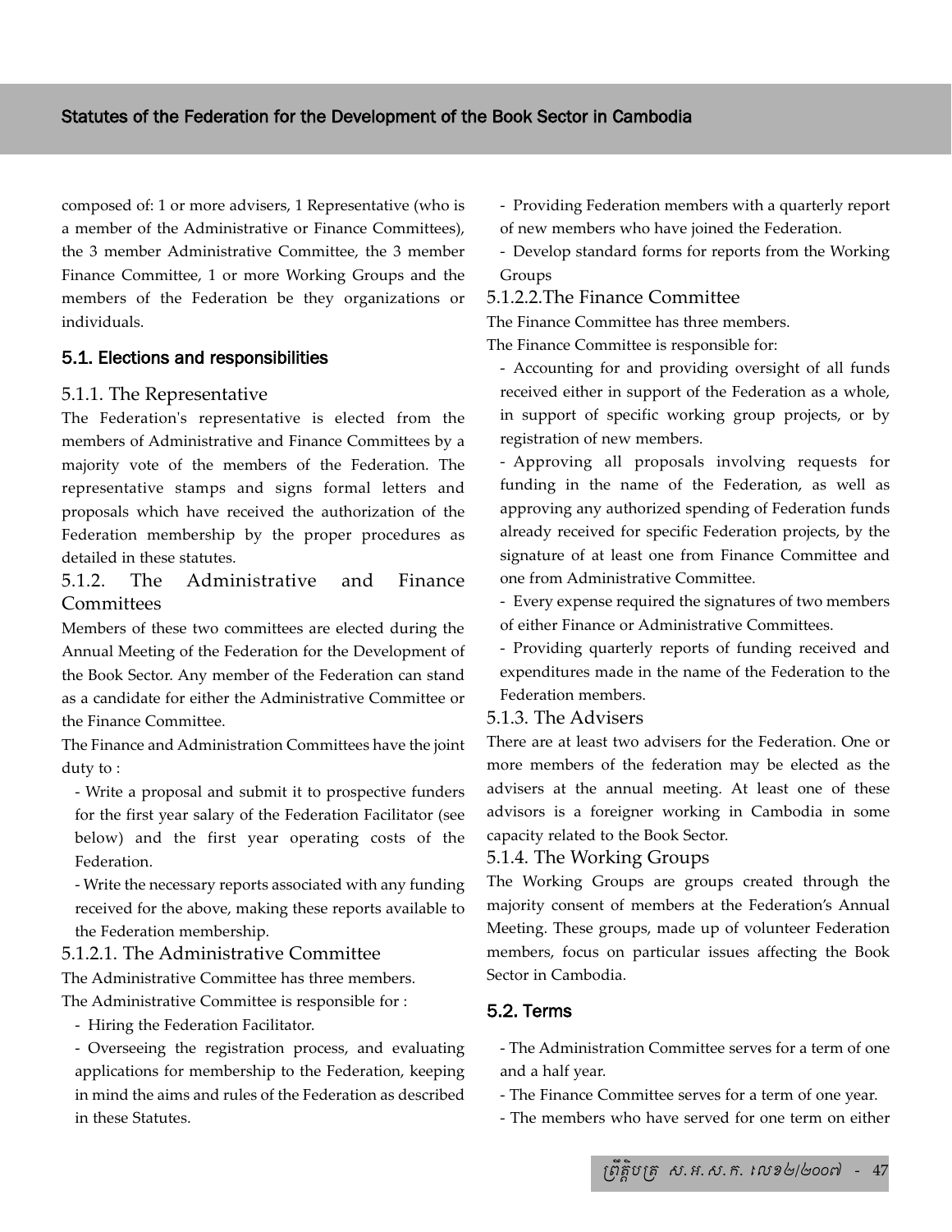composed of: 1 or more advisers, 1 Representative (who is a member of the Administrative or Finance Committees), the 3 member Administrative Committee, the 3 member Finance Committee, 1 or more Working Groups and the members of the Federation be they organizations or individuals.

## 5.1. Elections and responsibilities

### 5.1.1. The Representative

The Federation's representative is elected from the members of Administrative and Finance Committees by a majority vote of the members of the Federation. The representative stamps and signs formal letters and proposals which have received the authorization of the Federation membership by the proper procedures as detailed in these statutes.

### 5.1.2. The Administrative and Finance Committees

Members of these two committees are elected during the Annual Meeting of the Federation for the Development of the Book Sector. Any member of the Federation can stand as a candidate for either the Administrative Committee or the Finance Committee.

The Finance and Administration Committees have the joint duty to :

- Write a proposal and submit it to prospective funders for the first year salary of the Federation Facilitator (see below) and the first year operating costs of the Federation.
- Write the necessary reports associated with any funding received for the above, making these reports available to the Federation membership.

#### 5.1.2.1. The Administrative Committee

The Administrative Committee has three members.

The Administrative Committee is responsible for :

- Hiring the Federation Facilitator.
- Overseeing the registration process, and evaluating applications for membership to the Federation, keeping in mind the aims and rules of the Federation as described in these Statutes.
- Providing Federation members with a quarterly report of new members who have joined the Federation.
- Develop standard forms for reports from the Working Groups

#### 5.1.2.2.The Finance Committee

The Finance Committee has three members.

The Finance Committee is responsible for:

- Accounting for and providing oversight of all funds received either in support of the Federation as a whole, in support of specific working group projects, or by registration of new members.
- Approving all proposals involving requests for funding in the name of the Federation, as well as approving any authorized spending of Federation funds already received for specific Federation projects, by the signature of at least one from Finance Committee and one from Administrative Committee.
- Every expense required the signatures of two members of either Finance or Administrative Committees.
- Providing quarterly reports of funding received and expenditures made in the name of the Federation to the Federation members.

### 5.1.3. The Advisers

There are at least two advisers for the Federation. One or more members of the federation may be elected as the advisers at the annual meeting. At least one of these advisors is a foreigner working in Cambodia in some capacity related to the Book Sector.

### 5.1.4. The Working Groups

The Working Groups are groups created through the majority consent of members at the Federation's Annual Meeting. These groups, made up of volunteer Federation members, focus on particular issues affecting the Book Sector in Cambodia.

## 5.2. Terms

- The Administration Committee serves for a term of one and a half year.
- The Finance Committee serves for a term of one year.
- The members who have served for one term on either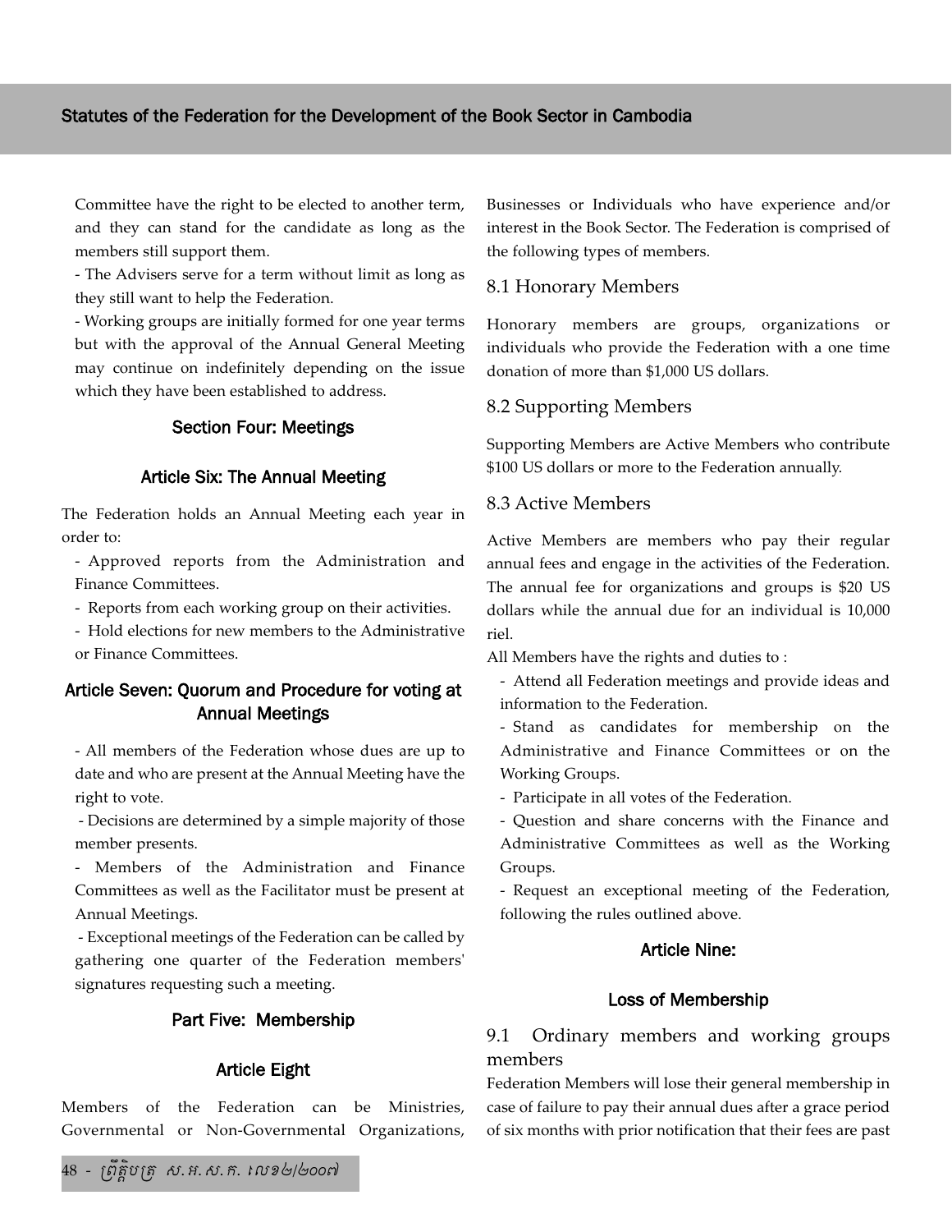Committee have the right to be elected to another term, and they can stand for the candidate as long as the members still support them.

- The Advisers serve for a term without limit as long as they still want to help the Federation.
- Working groups are initially formed for one year terms but with the approval of the Annual General Meeting may continue on indefinitely depending on the issue which they have been established to address.

### Section Four: Meetings

#### Article Six: The Annual Meeting

The Federation holds an Annual Meeting each year in order to:

- Approved reports from the Administration and Finance Committees.
- Reports from each working group on their activities.
- Hold elections for new members to the Administrative or Finance Committees.

#### Article Seven: Quorum and Procedure for voting at Annual Meetings

- All members of the Federation whose dues are up to date and who are present at the Annual Meeting have the right to vote.
- Decisions are determined by a simple majority of those member presents.
- Members of the Administration and Finance Committees as well as the Facilitator must be present at Annual Meetings.
- Exceptional meetings of the Federation can be called by gathering one quarter of the Federation members' signatures requesting such a meeting.

### Part Five: Membership

#### Article Eight

Members of the Federation can be Ministries, Governmental or Non-Governmental Organizations, Businesses or Individuals who have experience and/or interest in the Book Sector. The Federation is comprised of the following types of members.

##### 8.1 Honorary Members

Honorary members are groups, organizations or individuals who provide the Federation with a one time donation of more than $1,000 US dollars.

##### 8.2 Supporting Members

Supporting Members are Active Members who contribute $100 US dollars or more to the Federation annually.

##### 8.3 Active Members

Active Members are members who pay their regular annual fees and engage in the activities of the Federation. The annual fee for organizations and groups is $20 US dollars while the annual due for an individual is 10,000 riel.

All Members have the rights and duties to :

- Attend all Federation meetings and provide ideas and information to the Federation.
- Stand as candidates for membership on the Administrative and Finance Committees or on the Working Groups.
- Participate in all votes of the Federation.
- Question and share concerns with the Finance and Administrative Committees as well as the Working Groups.
- Request an exceptional meeting of the Federation, following the rules outlined above.

#### Article Nine:

#### Loss of Membership

##### 9.1 Ordinary members and working groups members

Federation Members will lose their general membership in case of failure to pay their annual dues after a grace period of six months with prior notification that their fees are past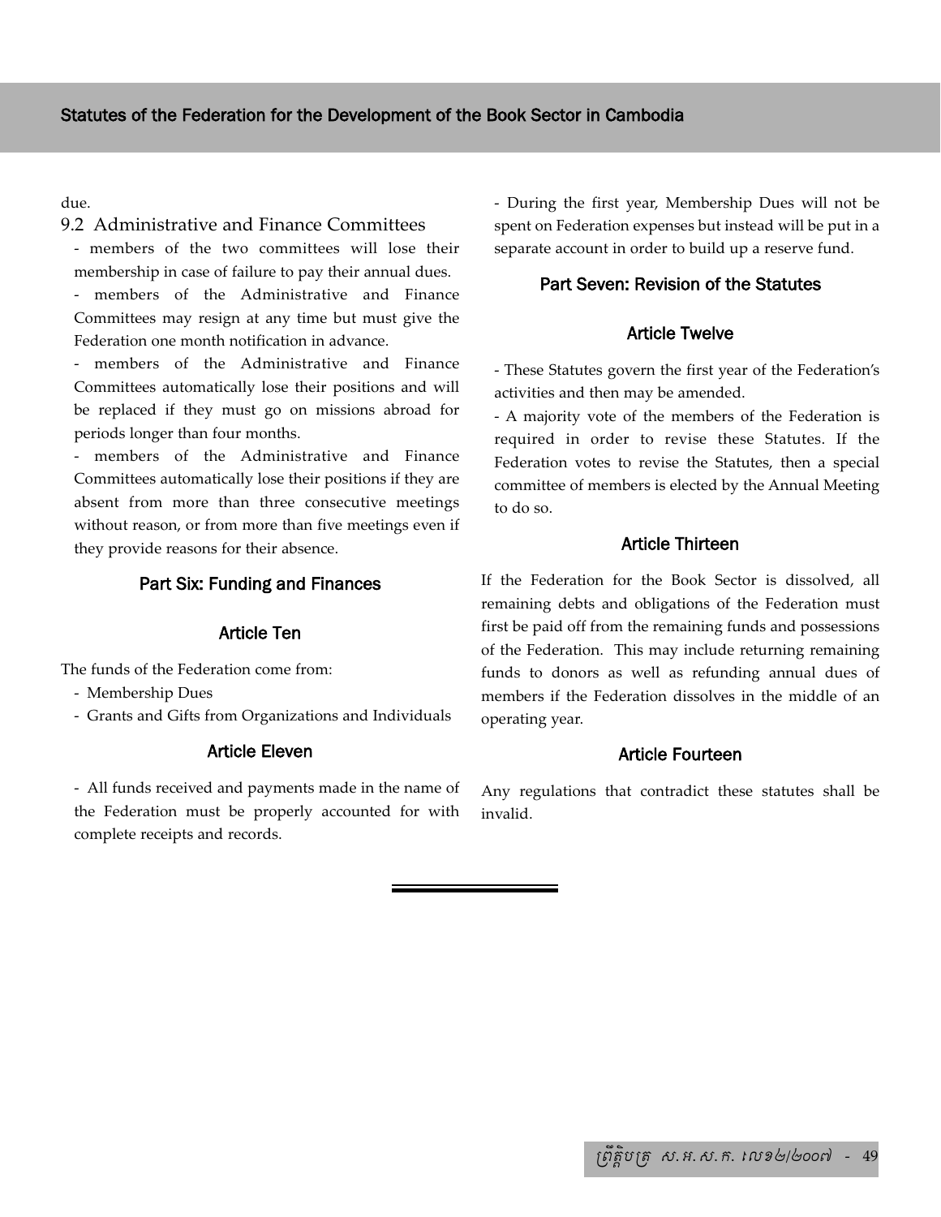due.

9.2 Administrative and Finance Committees

- members of the two committees will lose their membership in case of failure to pay their annual dues.
- members of the Administrative and Finance Committees may resign at any time but must give the Federation one month notification in advance.
- members of the Administrative and Finance Committees automatically lose their positions and will be replaced if they must go on missions abroad for periods longer than four months.
- members of the Administrative and Finance Committees automatically lose their positions if they are absent from more than three consecutive meetings without reason, or from more than five meetings even if they provide reasons for their absence.

## Part Six: Funding and Finances

### Article Ten

The funds of the Federation come from:

- Membership Dues
- Grants and Gifts from Organizations and Individuals

### Article Eleven

- All funds received and payments made in the name of the Federation must be properly accounted for with complete receipts and records.
- During the first year, Membership Dues will not be spent on Federation expenses but instead will be put in a separate account in order to build up a reserve fund.

## Part Seven: Revision of the Statutes

### Article Twelve

- These Statutes govern the first year of the Federation's activities and then may be amended.
- A majority vote of the members of the Federation is required in order to revise these Statutes. If the Federation votes to revise the Statutes, then a special committee of members is elected by the Annual Meeting to do so.

### Article Thirteen

If the Federation for the Book Sector is dissolved, all remaining debts and obligations of the Federation must first be paid off from the remaining funds and possessions of the Federation. This may include returning remaining funds to donors as well as refunding annual dues of members if the Federation dissolves in the middle of an operating year.

### Article Fourteen

Any regulations that contradict these statutes shall be invalid.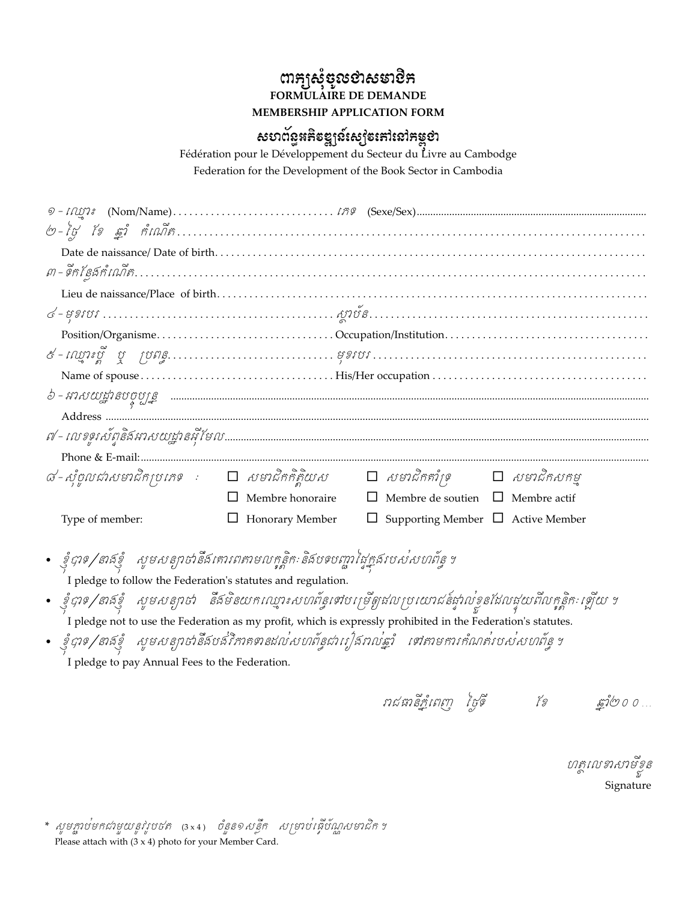# ពាក្យសុំចូលជាសមាជិក

**FORMULAIRE DE DEMANDE**

**MEMBERSHIP APPLICATION FORM**

## សហព័ន្ធអភិវឌ្ឍន៍សៀវភៅនៅកម្ពុជា

Fédération pour le Développement du Secteur du Livre au Cambodge

Federation for the Development of the Book Sector in Cambodia

១ - ឈ្មោះ (Nom/Name).............................. ភេទ (Sexe/Sex)..........................................

២ - ថ្ងៃ ខែ ឆ្នាំ កំណើត..............................................................................................

Date de naissance/ Date of birth.............................................................................

៣ - ទីកន្លែងកំណើត.....................................................................................................

Lieu de naissance/Place of birth.............................................................................

៤ - មុខរបរ ........................................... ស្ថាប័ន.......................................................

Position/Organisme................................ Occupation/Institution.................................

៥ - ឈ្មោះប្តី ឬ ប្រពន្ធ.............................. មុខរបរ ....................................................

Name of spouse................................... His/Her occupation .......................................

៦ - អាសយដ្ឋានបច្ចុប្បន្ន ...............................................................................................

Address ....................................................................................................................

៧ - លេខទូរស័ព្ទនិងអាសយដ្ឋានអ៊ីមែល..........................................................................

Phone & E-mail:.........................................................................................................

៨ - សុំចូលជាសមាជិកប្រភេទ : ☐ សមាជិកកិត្តិយស ☐ សមាជិកគាំទ្រ ☐ សមាជិកសកម្ម

☐ Membre honoraire ☐ Membre de soutien ☐ Membre actif

Type of member: ☐ Honorary Member ☐ Supporting Member ☐ Active Member

- ខ្ញុំបាទ/នាងខ្ញុំ សូមសន្យាថានឹងគោរពតាមលក្ខន្តិកៈនិងបទបញ្ជាផ្ទៃក្នុងរបស់សហព័ន្ធ ។
  I pledge to follow the Federation's statutes and regulation.
- ខ្ញុំបាទ/នាងខ្ញុំ សូមសន្យាថា នឹងមិនយកឈ្មោះសហព័ន្ធទៅបម្រើផលប្រយោជន៍ផ្ទាល់ខ្លួនដែលផ្ទុយពីលក្ខន្តិកៈឡើយ ។
  I pledge not to use the Federation as my profit, which is expressly prohibited in the Federation's statutes.
- ខ្ញុំបាទ/នាងខ្ញុំ សូមសន្យាថានឹងបង់វិភាគទានដល់សហព័ន្ធជារៀងរាល់ឆ្នាំ ទៅតាមការកំណត់របស់សហព័ន្ធ ។
  I pledge to pay Annual Fees to the Federation.

រាជធានីភ្នំពេញ ថ្ងៃទី ខែ ឆ្នាំ២០០...

ហត្ថលេខាសាមីខ្លួន

Signature

\* សូមភ្ជាប់មកជាមួយនូវរូបថត (3 x 4) ចំនួន១សន្លឹក សម្រាប់ធ្វើប័ណ្ណសមាជិក ។

Please attach with (3 x 4) photo for your Member Card.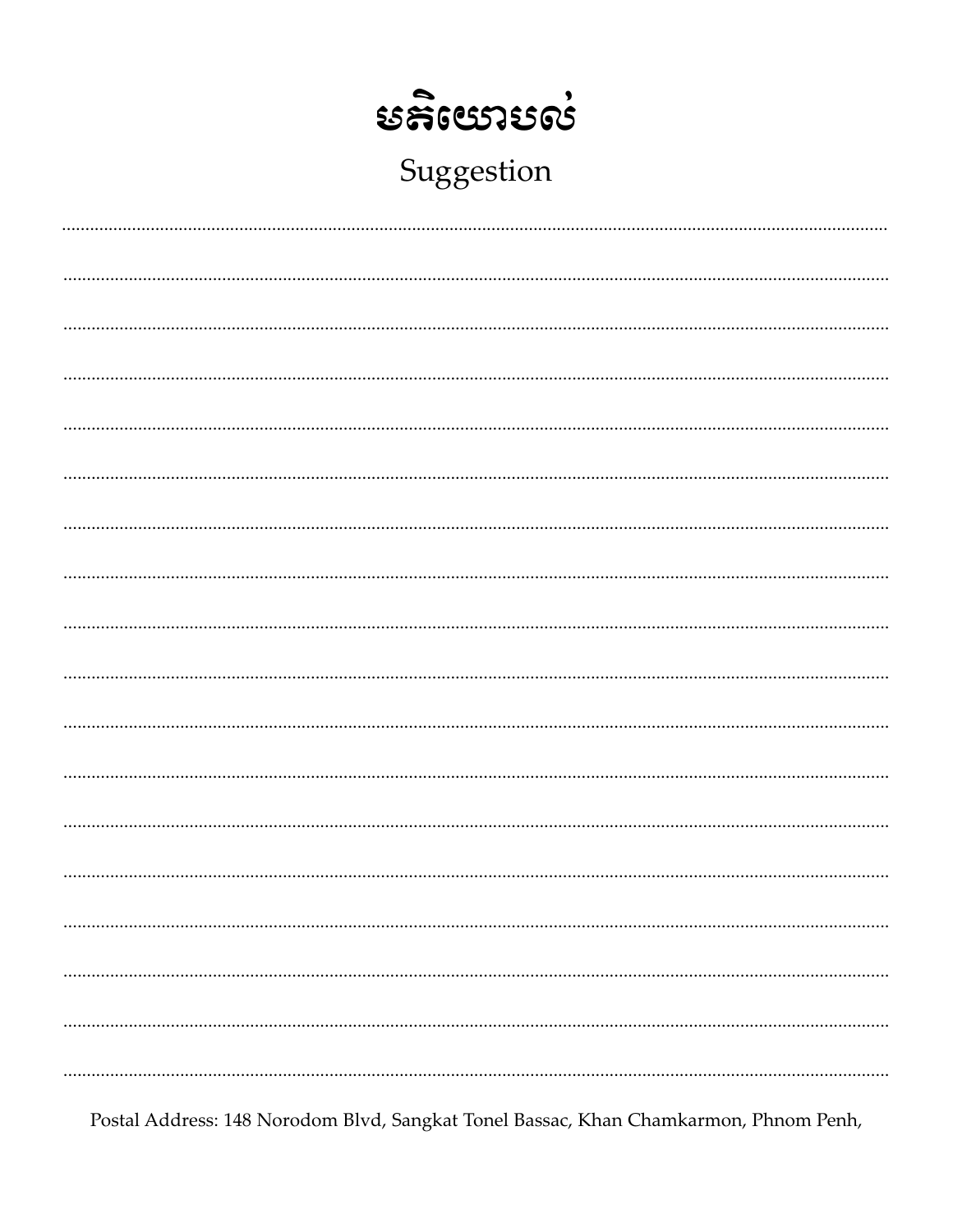# មតិយោបល់

## Suggestion

...........................................................................................................................................................................

...........................................................................................................................................................................

...........................................................................................................................................................................

...........................................................................................................................................................................

...........................................................................................................................................................................

...........................................................................................................................................................................

...........................................................................................................................................................................

...........................................................................................................................................................................

...........................................................................................................................................................................

...........................................................................................................................................................................

...........................................................................................................................................................................

...........................................................................................................................................................................

...........................................................................................................................................................................

...........................................................................................................................................................................

...........................................................................................................................................................................

...........................................................................................................................................................................

...........................................................................................................................................................................

...........................................................................................................................................................................

Postal Address: 148 Norodom Blvd, Sangkat Tonel Bassac, Khan Chamkarmon, Phnom Penh,